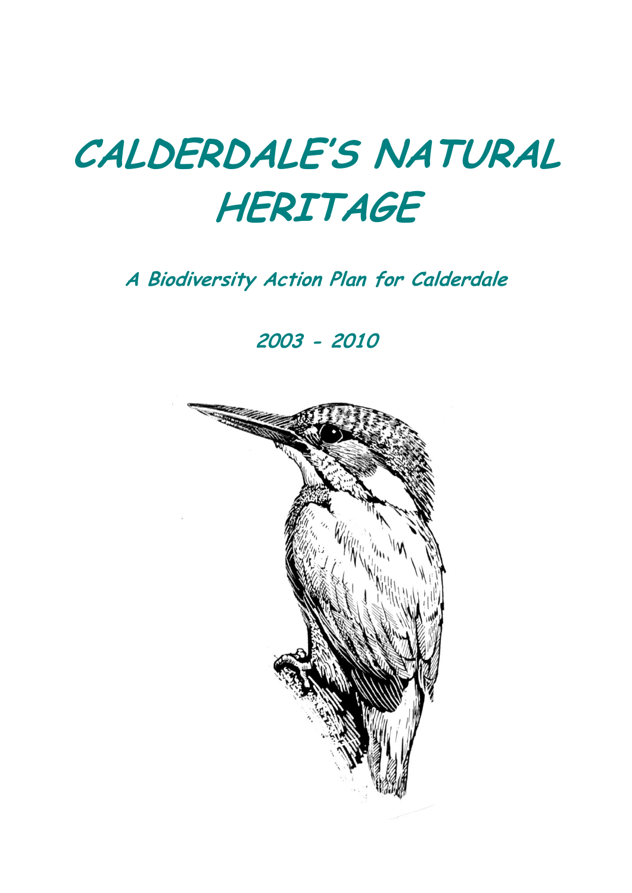# CALDERDALE'S NATURAL HERITAGE

## A Biodiversity Action Plan for Calderdale

## 2003 - 2010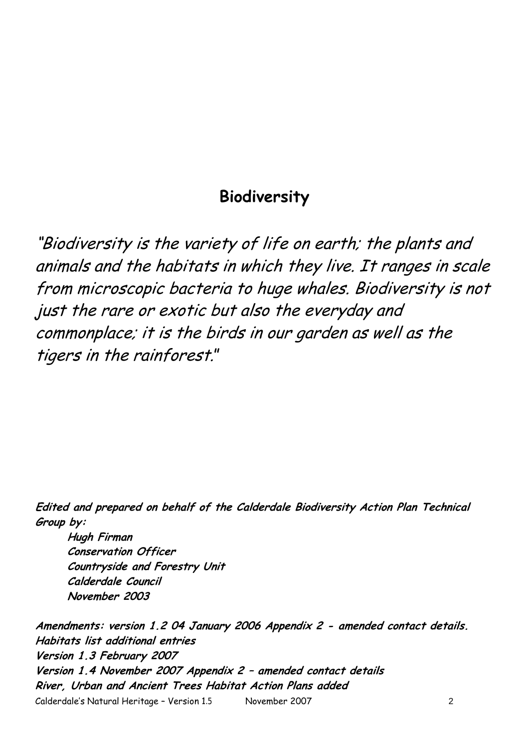## Biodiversity

*"Biodiversity is the variety of life on earth; the plants and animals and the habitats in which they live. It ranges in scale from microscopic bacteria to huge whales. Biodiversity is not just the rare or exotic but also the everyday and commonplace; it is the birds in our garden as well as the tigers in the rainforest."*

***Edited and prepared on behalf of the Calderdale Biodiversity Action Plan Technical Group by:***

***Hugh Firman***
***Conservation Officer***
***Countryside and Forestry Unit***
***Calderdale Council***
***November 2003***

***Amendments: version 1.2 04 January 2006 Appendix 2 - amended contact details. Habitats list additional entries***
***Version 1.3 February 2007***
***Version 1.4 November 2007 Appendix 2 – amended contact details***
***River, Urban and Ancient Trees Habitat Action Plans added***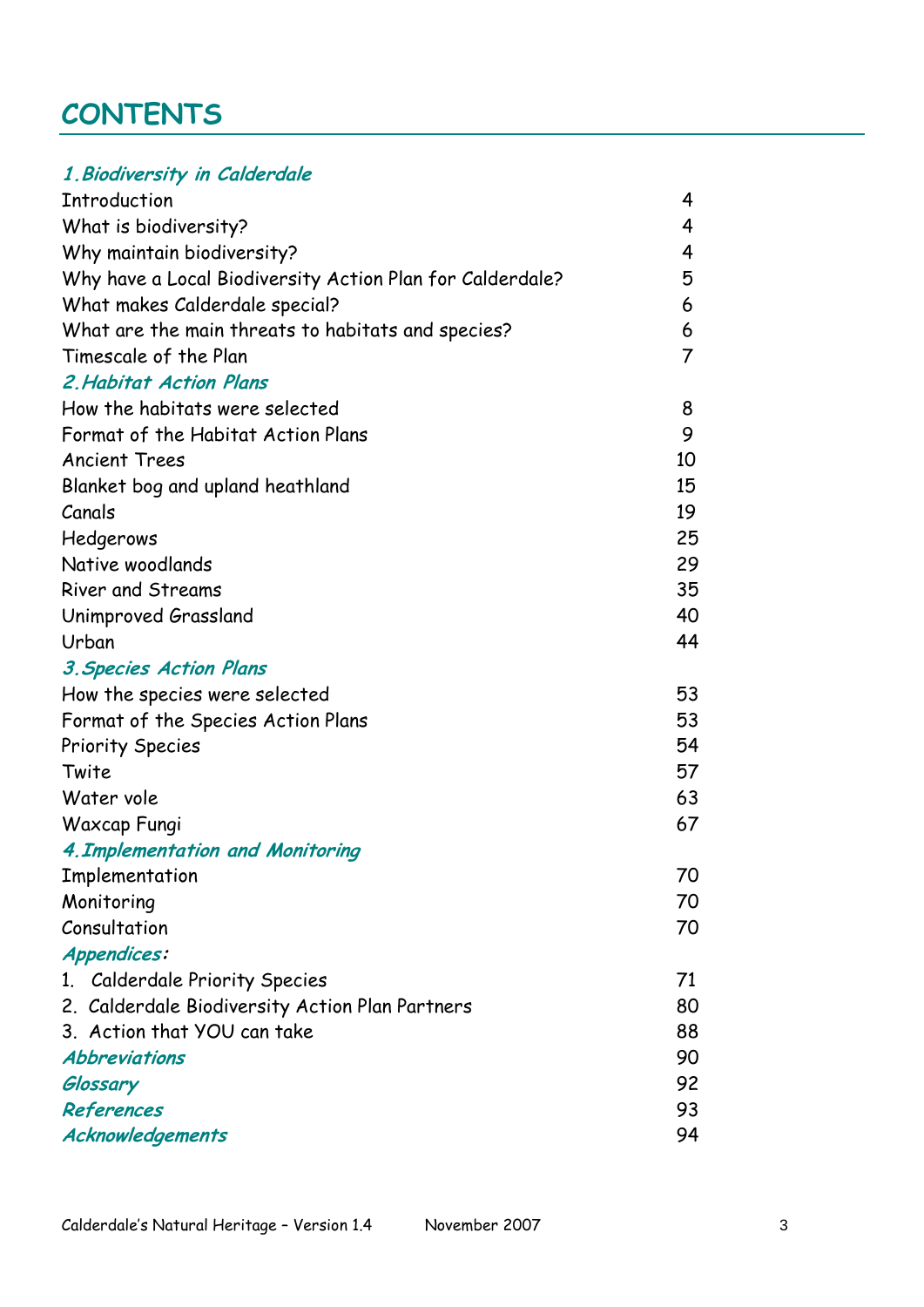# CONTENTS

| | |
|---|---|
| ***1. Biodiversity in Calderdale*** | |
| Introduction | 4 |
| What is biodiversity? | 4 |
| Why maintain biodiversity? | 4 |
| Why have a Local Biodiversity Action Plan for Calderdale? | 5 |
| What makes Calderdale special? | 6 |
| What are the main threats to habitats and species? | 6 |
| Timescale of the Plan | 7 |
| ***2. Habitat Action Plans*** | |
| How the habitats were selected | 8 |
| Format of the Habitat Action Plans | 9 |
| Ancient Trees | 10 |
| Blanket bog and upland heathland | 15 |
| Canals | 19 |
| Hedgerows | 25 |
| Native woodlands | 29 |
| River and Streams | 35 |
| Unimproved Grassland | 40 |
| Urban | 44 |
| ***3. Species Action Plans*** | |
| How the species were selected | 53 |
| Format of the Species Action Plans | 53 |
| Priority Species | 54 |
| Twite | 57 |
| Water vole | 63 |
| Waxcap Fungi | 67 |
| ***4. Implementation and Monitoring*** | |
| Implementation | 70 |
| Monitoring | 70 |
| Consultation | 70 |
| ***Appendices:*** | |
| 1. Calderdale Priority Species | 71 |
| 2. Calderdale Biodiversity Action Plan Partners | 80 |
| 3. Action that YOU can take | 88 |
| ***Abbreviations*** | 90 |
| ***Glossary*** | 92 |
| ***References*** | 93 |
| ***Acknowledgements*** | 94 |

Calderdale's Natural Heritage – Version 1.4 November 2007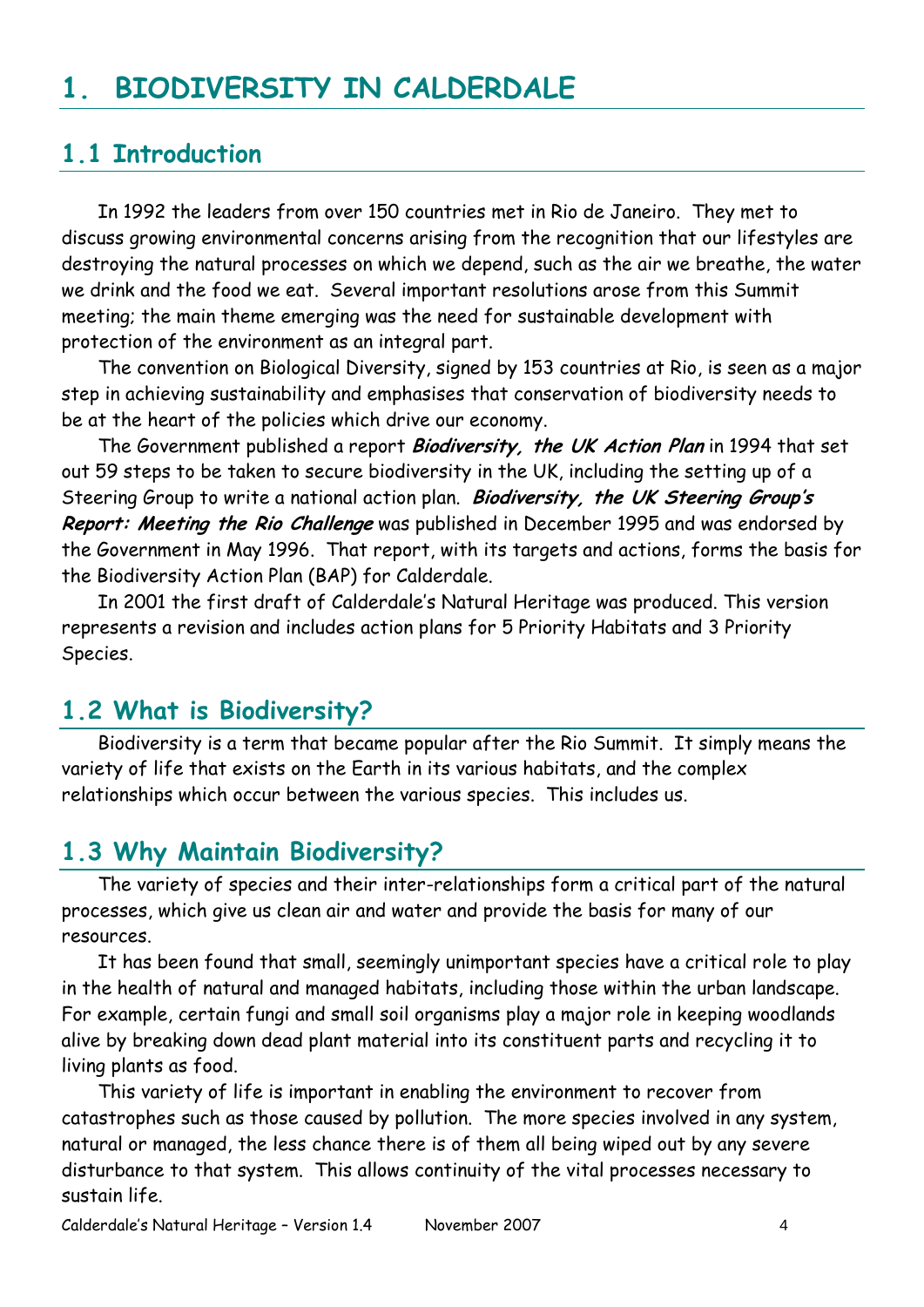# 1. BIODIVERSITY IN CALDERDALE

## 1.1 Introduction

In 1992 the leaders from over 150 countries met in Rio de Janeiro. They met to discuss growing environmental concerns arising from the recognition that our lifestyles are destroying the natural processes on which we depend, such as the air we breathe, the water we drink and the food we eat. Several important resolutions arose from this Summit meeting; the main theme emerging was the need for sustainable development with protection of the environment as an integral part.

The convention on Biological Diversity, signed by 153 countries at Rio, is seen as a major step in achieving sustainability and emphasises that conservation of biodiversity needs to be at the heart of the policies which drive our economy.

The Government published a report ***Biodiversity, the UK Action Plan*** in 1994 that set out 59 steps to be taken to secure biodiversity in the UK, including the setting up of a Steering Group to write a national action plan. ***Biodiversity, the UK Steering Group's Report: Meeting the Rio Challenge*** was published in December 1995 and was endorsed by the Government in May 1996. That report, with its targets and actions, forms the basis for the Biodiversity Action Plan (BAP) for Calderdale.

In 2001 the first draft of Calderdale's Natural Heritage was produced. This version represents a revision and includes action plans for 5 Priority Habitats and 3 Priority Species.

## 1.2 What is Biodiversity?

Biodiversity is a term that became popular after the Rio Summit. It simply means the variety of life that exists on the Earth in its various habitats, and the complex relationships which occur between the various species. This includes us.

## 1.3 Why Maintain Biodiversity?

The variety of species and their inter-relationships form a critical part of the natural processes, which give us clean air and water and provide the basis for many of our resources.

It has been found that small, seemingly unimportant species have a critical role to play in the health of natural and managed habitats, including those within the urban landscape. For example, certain fungi and small soil organisms play a major role in keeping woodlands alive by breaking down dead plant material into its constituent parts and recycling it to living plants as food.

This variety of life is important in enabling the environment to recover from catastrophes such as those caused by pollution. The more species involved in any system, natural or managed, the less chance there is of them all being wiped out by any severe disturbance to that system. This allows continuity of the vital processes necessary to sustain life.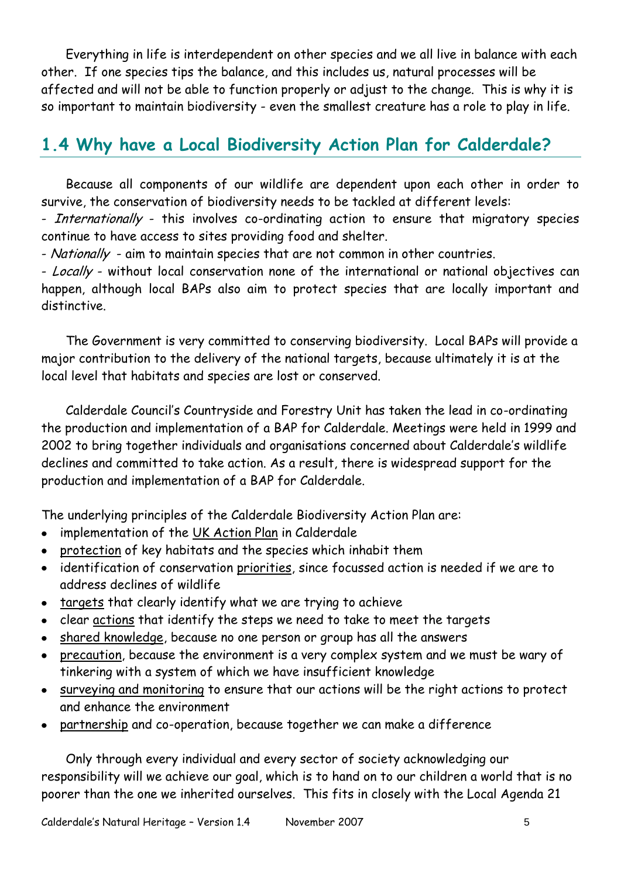Everything in life is interdependent on other species and we all live in balance with each other. If one species tips the balance, and this includes us, natural processes will be affected and will not be able to function properly or adjust to the change. This is why it is so important to maintain biodiversity - even the smallest creature has a role to play in life.

## 1.4 Why have a Local Biodiversity Action Plan for Calderdale?

Because all components of our wildlife are dependent upon each other in order to survive, the conservation of biodiversity needs to be tackled at different levels:

- *Internationally* - this involves co-ordinating action to ensure that migratory species continue to have access to sites providing food and shelter.
- *Nationally* - aim to maintain species that are not common in other countries.
- *Locally* - without local conservation none of the international or national objectives can happen, although local BAPs also aim to protect species that are locally important and distinctive.

The Government is very committed to conserving biodiversity. Local BAPs will provide a major contribution to the delivery of the national targets, because ultimately it is at the local level that habitats and species are lost or conserved.

Calderdale Council's Countryside and Forestry Unit has taken the lead in co-ordinating the production and implementation of a BAP for Calderdale. Meetings were held in 1999 and 2002 to bring together individuals and organisations concerned about Calderdale's wildlife declines and committed to take action. As a result, there is widespread support for the production and implementation of a BAP for Calderdale.

The underlying principles of the Calderdale Biodiversity Action Plan are:

- implementation of the UK Action Plan in Calderdale
- protection of key habitats and the species which inhabit them
- identification of conservation priorities, since focussed action is needed if we are to address declines of wildlife
- targets that clearly identify what we are trying to achieve
- clear actions that identify the steps we need to take to meet the targets
- shared knowledge, because no one person or group has all the answers
- precaution, because the environment is a very complex system and we must be wary of tinkering with a system of which we have insufficient knowledge
- surveying and monitoring to ensure that our actions will be the right actions to protect and enhance the environment
- partnership and co-operation, because together we can make a difference

Only through every individual and every sector of society acknowledging our responsibility will we achieve our goal, which is to hand on to our children a world that is no poorer than the one we inherited ourselves. This fits in closely with the Local Agenda 21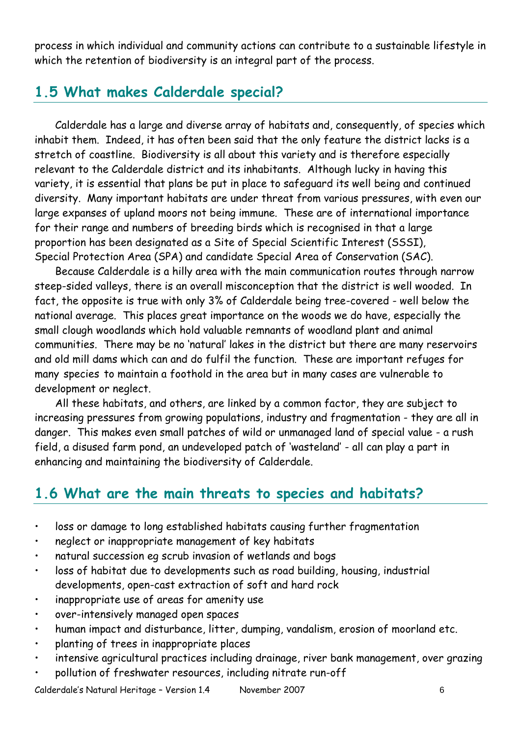process in which individual and community actions can contribute to a sustainable lifestyle in which the retention of biodiversity is an integral part of the process.

## 1.5 What makes Calderdale special?

Calderdale has a large and diverse array of habitats and, consequently, of species which inhabit them. Indeed, it has often been said that the only feature the district lacks is a stretch of coastline. Biodiversity is all about this variety and is therefore especially relevant to the Calderdale district and its inhabitants. Although lucky in having this variety, it is essential that plans be put in place to safeguard its well being and continued diversity. Many important habitats are under threat from various pressures, with even our large expanses of upland moors not being immune. These are of international importance for their range and numbers of breeding birds which is recognised in that a large proportion has been designated as a Site of Special Scientific Interest (SSSI), Special Protection Area (SPA) and candidate Special Area of Conservation (SAC).

Because Calderdale is a hilly area with the main communication routes through narrow steep-sided valleys, there is an overall misconception that the district is well wooded. In fact, the opposite is true with only 3% of Calderdale being tree-covered - well below the national average. This places great importance on the woods we do have, especially the small clough woodlands which hold valuable remnants of woodland plant and animal communities. There may be no 'natural' lakes in the district but there are many reservoirs and old mill dams which can and do fulfil the function. These are important refuges for many species to maintain a foothold in the area but in many cases are vulnerable to development or neglect.

All these habitats, and others, are linked by a common factor, they are subject to increasing pressures from growing populations, industry and fragmentation - they are all in danger. This makes even small patches of wild or unmanaged land of special value - a rush field, a disused farm pond, an undeveloped patch of 'wasteland' - all can play a part in enhancing and maintaining the biodiversity of Calderdale.

## 1.6 What are the main threats to species and habitats?

- loss or damage to long established habitats causing further fragmentation
- neglect or inappropriate management of key habitats
- natural succession eg scrub invasion of wetlands and bogs
- loss of habitat due to developments such as road building, housing, industrial developments, open-cast extraction of soft and hard rock
- inappropriate use of areas for amenity use
- over-intensively managed open spaces
- human impact and disturbance, litter, dumping, vandalism, erosion of moorland etc.
- planting of trees in inappropriate places
- intensive agricultural practices including drainage, river bank management, over grazing
- pollution of freshwater resources, including nitrate run-off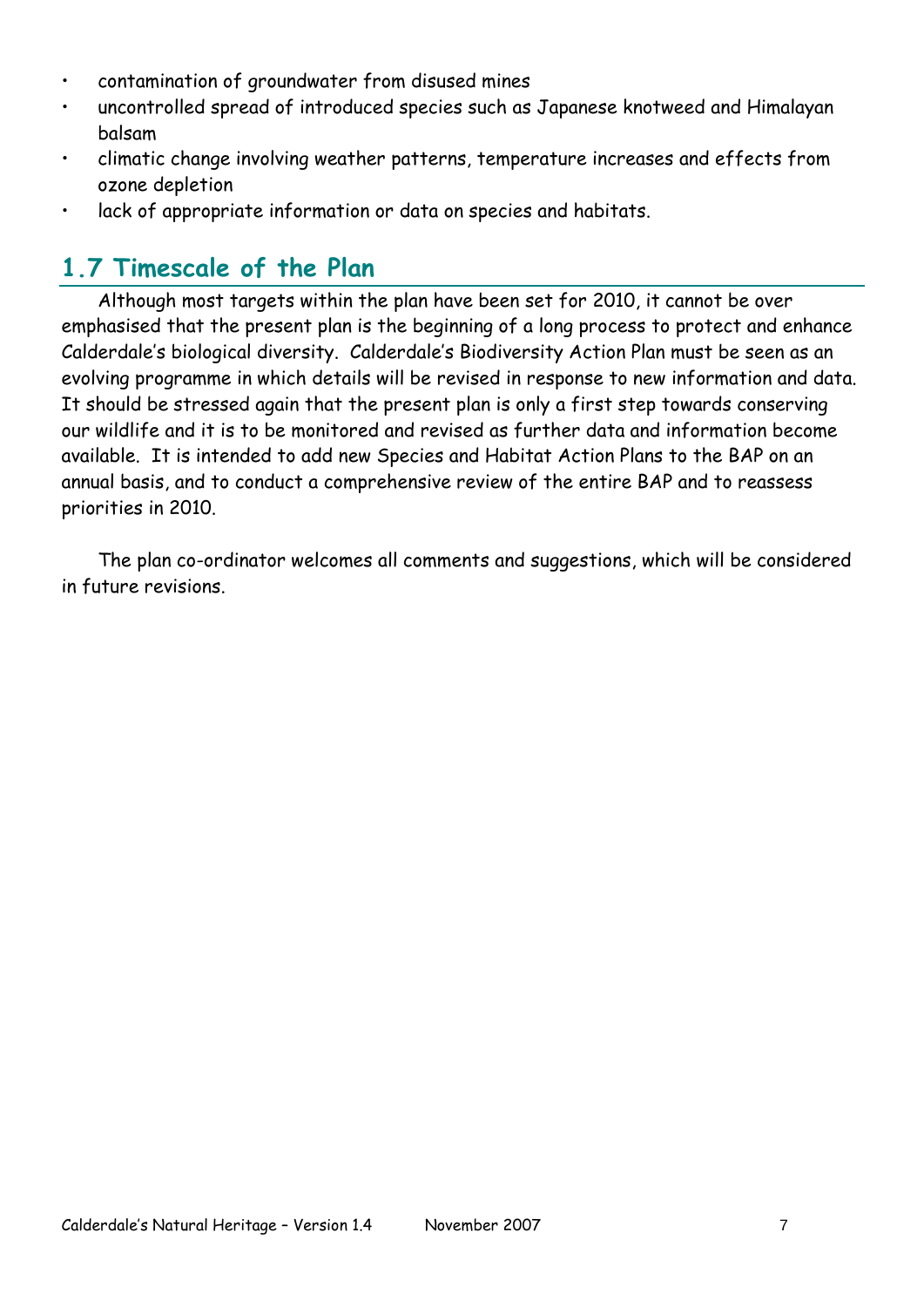- contamination of groundwater from disused mines
- uncontrolled spread of introduced species such as Japanese knotweed and Himalayan balsam
- climatic change involving weather patterns, temperature increases and effects from ozone depletion
- lack of appropriate information or data on species and habitats.

## 1.7 Timescale of the Plan

Although most targets within the plan have been set for 2010, it cannot be over emphasised that the present plan is the beginning of a long process to protect and enhance Calderdale's biological diversity. Calderdale's Biodiversity Action Plan must be seen as an evolving programme in which details will be revised in response to new information and data. It should be stressed again that the present plan is only a first step towards conserving our wildlife and it is to be monitored and revised as further data and information become available. It is intended to add new Species and Habitat Action Plans to the BAP on an annual basis, and to conduct a comprehensive review of the entire BAP and to reassess priorities in 2010.

The plan co-ordinator welcomes all comments and suggestions, which will be considered in future revisions.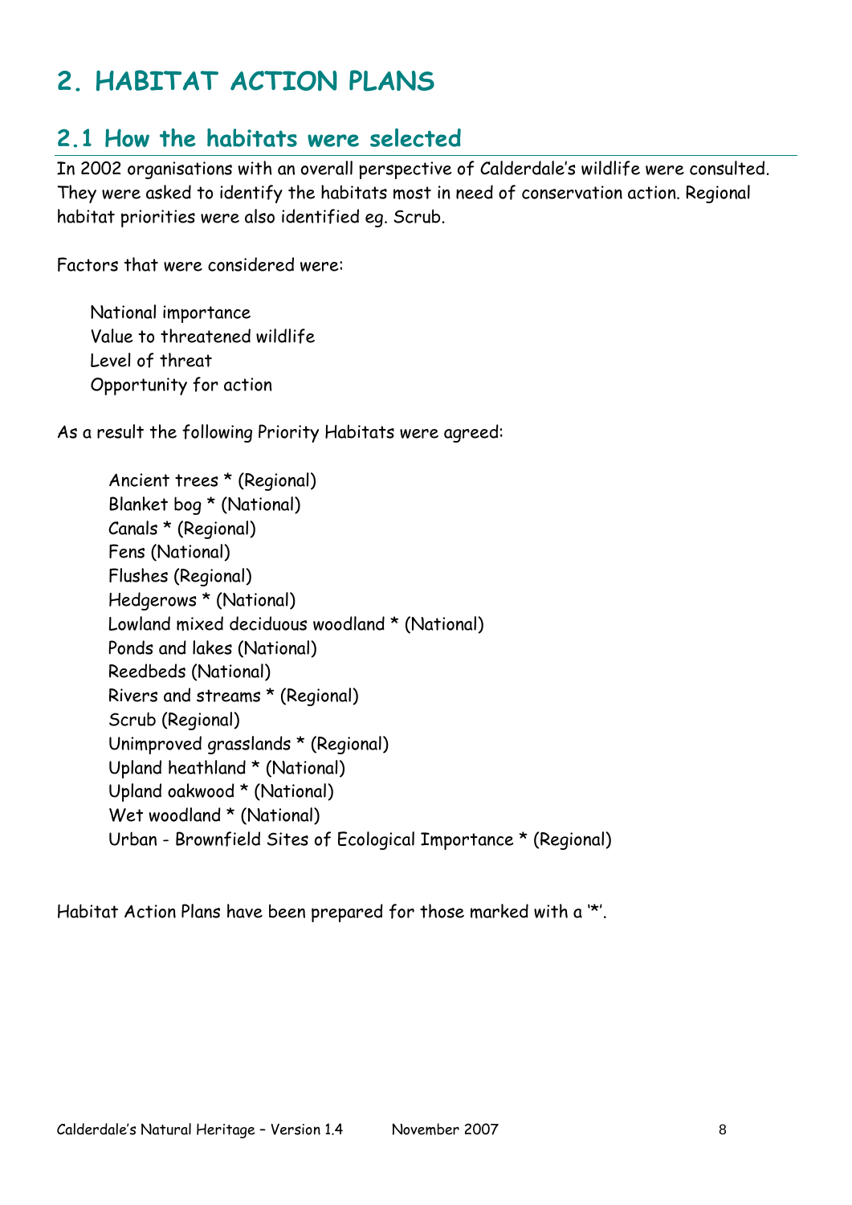# 2. HABITAT ACTION PLANS

## 2.1 How the habitats were selected

In 2002 organisations with an overall perspective of Calderdale's wildlife were consulted. They were asked to identify the habitats most in need of conservation action. Regional habitat priorities were also identified eg. Scrub.

Factors that were considered were:

- National importance
- Value to threatened wildlife
- Level of threat
- Opportunity for action

As a result the following Priority Habitats were agreed:

- Ancient trees * (Regional)
- Blanket bog * (National)
- Canals * (Regional)
- Fens (National)
- Flushes (Regional)
- Hedgerows * (National)
- Lowland mixed deciduous woodland * (National)
- Ponds and lakes (National)
- Reedbeds (National)
- Rivers and streams * (Regional)
- Scrub (Regional)
- Unimproved grasslands * (Regional)
- Upland heathland * (National)
- Upland oakwood * (National)
- Wet woodland * (National)
- Urban - Brownfield Sites of Ecological Importance * (Regional)

Habitat Action Plans have been prepared for those marked with a '*'.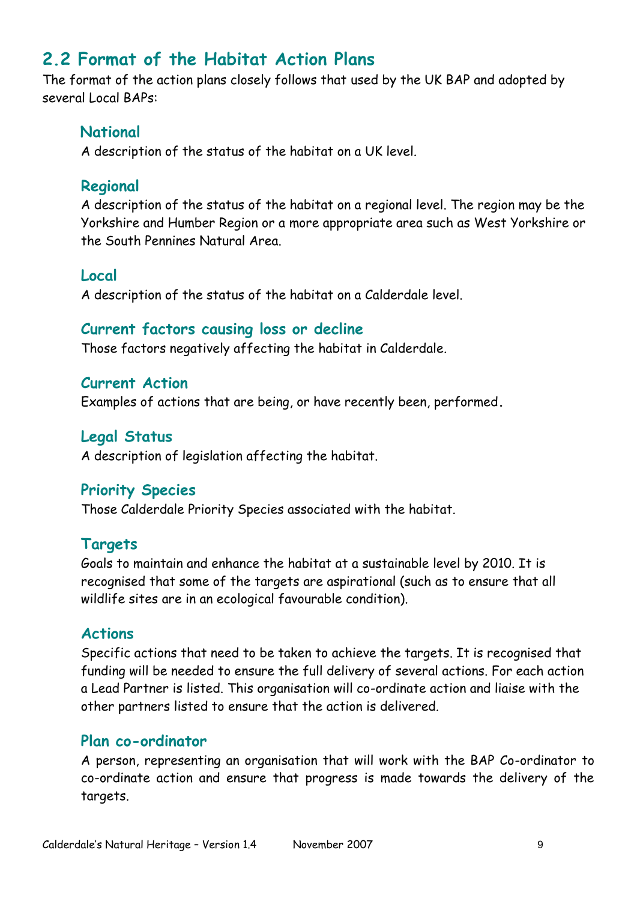## 2.2 Format of the Habitat Action Plans

The format of the action plans closely follows that used by the UK BAP and adopted by several Local BAPs:

### National

A description of the status of the habitat on a UK level.

### Regional

A description of the status of the habitat on a regional level. The region may be the Yorkshire and Humber Region or a more appropriate area such as West Yorkshire or the South Pennines Natural Area.

### Local

A description of the status of the habitat on a Calderdale level.

### Current factors causing loss or decline

Those factors negatively affecting the habitat in Calderdale.

### Current Action

Examples of actions that are being, or have recently been, performed.

### Legal Status

A description of legislation affecting the habitat.

### Priority Species

Those Calderdale Priority Species associated with the habitat.

### Targets

Goals to maintain and enhance the habitat at a sustainable level by 2010. It is recognised that some of the targets are aspirational (such as to ensure that all wildlife sites are in an ecological favourable condition).

### Actions

Specific actions that need to be taken to achieve the targets. It is recognised that funding will be needed to ensure the full delivery of several actions. For each action a Lead Partner is listed. This organisation will co-ordinate action and liaise with the other partners listed to ensure that the action is delivered.

### Plan co-ordinator

A person, representing an organisation that will work with the BAP Co-ordinator to co-ordinate action and ensure that progress is made towards the delivery of the targets.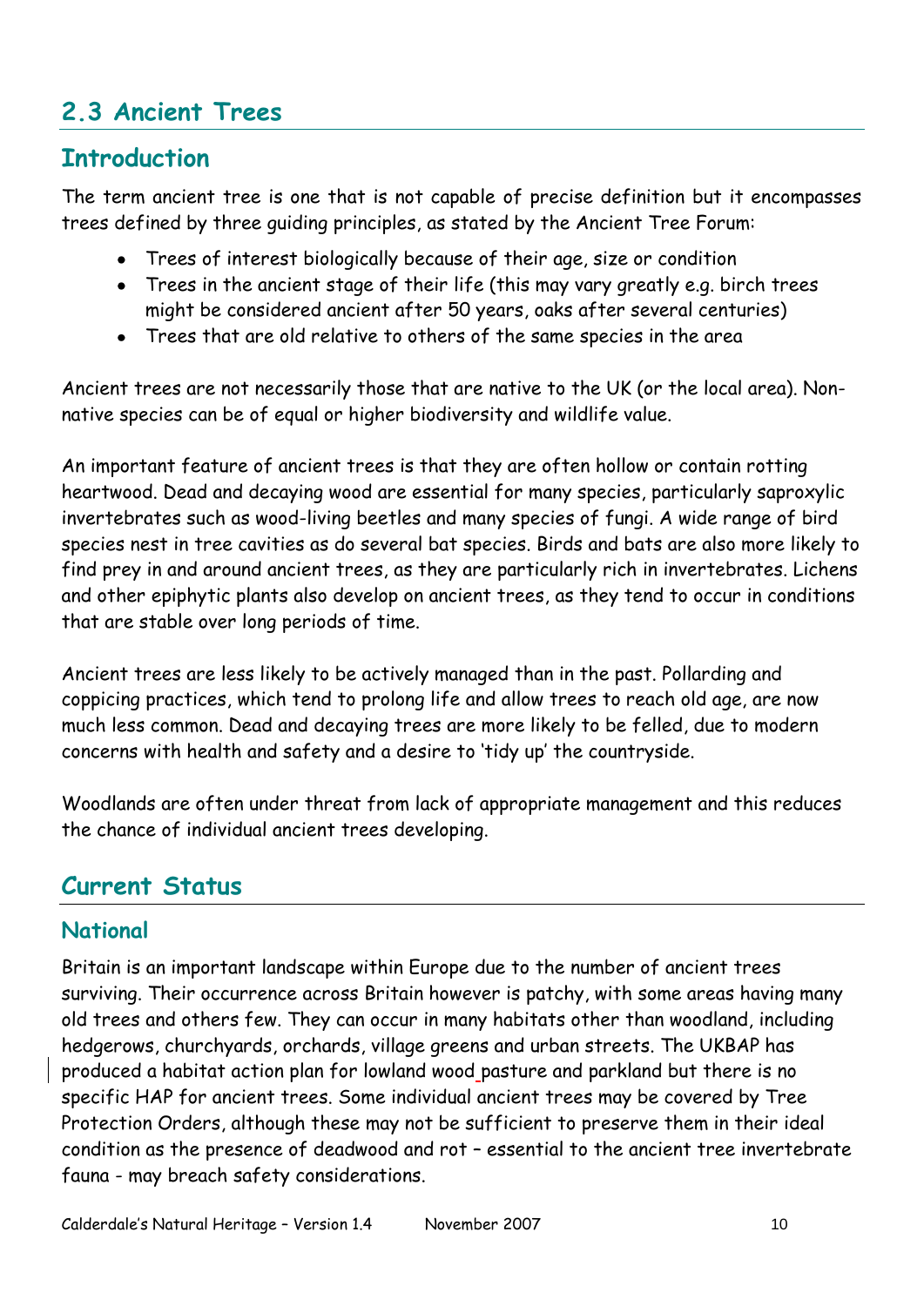## 2.3 Ancient Trees

### Introduction

The term ancient tree is one that is not capable of precise definition but it encompasses trees defined by three guiding principles, as stated by the Ancient Tree Forum:

- Trees of interest biologically because of their age, size or condition
- Trees in the ancient stage of their life (this may vary greatly e.g. birch trees might be considered ancient after 50 years, oaks after several centuries)
- Trees that are old relative to others of the same species in the area

Ancient trees are not necessarily those that are native to the UK (or the local area). Non-native species can be of equal or higher biodiversity and wildlife value.

An important feature of ancient trees is that they are often hollow or contain rotting heartwood. Dead and decaying wood are essential for many species, particularly saproxylic invertebrates such as wood-living beetles and many species of fungi. A wide range of bird species nest in tree cavities as do several bat species. Birds and bats are also more likely to find prey in and around ancient trees, as they are particularly rich in invertebrates. Lichens and other epiphytic plants also develop on ancient trees, as they tend to occur in conditions that are stable over long periods of time.

Ancient trees are less likely to be actively managed than in the past. Pollarding and coppicing practices, which tend to prolong life and allow trees to reach old age, are now much less common. Dead and decaying trees are more likely to be felled, due to modern concerns with health and safety and a desire to 'tidy up' the countryside.

Woodlands are often under threat from lack of appropriate management and this reduces the chance of individual ancient trees developing.

### Current Status

#### National

Britain is an important landscape within Europe due to the number of ancient trees surviving. Their occurrence across Britain however is patchy, with some areas having many old trees and others few. They can occur in many habitats other than woodland, including hedgerows, churchyards, orchards, village greens and urban streets. The UKBAP has produced a habitat action plan for lowland wood pasture and parkland but there is no specific HAP for ancient trees. Some individual ancient trees may be covered by Tree Protection Orders, although these may not be sufficient to preserve them in their ideal condition as the presence of deadwood and rot – essential to the ancient tree invertebrate fauna - may breach safety considerations.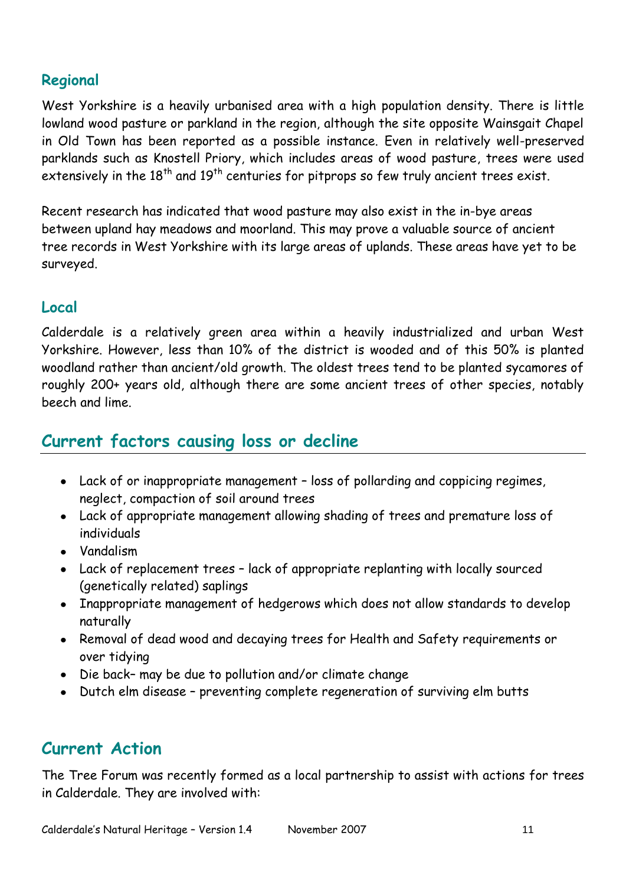### Regional

West Yorkshire is a heavily urbanised area with a high population density. There is little lowland wood pasture or parkland in the region, although the site opposite Wainsgait Chapel in Old Town has been reported as a possible instance. Even in relatively well-preserved parklands such as Knostell Priory, which includes areas of wood pasture, trees were used extensively in the 18th and 19th centuries for pitprops so few truly ancient trees exist.

Recent research has indicated that wood pasture may also exist in the in-bye areas between upland hay meadows and moorland. This may prove a valuable source of ancient tree records in West Yorkshire with its large areas of uplands. These areas have yet to be surveyed.

### Local

Calderdale is a relatively green area within a heavily industrialized and urban West Yorkshire. However, less than 10% of the district is wooded and of this 50% is planted woodland rather than ancient/old growth. The oldest trees tend to be planted sycamores of roughly 200+ years old, although there are some ancient trees of other species, notably beech and lime.

## Current factors causing loss or decline

- Lack of or inappropriate management – loss of pollarding and coppicing regimes, neglect, compaction of soil around trees
- Lack of appropriate management allowing shading of trees and premature loss of individuals
- Vandalism
- Lack of replacement trees – lack of appropriate replanting with locally sourced (genetically related) saplings
- Inappropriate management of hedgerows which does not allow standards to develop naturally
- Removal of dead wood and decaying trees for Health and Safety requirements or over tidying
- Die back– may be due to pollution and/or climate change
- Dutch elm disease – preventing complete regeneration of surviving elm butts

## Current Action

The Tree Forum was recently formed as a local partnership to assist with actions for trees in Calderdale. They are involved with: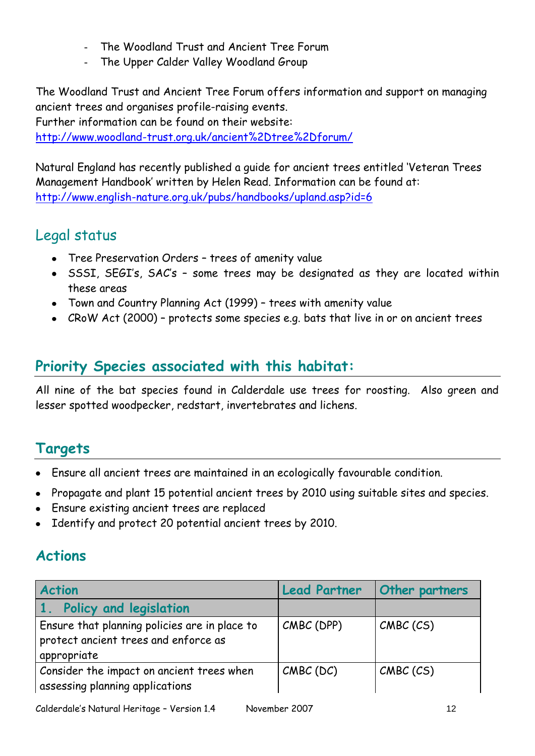- The Woodland Trust and Ancient Tree Forum
- The Upper Calder Valley Woodland Group

The Woodland Trust and Ancient Tree Forum offers information and support on managing ancient trees and organises profile-raising events.
Further information can be found on their website:
http://www.woodland-trust.org.uk/ancient%2Dtree%2Dforum/

Natural England has recently published a guide for ancient trees entitled 'Veteran Trees Management Handbook' written by Helen Read. Information can be found at:
http://www.english-nature.org.uk/pubs/handbooks/upland.asp?id=6

## Legal status

- Tree Preservation Orders – trees of amenity value
- SSSI, SEGI's, SAC's – some trees may be designated as they are located within these areas
- Town and Country Planning Act (1999) – trees with amenity value
- CRoW Act (2000) – protects some species e.g. bats that live in or on ancient trees

## Priority Species associated with this habitat:

All nine of the bat species found in Calderdale use trees for roosting. Also green and lesser spotted woodpecker, redstart, invertebrates and lichens.

## Targets

- Ensure all ancient trees are maintained in an ecologically favourable condition.
- Propagate and plant 15 potential ancient trees by 2010 using suitable sites and species.
- Ensure existing ancient trees are replaced
- Identify and protect 20 potential ancient trees by 2010.

## Actions

| Action | Lead Partner | Other partners |
|---|---|---|
| **1. Policy and legislation** | | |
| Ensure that planning policies are in place to protect ancient trees and enforce as appropriate | CMBC (DPP) | CMBC (CS) |
| Consider the impact on ancient trees when assessing planning applications | CMBC (DC) | CMBC (CS) |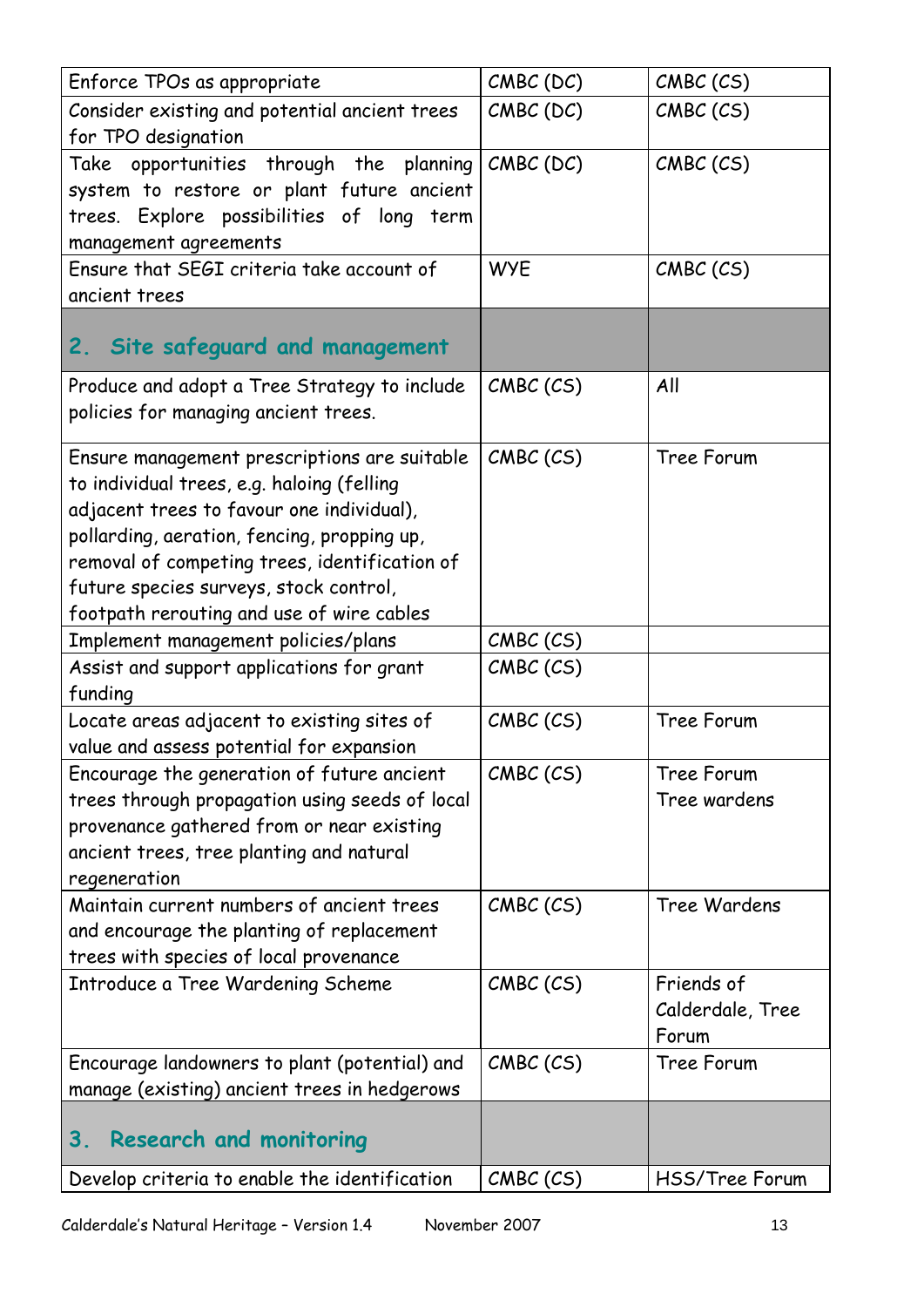| | | |
|---|---|---|
| Enforce TPOs as appropriate | CMBC (DC) | CMBC (CS) |
| Consider existing and potential ancient trees for TPO designation | CMBC (DC) | CMBC (CS) |
| Take opportunities through the planning system to restore or plant future ancient trees. Explore possibilities of long term management agreements | CMBC (DC) | CMBC (CS) |
| Ensure that SEGI criteria take account of ancient trees | WYE | CMBC (CS) |
| **2. Site safeguard and management** | | |
| Produce and adopt a Tree Strategy to include policies for managing ancient trees. | CMBC (CS) | All |
| Ensure management prescriptions are suitable to individual trees, e.g. haloing (felling adjacent trees to favour one individual), pollarding, aeration, fencing, propping up, removal of competing trees, identification of future species surveys, stock control, footpath rerouting and use of wire cables | CMBC (CS) | Tree Forum |
| Implement management policies/plans | CMBC (CS) | |
| Assist and support applications for grant funding | CMBC (CS) | |
| Locate areas adjacent to existing sites of value and assess potential for expansion | CMBC (CS) | Tree Forum |
| Encourage the generation of future ancient trees through propagation using seeds of local provenance gathered from or near existing ancient trees, tree planting and natural regeneration | CMBC (CS) | Tree Forum<br>Tree wardens |
| Maintain current numbers of ancient trees and encourage the planting of replacement trees with species of local provenance | CMBC (CS) | Tree Wardens |
| Introduce a Tree Wardening Scheme | CMBC (CS) | Friends of Calderdale, Tree Forum |
| Encourage landowners to plant (potential) and manage (existing) ancient trees in hedgerows | CMBC (CS) | Tree Forum |
| **3. Research and monitoring** | | |
| Develop criteria to enable the identification | CMBC (CS) | HSS/Tree Forum |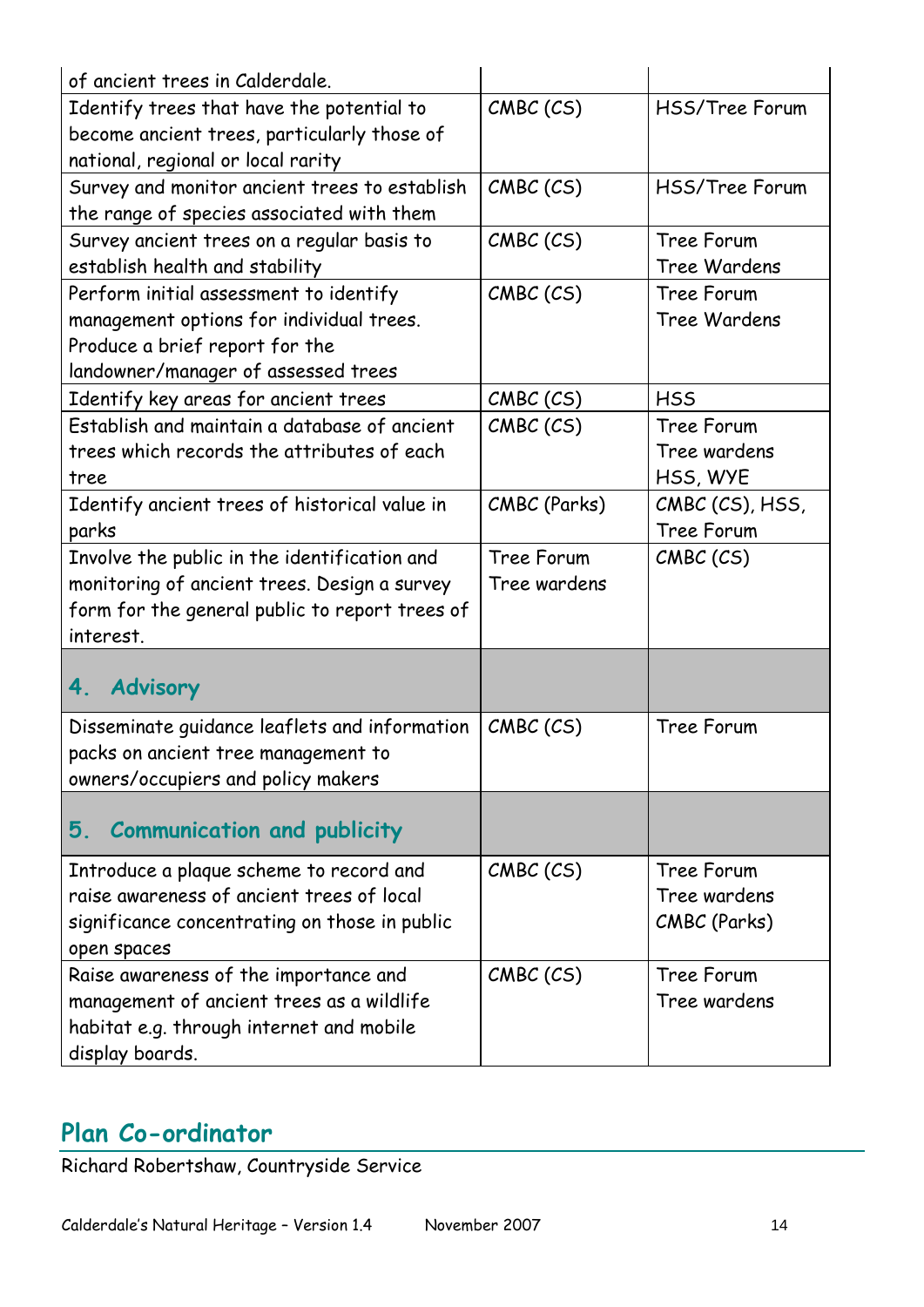| | | |
|---|---|---|
| of ancient trees in Calderdale. | | |
| Identify trees that have the potential to become ancient trees, particularly those of national, regional or local rarity | CMBC (CS) | HSS/Tree Forum |
| Survey and monitor ancient trees to establish the range of species associated with them | CMBC (CS) | HSS/Tree Forum |
| Survey ancient trees on a regular basis to establish health and stability | CMBC (CS) | Tree Forum<br>Tree Wardens |
| Perform initial assessment to identify management options for individual trees. Produce a brief report for the landowner/manager of assessed trees | CMBC (CS) | Tree Forum<br>Tree Wardens |
| Identify key areas for ancient trees | CMBC (CS) | HSS |
| Establish and maintain a database of ancient trees which records the attributes of each tree | CMBC (CS) | Tree Forum<br>Tree wardens<br>HSS, WYE |
| Identify ancient trees of historical value in parks | CMBC (Parks) | CMBC (CS), HSS, Tree Forum |
| Involve the public in the identification and monitoring of ancient trees. Design a survey form for the general public to report trees of interest. | Tree Forum<br>Tree wardens | CMBC (CS) |
| **4. Advisory** | | |
| Disseminate guidance leaflets and information packs on ancient tree management to owners/occupiers and policy makers | CMBC (CS) | Tree Forum |
| **5. Communication and publicity** | | |
| Introduce a plaque scheme to record and raise awareness of ancient trees of local significance concentrating on those in public open spaces | CMBC (CS) | Tree Forum<br>Tree wardens<br>CMBC (Parks) |
| Raise awareness of the importance and management of ancient trees as a wildlife habitat e.g. through internet and mobile display boards. | CMBC (CS) | Tree Forum<br>Tree wardens |

## Plan Co-ordinator

Richard Robertshaw, Countryside Service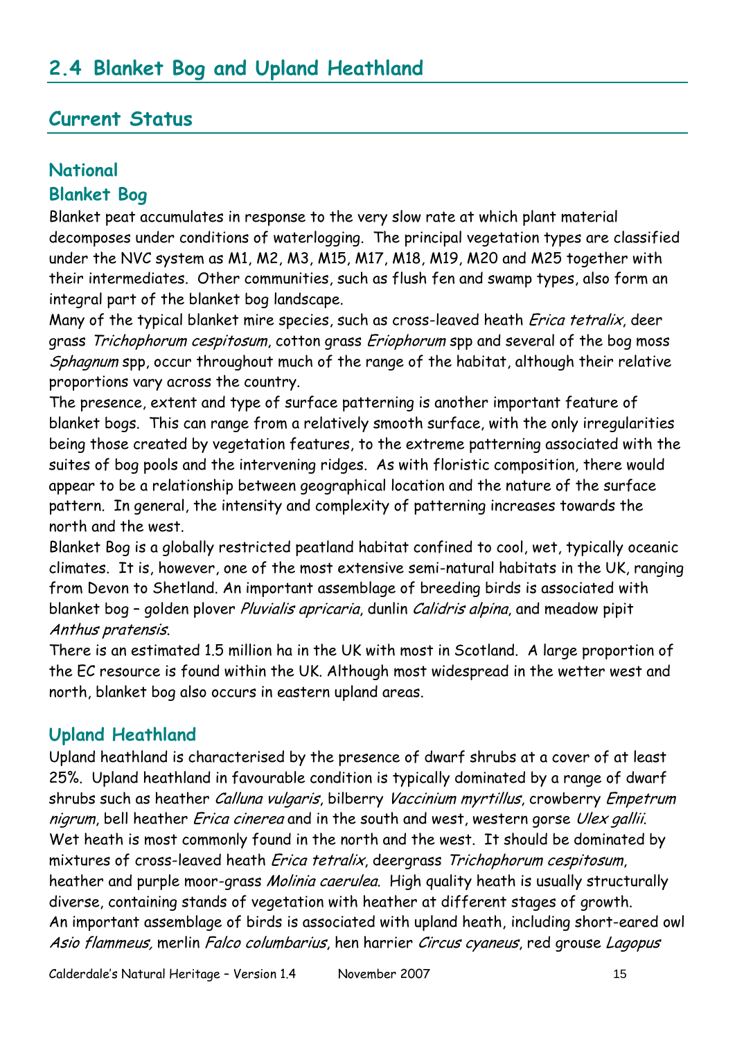## 2.4 Blanket Bog and Upland Heathland

## Current Status

### National

### Blanket Bog

Blanket peat accumulates in response to the very slow rate at which plant material decomposes under conditions of waterlogging. The principal vegetation types are classified under the NVC system as M1, M2, M3, M15, M17, M18, M19, M20 and M25 together with their intermediates. Other communities, such as flush fen and swamp types, also form an integral part of the blanket bog landscape.

Many of the typical blanket mire species, such as cross-leaved heath *Erica tetralix*, deer grass *Trichophorum cespitosum*, cotton grass *Eriophorum* spp and several of the bog moss *Sphagnum* spp, occur throughout much of the range of the habitat, although their relative proportions vary across the country.

The presence, extent and type of surface patterning is another important feature of blanket bogs. This can range from a relatively smooth surface, with the only irregularities being those created by vegetation features, to the extreme patterning associated with the suites of bog pools and the intervening ridges. As with floristic composition, there would appear to be a relationship between geographical location and the nature of the surface pattern. In general, the intensity and complexity of patterning increases towards the north and the west.

Blanket Bog is a globally restricted peatland habitat confined to cool, wet, typically oceanic climates. It is, however, one of the most extensive semi-natural habitats in the UK, ranging from Devon to Shetland. An important assemblage of breeding birds is associated with blanket bog – golden plover *Pluvialis apricaria*, dunlin *Calidris alpina*, and meadow pipit *Anthus pratensis*.

There is an estimated 1.5 million ha in the UK with most in Scotland. A large proportion of the EC resource is found within the UK. Although most widespread in the wetter west and north, blanket bog also occurs in eastern upland areas.

### Upland Heathland

Upland heathland is characterised by the presence of dwarf shrubs at a cover of at least 25%. Upland heathland in favourable condition is typically dominated by a range of dwarf shrubs such as heather *Calluna vulgaris*, bilberry *Vaccinium myrtillus*, crowberry *Empetrum nigrum*, bell heather *Erica cinerea* and in the south and west, western gorse *Ulex gallii*. Wet heath is most commonly found in the north and the west. It should be dominated by mixtures of cross-leaved heath *Erica tetralix*, deergrass *Trichophorum cespitosum*, heather and purple moor-grass *Molinia caerulea*. High quality heath is usually structurally diverse, containing stands of vegetation with heather at different stages of growth.

An important assemblage of birds is associated with upland heath, including short-eared owl *Asio flammeus,* merlin *Falco columbarius*, hen harrier *Circus cyaneus*, red grouse *Lagopus*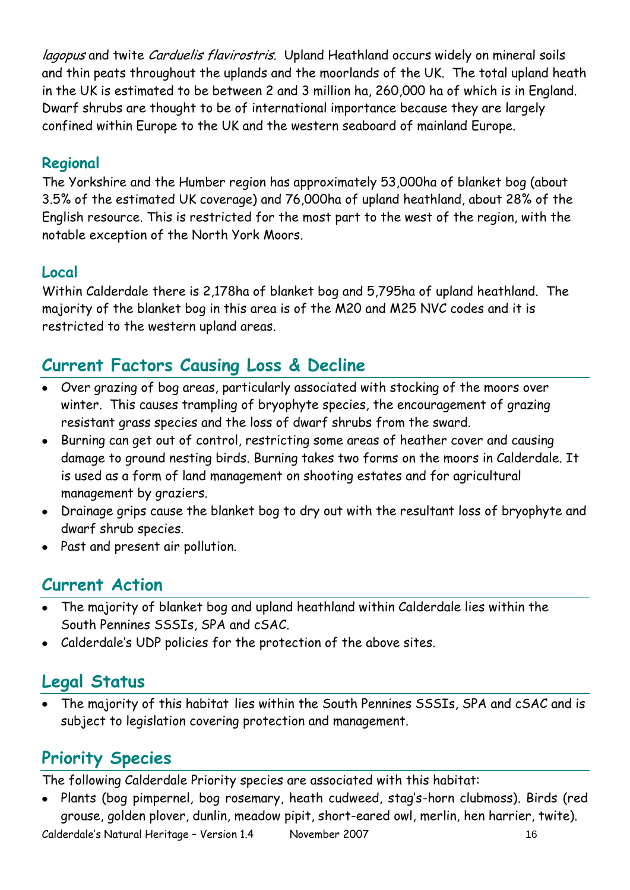*lagopus* and twite *Carduelis flavirostris.* Upland Heathland occurs widely on mineral soils and thin peats throughout the uplands and the moorlands of the UK. The total upland heath in the UK is estimated to be between 2 and 3 million ha, 260,000 ha of which is in England. Dwarf shrubs are thought to be of international importance because they are largely confined within Europe to the UK and the western seaboard of mainland Europe.

### Regional

The Yorkshire and the Humber region has approximately 53,000ha of blanket bog (about 3.5% of the estimated UK coverage) and 76,000ha of upland heathland, about 28% of the English resource. This is restricted for the most part to the west of the region, with the notable exception of the North York Moors.

### Local

Within Calderdale there is 2,178ha of blanket bog and 5,795ha of upland heathland. The majority of the blanket bog in this area is of the M20 and M25 NVC codes and it is restricted to the western upland areas.

## Current Factors Causing Loss & Decline

- Over grazing of bog areas, particularly associated with stocking of the moors over winter. This causes trampling of bryophyte species, the encouragement of grazing resistant grass species and the loss of dwarf shrubs from the sward.
- Burning can get out of control, restricting some areas of heather cover and causing damage to ground nesting birds. Burning takes two forms on the moors in Calderdale. It is used as a form of land management on shooting estates and for agricultural management by graziers.
- Drainage grips cause the blanket bog to dry out with the resultant loss of bryophyte and dwarf shrub species.
- Past and present air pollution.

## Current Action

- The majority of blanket bog and upland heathland within Calderdale lies within the South Pennines SSSIs, SPA and cSAC.
- Calderdale's UDP policies for the protection of the above sites.

## Legal Status

- The majority of this habitat lies within the South Pennines SSSIs, SPA and cSAC and is subject to legislation covering protection and management.

## Priority Species

The following Calderdale Priority species are associated with this habitat:

- Plants (bog pimpernel, bog rosemary, heath cudweed, stag's-horn clubmoss). Birds (red grouse, golden plover, dunlin, meadow pipit, short-eared owl, merlin, hen harrier, twite).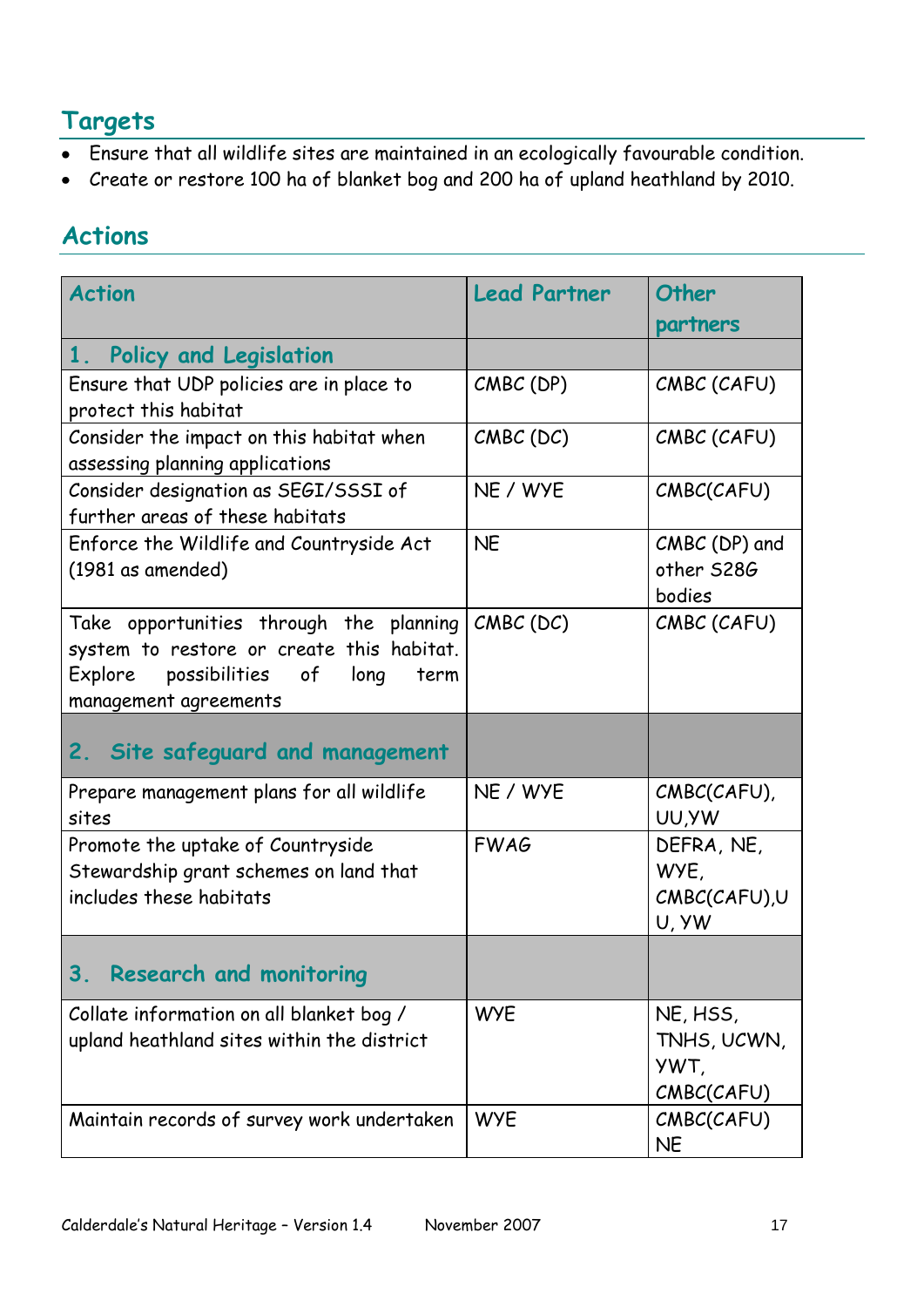## Targets

- Ensure that all wildlife sites are maintained in an ecologically favourable condition.
- Create or restore 100 ha of blanket bog and 200 ha of upland heathland by 2010.

## Actions

| Action | Lead Partner | Other partners |
|---|---|---|
| **1. Policy and Legislation** | | |
| Ensure that UDP policies are in place to protect this habitat | CMBC (DP) | CMBC (CAFU) |
| Consider the impact on this habitat when assessing planning applications | CMBC (DC) | CMBC (CAFU) |
| Consider designation as SEGI/SSSI of further areas of these habitats | NE / WYE | CMBC(CAFU) |
| Enforce the Wildlife and Countryside Act (1981 as amended) | NE | CMBC (DP) and other S28G bodies |
| Take opportunities through the planning system to restore or create this habitat. Explore possibilities of long term management agreements | CMBC (DC) | CMBC (CAFU) |
| **2. Site safeguard and management** | | |
| Prepare management plans for all wildlife sites | NE / WYE | CMBC(CAFU), UU,YW |
| Promote the uptake of Countryside Stewardship grant schemes on land that includes these habitats | FWAG | DEFRA, NE, WYE, CMBC(CAFU),UU, YW |
| **3. Research and monitoring** | | |
| Collate information on all blanket bog / upland heathland sites within the district | WYE | NE, HSS, TNHS, UCWN, YWT, CMBC(CAFU) |
| Maintain records of survey work undertaken | WYE | CMBC(CAFU) NE |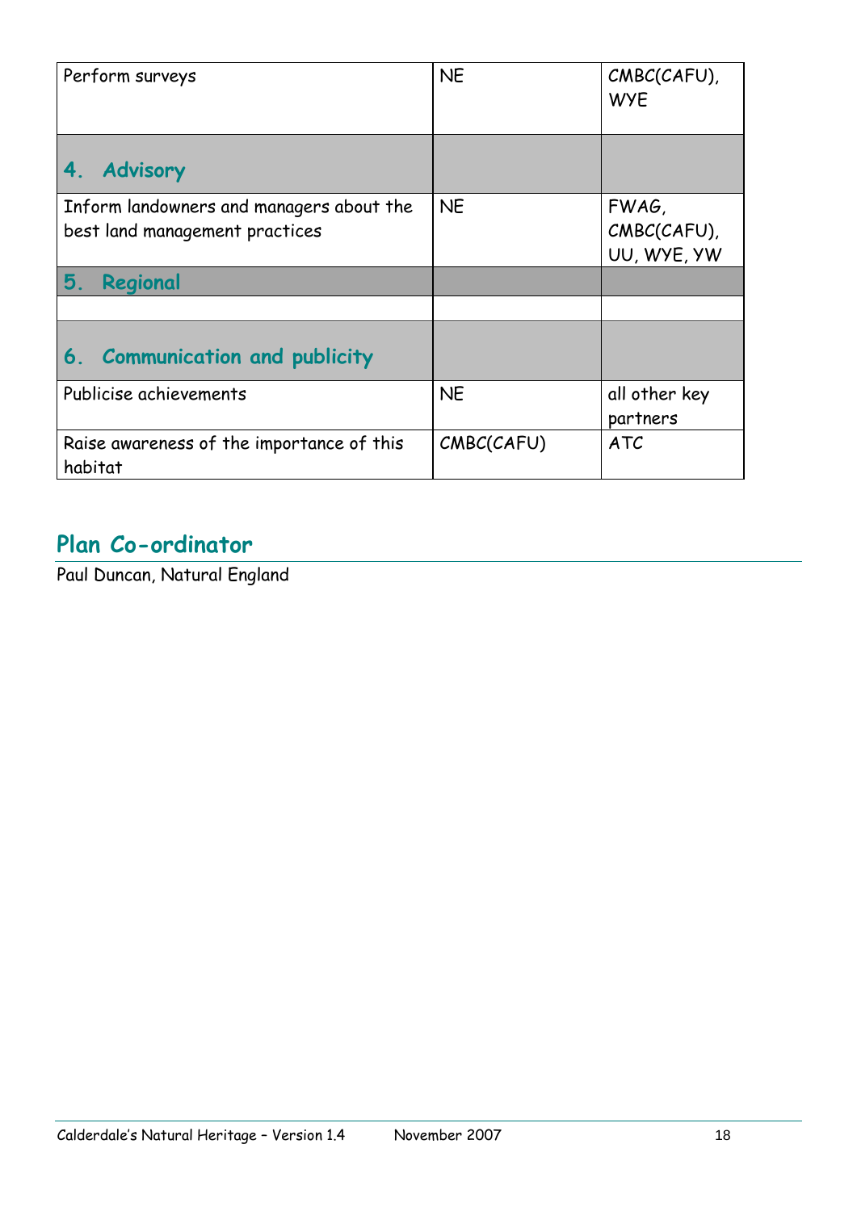| | | |
|---|---|---|
| Perform surveys | NE | CMBC(CAFU), WYE |
| **4. Advisory** | | |
| Inform landowners and managers about the best land management practices | NE | FWAG, CMBC(CAFU), UU, WYE, YW |
| **5. Regional** | | |
| | | |
| **6. Communication and publicity** | | |
| Publicise achievements | NE | all other key partners |
| Raise awareness of the importance of this habitat | CMBC(CAFU) | ATC |

## Plan Co-ordinator

Paul Duncan, Natural England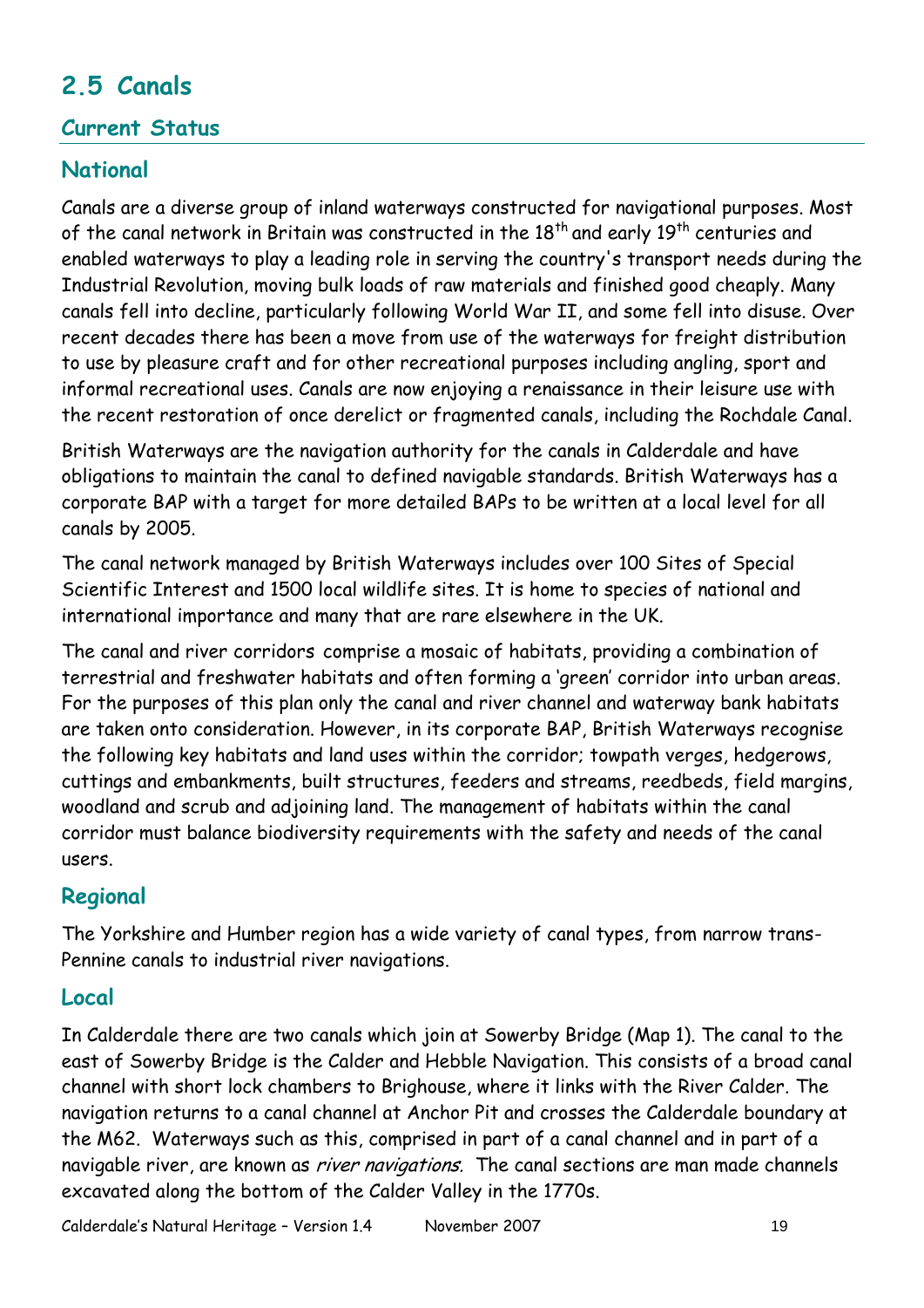## 2.5 Canals

### Current Status

### National

Canals are a diverse group of inland waterways constructed for navigational purposes. Most of the canal network in Britain was constructed in the 18th and early 19th centuries and enabled waterways to play a leading role in serving the country's transport needs during the Industrial Revolution, moving bulk loads of raw materials and finished good cheaply. Many canals fell into decline, particularly following World War II, and some fell into disuse. Over recent decades there has been a move from use of the waterways for freight distribution to use by pleasure craft and for other recreational purposes including angling, sport and informal recreational uses. Canals are now enjoying a renaissance in their leisure use with the recent restoration of once derelict or fragmented canals, including the Rochdale Canal.

British Waterways are the navigation authority for the canals in Calderdale and have obligations to maintain the canal to defined navigable standards. British Waterways has a corporate BAP with a target for more detailed BAPs to be written at a local level for all canals by 2005.

The canal network managed by British Waterways includes over 100 Sites of Special Scientific Interest and 1500 local wildlife sites. It is home to species of national and international importance and many that are rare elsewhere in the UK.

The canal and river corridors comprise a mosaic of habitats, providing a combination of terrestrial and freshwater habitats and often forming a 'green' corridor into urban areas. For the purposes of this plan only the canal and river channel and waterway bank habitats are taken onto consideration. However, in its corporate BAP, British Waterways recognise the following key habitats and land uses within the corridor; towpath verges, hedgerows, cuttings and embankments, built structures, feeders and streams, reedbeds, field margins, woodland and scrub and adjoining land. The management of habitats within the canal corridor must balance biodiversity requirements with the safety and needs of the canal users.

### Regional

The Yorkshire and Humber region has a wide variety of canal types, from narrow trans-Pennine canals to industrial river navigations.

### Local

In Calderdale there are two canals which join at Sowerby Bridge (Map 1). The canal to the east of Sowerby Bridge is the Calder and Hebble Navigation. This consists of a broad canal channel with short lock chambers to Brighouse, where it links with the River Calder. The navigation returns to a canal channel at Anchor Pit and crosses the Calderdale boundary at the M62. Waterways such as this, comprised in part of a canal channel and in part of a navigable river, are known as *river navigations*. The canal sections are man made channels excavated along the bottom of the Calder Valley in the 1770s.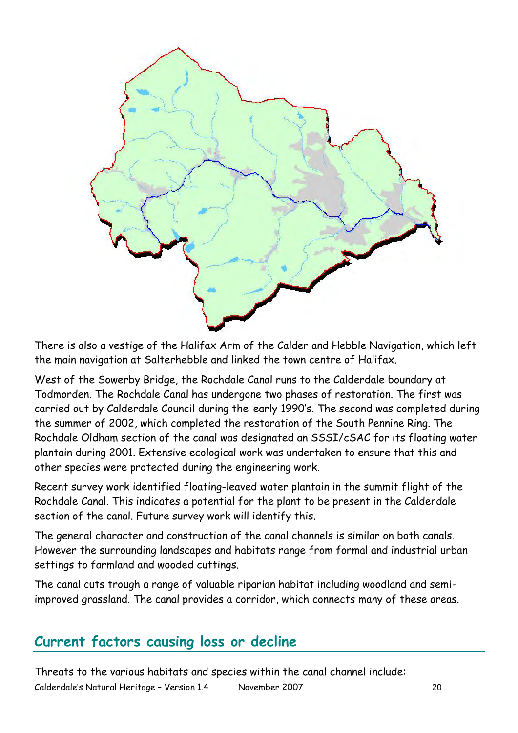There is also a vestige of the Halifax Arm of the Calder and Hebble Navigation, which left the main navigation at Salterhebble and linked the town centre of Halifax.

West of the Sowerby Bridge, the Rochdale Canal runs to the Calderdale boundary at Todmorden. The Rochdale Canal has undergone two phases of restoration. The first was carried out by Calderdale Council during the early 1990's. The second was completed during the summer of 2002, which completed the restoration of the South Pennine Ring. The Rochdale Oldham section of the canal was designated an SSSI/cSAC for its floating water plantain during 2001. Extensive ecological work was undertaken to ensure that this and other species were protected during the engineering work.

Recent survey work identified floating-leaved water plantain in the summit flight of the Rochdale Canal. This indicates a potential for the plant to be present in the Calderdale section of the canal. Future survey work will identify this.

The general character and construction of the canal channels is similar on both canals. However the surrounding landscapes and habitats range from formal and industrial urban settings to farmland and wooded cuttings.

The canal cuts trough a range of valuable riparian habitat including woodland and semi-improved grassland. The canal provides a corridor, which connects many of these areas.

## Current factors causing loss or decline

Threats to the various habitats and species within the canal channel include: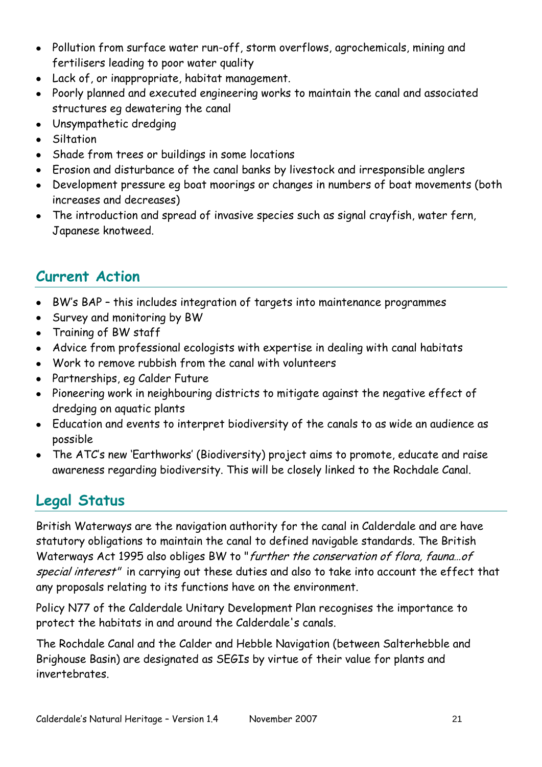- Pollution from surface water run-off, storm overflows, agrochemicals, mining and fertilisers leading to poor water quality
- Lack of, or inappropriate, habitat management.
- Poorly planned and executed engineering works to maintain the canal and associated structures eg dewatering the canal
- Unsympathetic dredging
- Siltation
- Shade from trees or buildings in some locations
- Erosion and disturbance of the canal banks by livestock and irresponsible anglers
- Development pressure eg boat moorings or changes in numbers of boat movements (both increases and decreases)
- The introduction and spread of invasive species such as signal crayfish, water fern, Japanese knotweed.

## Current Action

- BW's BAP – this includes integration of targets into maintenance programmes
- Survey and monitoring by BW
- Training of BW staff
- Advice from professional ecologists with expertise in dealing with canal habitats
- Work to remove rubbish from the canal with volunteers
- Partnerships, eg Calder Future
- Pioneering work in neighbouring districts to mitigate against the negative effect of dredging on aquatic plants
- Education and events to interpret biodiversity of the canals to as wide an audience as possible
- The ATC's new 'Earthworks' (Biodiversity) project aims to promote, educate and raise awareness regarding biodiversity. This will be closely linked to the Rochdale Canal.

## Legal Status

British Waterways are the navigation authority for the canal in Calderdale and are have statutory obligations to maintain the canal to defined navigable standards. The British Waterways Act 1995 also obliges BW to "*further the conservation of flora, fauna…of special interest*" in carrying out these duties and also to take into account the effect that any proposals relating to its functions have on the environment.

Policy N77 of the Calderdale Unitary Development Plan recognises the importance to protect the habitats in and around the Calderdale's canals.

The Rochdale Canal and the Calder and Hebble Navigation (between Salterhebble and Brighouse Basin) are designated as SEGIs by virtue of their value for plants and invertebrates.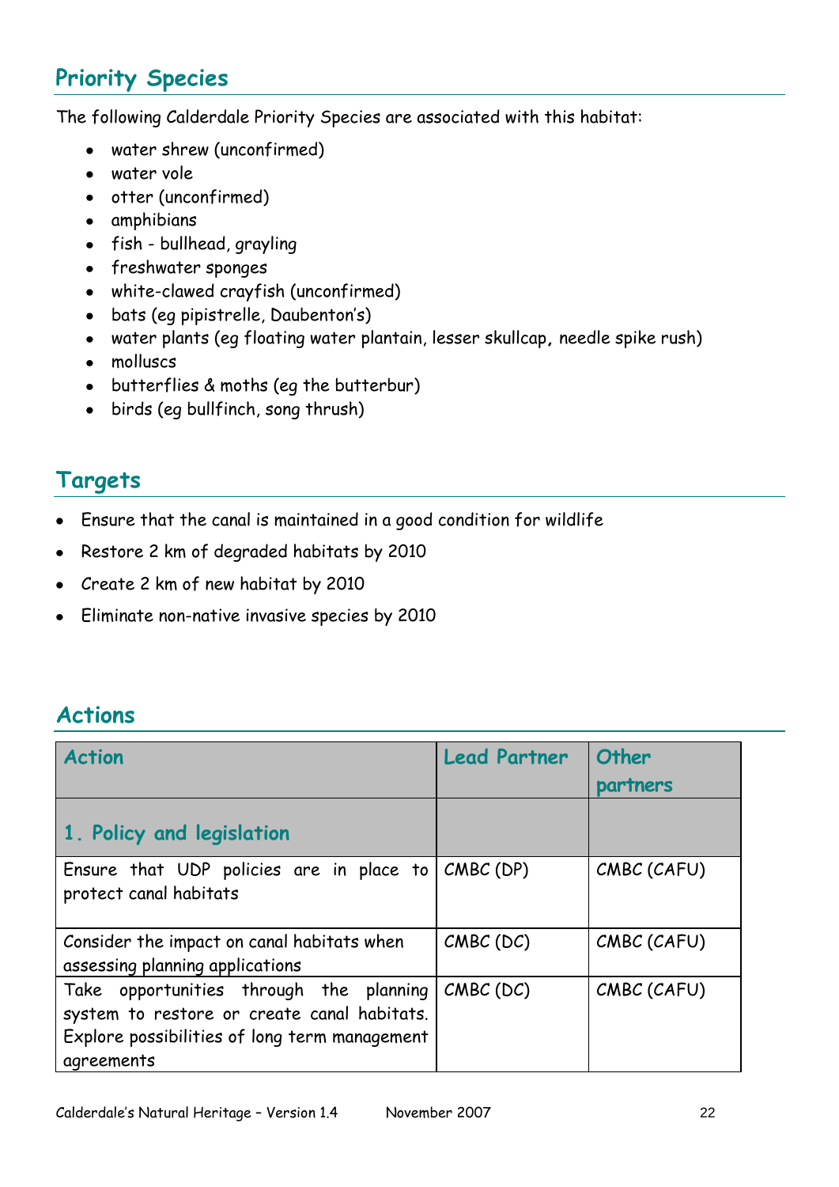## Priority Species

The following Calderdale Priority Species are associated with this habitat:

- water shrew (unconfirmed)
- water vole
- otter (unconfirmed)
- amphibians
- fish - bullhead, grayling
- freshwater sponges
- white-clawed crayfish (unconfirmed)
- bats (eg pipistrelle, Daubenton's)
- water plants (eg floating water plantain, lesser skullcap, needle spike rush)
- molluscs
- butterflies & moths (eg the butterbur)
- birds (eg bullfinch, song thrush)

## Targets

- Ensure that the canal is maintained in a good condition for wildlife
- Restore 2 km of degraded habitats by 2010
- Create 2 km of new habitat by 2010
- Eliminate non-native invasive species by 2010

## Actions

| Action | Lead Partner | Other partners |
|---|---|---|
| **1. Policy and legislation** | | |
| Ensure that UDP policies are in place to protect canal habitats | CMBC (DP) | CMBC (CAFU) |
| Consider the impact on canal habitats when assessing planning applications | CMBC (DC) | CMBC (CAFU) |
| Take opportunities through the planning system to restore or create canal habitats. Explore possibilities of long term management agreements | CMBC (DC) | CMBC (CAFU) |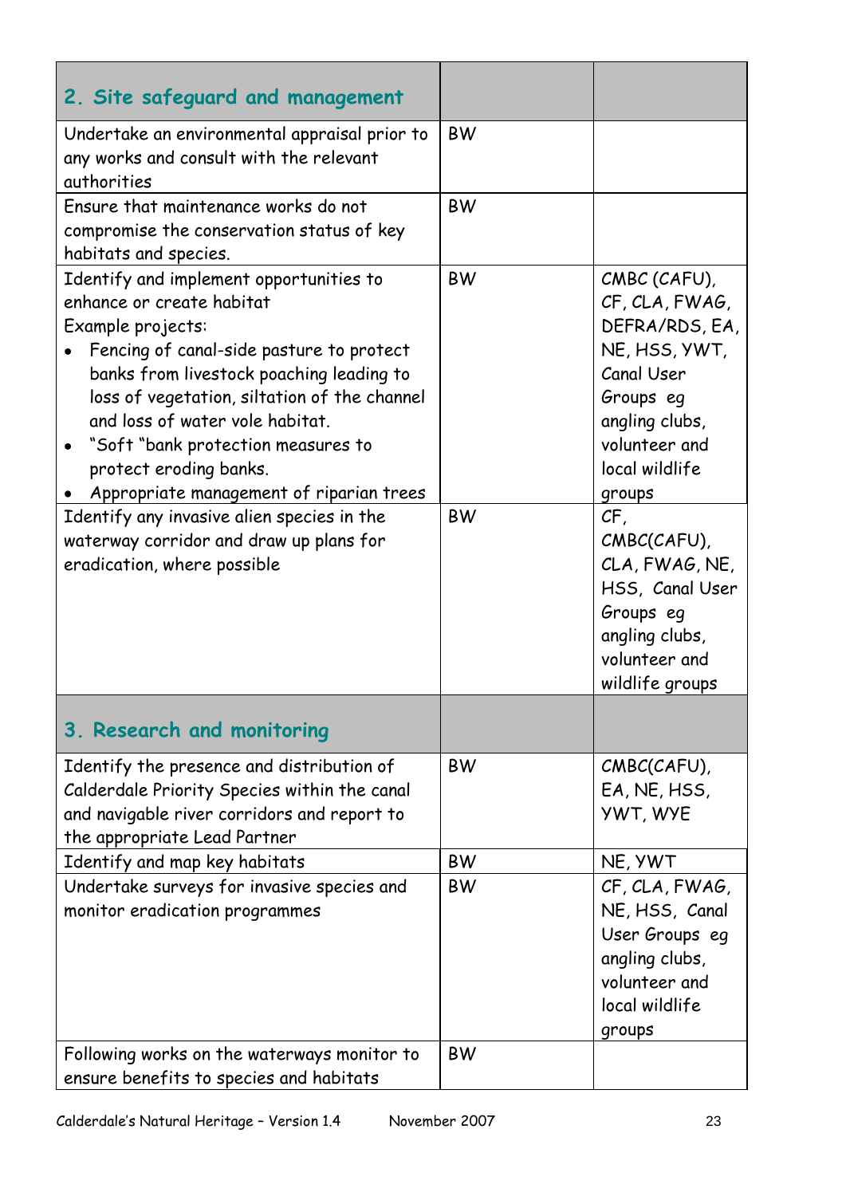| 2. Site safeguard and management | | |
|---|---|---|
| Undertake an environmental appraisal prior to any works and consult with the relevant authorities | BW | |
| Ensure that maintenance works do not compromise the conservation status of key habitats and species. | BW | |
| Identify and implement opportunities to enhance or create habitat<br>Example projects:<br>• Fencing of canal-side pasture to protect banks from livestock poaching leading to loss of vegetation, siltation of the channel and loss of water vole habitat.<br>• "Soft "bank protection measures to protect eroding banks.<br>• Appropriate management of riparian trees | BW | CMBC (CAFU), CF, CLA, FWAG, DEFRA/RDS, EA, NE, HSS, YWT, Canal User Groups eg angling clubs, volunteer and local wildlife groups |
| Identify any invasive alien species in the waterway corridor and draw up plans for eradication, where possible | BW | CF, CMBC(CAFU), CLA, FWAG, NE, HSS, Canal User Groups eg angling clubs, volunteer and wildlife groups |
| **3. Research and monitoring** | | |
| Identify the presence and distribution of Calderdale Priority Species within the canal and navigable river corridors and report to the appropriate Lead Partner | BW | CMBC(CAFU), EA, NE, HSS, YWT, WYE |
| Identify and map key habitats | BW | NE, YWT |
| Undertake surveys for invasive species and monitor eradication programmes | BW | CF, CLA, FWAG, NE, HSS, Canal User Groups eg angling clubs, volunteer and local wildlife groups |
| Following works on the waterways monitor to ensure benefits to species and habitats | BW | |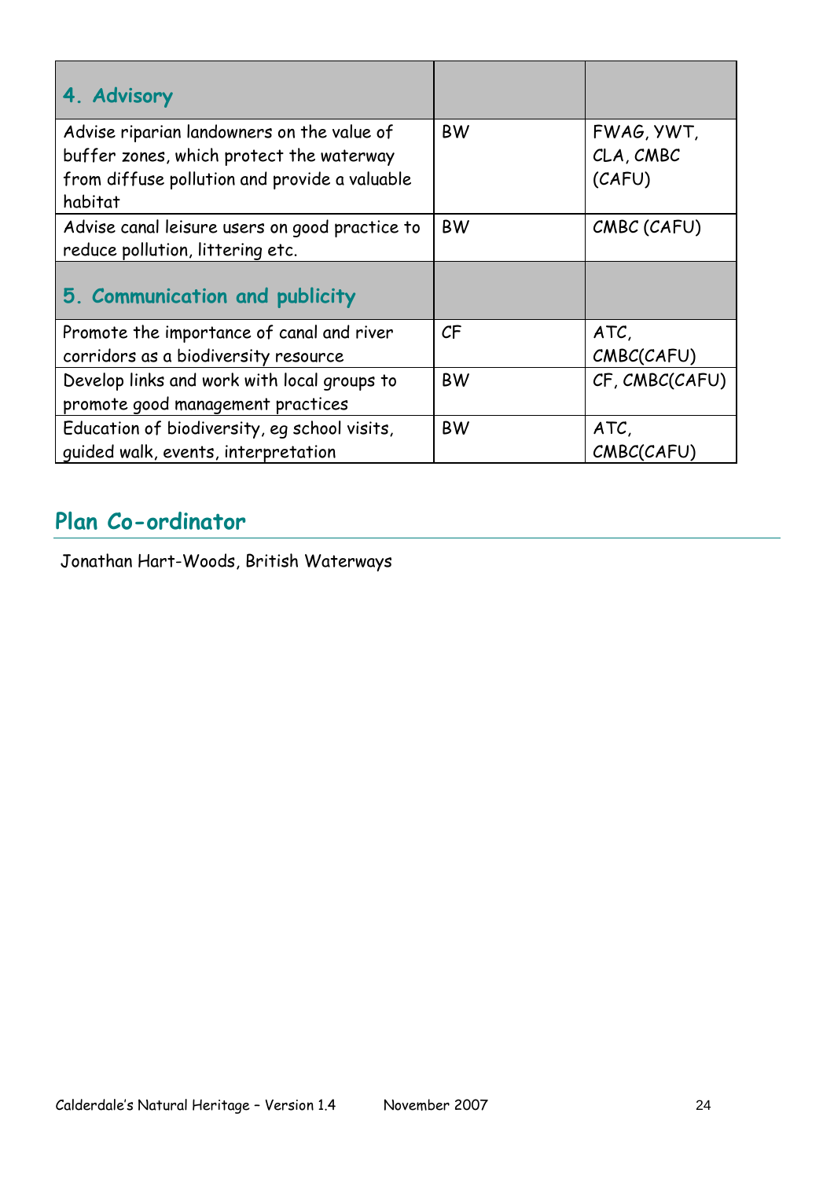| 4. Advisory | | |
|---|---|---|
| Advise riparian landowners on the value of buffer zones, which protect the waterway from diffuse pollution and provide a valuable habitat | BW | FWAG, YWT, CLA, CMBC (CAFU) |
| Advise canal leisure users on good practice to reduce pollution, littering etc. | BW | CMBC (CAFU) |
| **5. Communication and publicity** | | |
| Promote the importance of canal and river corridors as a biodiversity resource | CF | ATC, CMBC(CAFU) |
| Develop links and work with local groups to promote good management practices | BW | CF, CMBC(CAFU) |
| Education of biodiversity, eg school visits, guided walk, events, interpretation | BW | ATC, CMBC(CAFU) |

## Plan Co-ordinator

Jonathan Hart-Woods, British Waterways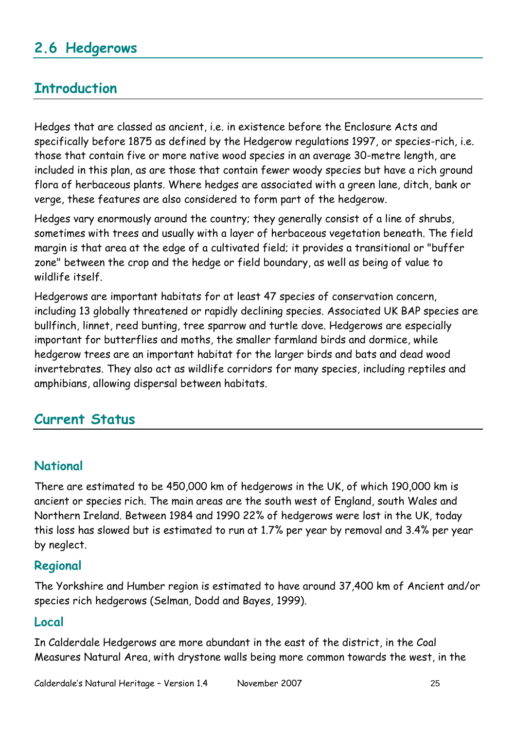## 2.6 Hedgerows

### Introduction

Hedges that are classed as ancient, i.e. in existence before the Enclosure Acts and specifically before 1875 as defined by the Hedgerow regulations 1997, or species-rich, i.e. those that contain five or more native wood species in an average 30-metre length, are included in this plan, as are those that contain fewer woody species but have a rich ground flora of herbaceous plants. Where hedges are associated with a green lane, ditch, bank or verge, these features are also considered to form part of the hedgerow.

Hedges vary enormously around the country; they generally consist of a line of shrubs, sometimes with trees and usually with a layer of herbaceous vegetation beneath. The field margin is that area at the edge of a cultivated field; it provides a transitional or "buffer zone" between the crop and the hedge or field boundary, as well as being of value to wildlife itself.

Hedgerows are important habitats for at least 47 species of conservation concern, including 13 globally threatened or rapidly declining species. Associated UK BAP species are bullfinch, linnet, reed bunting, tree sparrow and turtle dove. Hedgerows are especially important for butterflies and moths, the smaller farmland birds and dormice, while hedgerow trees are an important habitat for the larger birds and bats and dead wood invertebrates. They also act as wildlife corridors for many species, including reptiles and amphibians, allowing dispersal between habitats.

### Current Status

#### National

There are estimated to be 450,000 km of hedgerows in the UK, of which 190,000 km is ancient or species rich. The main areas are the south west of England, south Wales and Northern Ireland. Between 1984 and 1990 22% of hedgerows were lost in the UK, today this loss has slowed but is estimated to run at 1.7% per year by removal and 3.4% per year by neglect.

#### Regional

The Yorkshire and Humber region is estimated to have around 37,400 km of Ancient and/or species rich hedgerows (Selman, Dodd and Bayes, 1999).

#### Local

In Calderdale Hedgerows are more abundant in the east of the district, in the Coal Measures Natural Area, with drystone walls being more common towards the west, in the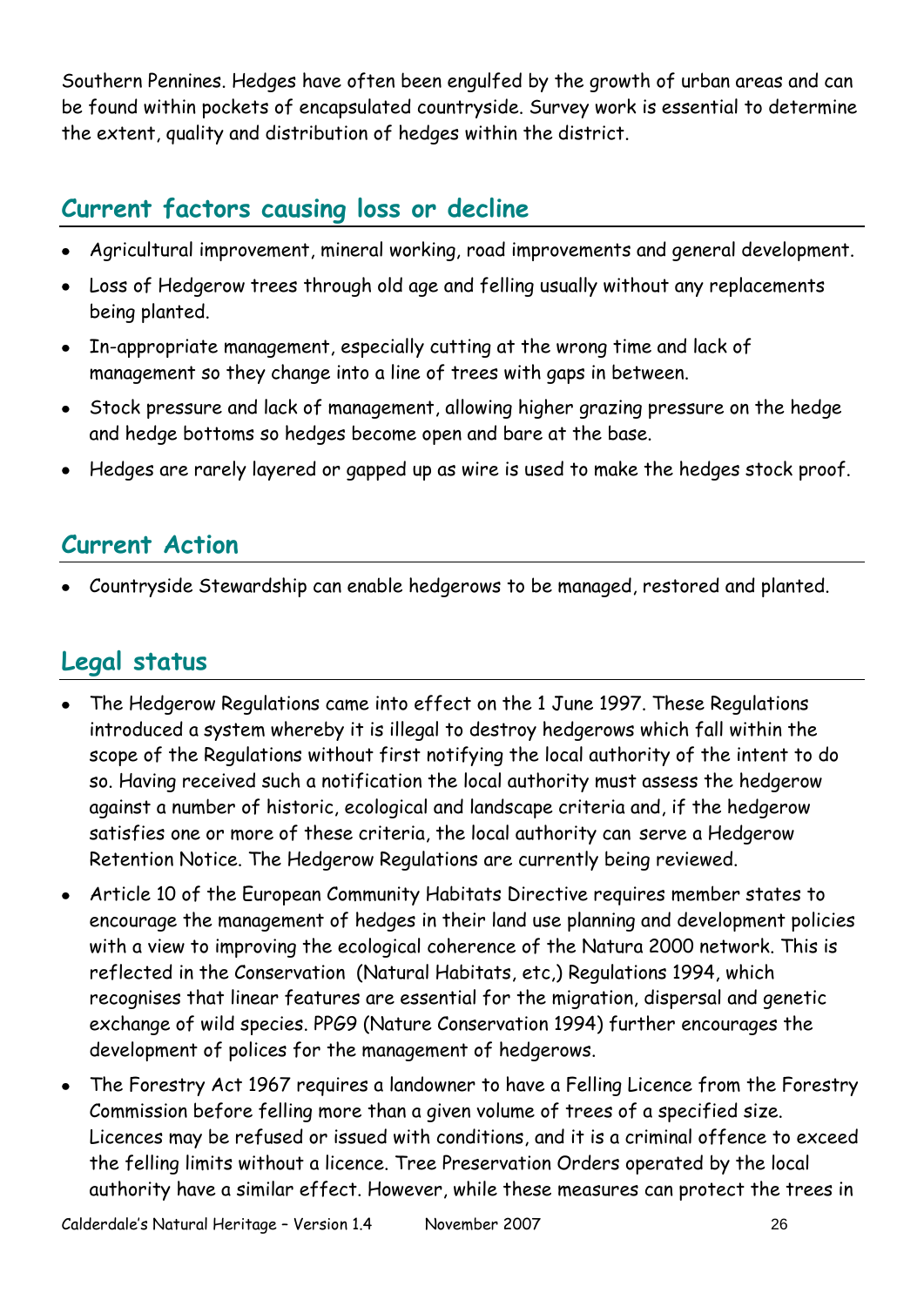Southern Pennines. Hedges have often been engulfed by the growth of urban areas and can be found within pockets of encapsulated countryside. Survey work is essential to determine the extent, quality and distribution of hedges within the district.

## Current factors causing loss or decline

- Agricultural improvement, mineral working, road improvements and general development.
- Loss of Hedgerow trees through old age and felling usually without any replacements being planted.
- In-appropriate management, especially cutting at the wrong time and lack of management so they change into a line of trees with gaps in between.
- Stock pressure and lack of management, allowing higher grazing pressure on the hedge and hedge bottoms so hedges become open and bare at the base.
- Hedges are rarely layered or gapped up as wire is used to make the hedges stock proof.

## Current Action

- Countryside Stewardship can enable hedgerows to be managed, restored and planted.

## Legal status

- The Hedgerow Regulations came into effect on the 1 June 1997. These Regulations introduced a system whereby it is illegal to destroy hedgerows which fall within the scope of the Regulations without first notifying the local authority of the intent to do so. Having received such a notification the local authority must assess the hedgerow against a number of historic, ecological and landscape criteria and, if the hedgerow satisfies one or more of these criteria, the local authority can serve a Hedgerow Retention Notice. The Hedgerow Regulations are currently being reviewed.
- Article 10 of the European Community Habitats Directive requires member states to encourage the management of hedges in their land use planning and development policies with a view to improving the ecological coherence of the Natura 2000 network. This is reflected in the Conservation (Natural Habitats, etc,) Regulations 1994, which recognises that linear features are essential for the migration, dispersal and genetic exchange of wild species. PPG9 (Nature Conservation 1994) further encourages the development of polices for the management of hedgerows.
- The Forestry Act 1967 requires a landowner to have a Felling Licence from the Forestry Commission before felling more than a given volume of trees of a specified size. Licences may be refused or issued with conditions, and it is a criminal offence to exceed the felling limits without a licence. Tree Preservation Orders operated by the local authority have a similar effect. However, while these measures can protect the trees in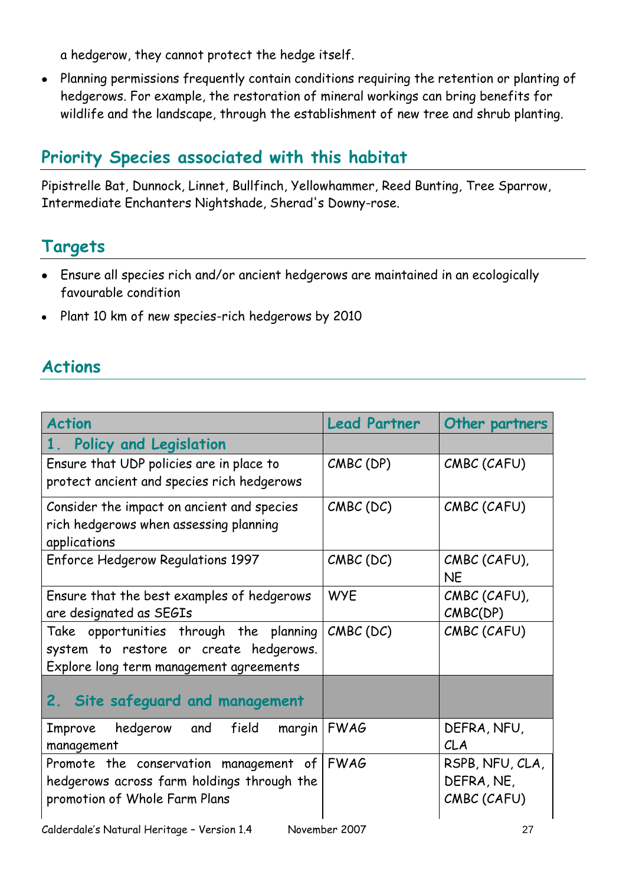a hedgerow, they cannot protect the hedge itself.

- Planning permissions frequently contain conditions requiring the retention or planting of hedgerows. For example, the restoration of mineral workings can bring benefits for wildlife and the landscape, through the establishment of new tree and shrub planting.

## Priority Species associated with this habitat

Pipistrelle Bat, Dunnock, Linnet, Bullfinch, Yellowhammer, Reed Bunting, Tree Sparrow, Intermediate Enchanters Nightshade, Sherad's Downy-rose.

## Targets

- Ensure all species rich and/or ancient hedgerows are maintained in an ecologically favourable condition
- Plant 10 km of new species-rich hedgerows by 2010

## Actions

| Action | Lead Partner | Other partners |
|---|---|---|
| **1. Policy and Legislation** | | |
| Ensure that UDP policies are in place to protect ancient and species rich hedgerows | CMBC (DP) | CMBC (CAFU) |
| Consider the impact on ancient and species rich hedgerows when assessing planning applications | CMBC (DC) | CMBC (CAFU) |
| Enforce Hedgerow Regulations 1997 | CMBC (DC) | CMBC (CAFU), NE |
| Ensure that the best examples of hedgerows are designated as SEGIs | WYE | CMBC (CAFU), CMBC(DP) |
| Take opportunities through the planning system to restore or create hedgerows. Explore long term management agreements | CMBC (DC) | CMBC (CAFU) |
| **2. Site safeguard and management** | | |
| Improve hedgerow and field margin management | FWAG | DEFRA, NFU, CLA |
| Promote the conservation management of hedgerows across farm holdings through the promotion of Whole Farm Plans | FWAG | RSPB, NFU, CLA, DEFRA, NE, CMBC (CAFU) |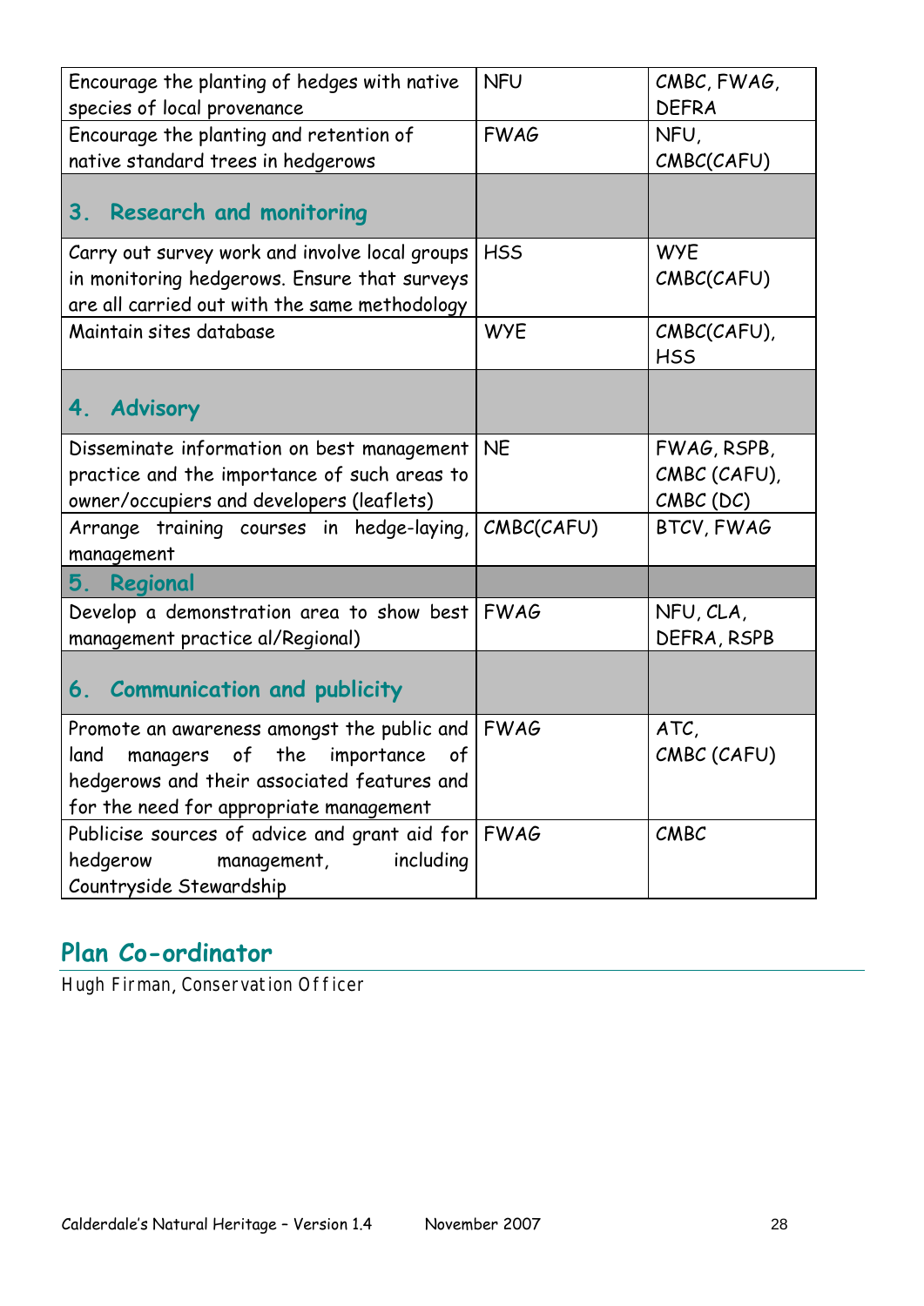| | | |
|---|---|---|
| Encourage the planting of hedges with native species of local provenance | NFU | CMBC, FWAG, DEFRA |
| Encourage the planting and retention of native standard trees in hedgerows | FWAG | NFU, CMBC(CAFU) |
| **3. Research and monitoring** | | |
| Carry out survey work and involve local groups in monitoring hedgerows. Ensure that surveys are all carried out with the same methodology | HSS | WYE CMBC(CAFU) |
| Maintain sites database | WYE | CMBC(CAFU), HSS |
| **4. Advisory** | | |
| Disseminate information on best management practice and the importance of such areas to owner/occupiers and developers (leaflets) | NE | FWAG, RSPB, CMBC (CAFU), CMBC (DC) |
| Arrange training courses in hedge-laying, management | CMBC(CAFU) | BTCV, FWAG |
| **5. Regional** | | |
| Develop a demonstration area to show best management practice al/Regional) | FWAG | NFU, CLA, DEFRA, RSPB |
| **6. Communication and publicity** | | |
| Promote an awareness amongst the public and land managers of the importance of hedgerows and their associated features and for the need for appropriate management | FWAG | ATC, CMBC (CAFU) |
| Publicise sources of advice and grant aid for hedgerow management, including Countryside Stewardship | FWAG | CMBC |

## Plan Co-ordinator

Hugh Firman, Conservation Officer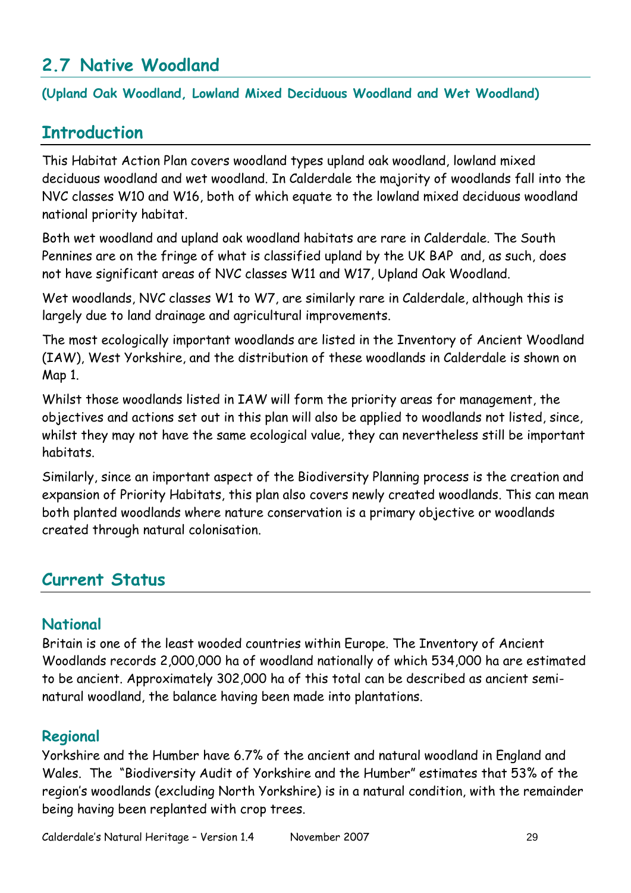## 2.7 Native Woodland

**(Upland Oak Woodland, Lowland Mixed Deciduous Woodland and Wet Woodland)**

## Introduction

This Habitat Action Plan covers woodland types upland oak woodland, lowland mixed deciduous woodland and wet woodland. In Calderdale the majority of woodlands fall into the NVC classes W10 and W16, both of which equate to the lowland mixed deciduous woodland national priority habitat.

Both wet woodland and upland oak woodland habitats are rare in Calderdale. The South Pennines are on the fringe of what is classified upland by the UK BAP and, as such, does not have significant areas of NVC classes W11 and W17, Upland Oak Woodland.

Wet woodlands, NVC classes W1 to W7, are similarly rare in Calderdale, although this is largely due to land drainage and agricultural improvements.

The most ecologically important woodlands are listed in the Inventory of Ancient Woodland (IAW), West Yorkshire, and the distribution of these woodlands in Calderdale is shown on Map 1.

Whilst those woodlands listed in IAW will form the priority areas for management, the objectives and actions set out in this plan will also be applied to woodlands not listed, since, whilst they may not have the same ecological value, they can nevertheless still be important habitats.

Similarly, since an important aspect of the Biodiversity Planning process is the creation and expansion of Priority Habitats, this plan also covers newly created woodlands. This can mean both planted woodlands where nature conservation is a primary objective or woodlands created through natural colonisation.

## Current Status

### National

Britain is one of the least wooded countries within Europe. The Inventory of Ancient Woodlands records 2,000,000 ha of woodland nationally of which 534,000 ha are estimated to be ancient. Approximately 302,000 ha of this total can be described as ancient semi-natural woodland, the balance having been made into plantations.

### Regional

Yorkshire and the Humber have 6.7% of the ancient and natural woodland in England and Wales. The "Biodiversity Audit of Yorkshire and the Humber" estimates that 53% of the region's woodlands (excluding North Yorkshire) is in a natural condition, with the remainder being having been replanted with crop trees.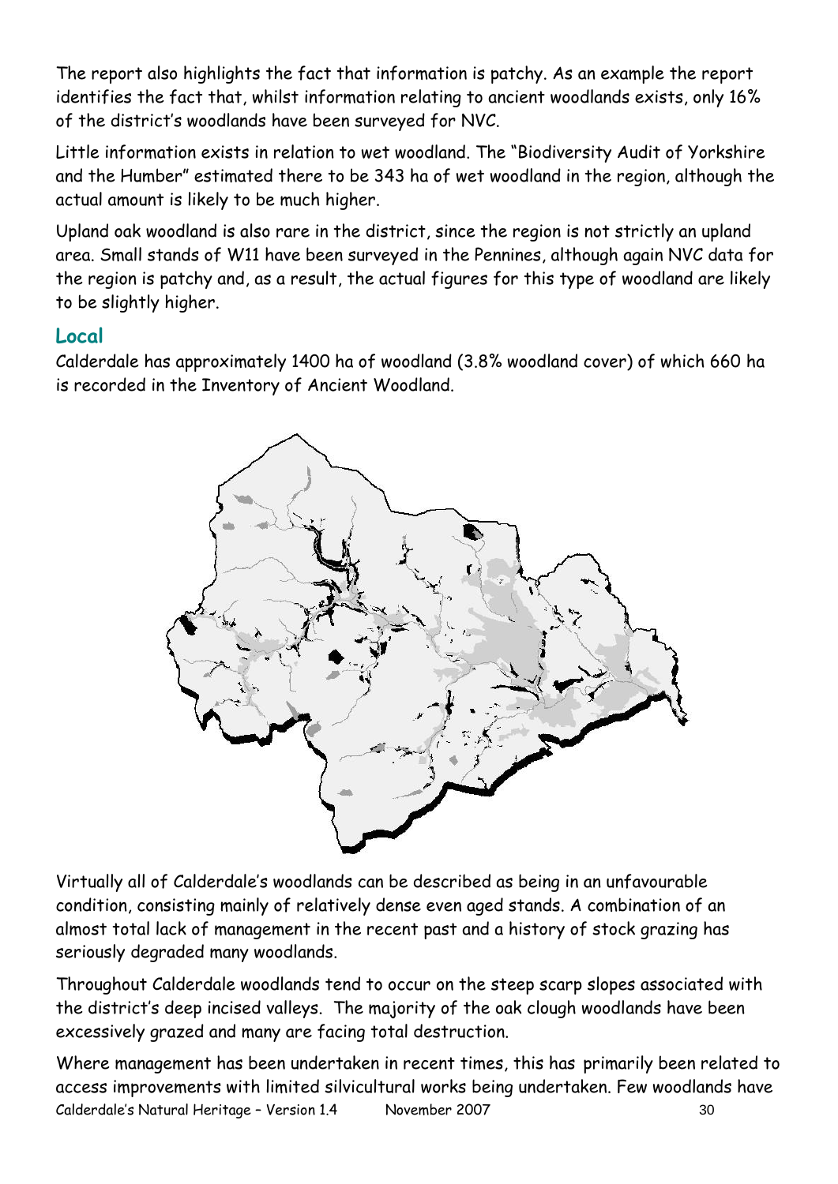The report also highlights the fact that information is patchy. As an example the report identifies the fact that, whilst information relating to ancient woodlands exists, only 16% of the district's woodlands have been surveyed for NVC.

Little information exists in relation to wet woodland. The "Biodiversity Audit of Yorkshire and the Humber" estimated there to be 343 ha of wet woodland in the region, although the actual amount is likely to be much higher.

Upland oak woodland is also rare in the district, since the region is not strictly an upland area. Small stands of W11 have been surveyed in the Pennines, although again NVC data for the region is patchy and, as a result, the actual figures for this type of woodland are likely to be slightly higher.

## Local

Calderdale has approximately 1400 ha of woodland (3.8% woodland cover) of which 660 ha is recorded in the Inventory of Ancient Woodland.

Virtually all of Calderdale's woodlands can be described as being in an unfavourable condition, consisting mainly of relatively dense even aged stands. A combination of an almost total lack of management in the recent past and a history of stock grazing has seriously degraded many woodlands.

Throughout Calderdale woodlands tend to occur on the steep scarp slopes associated with the district's deep incised valleys. The majority of the oak clough woodlands have been excessively grazed and many are facing total destruction.

Where management has been undertaken in recent times, this has primarily been related to access improvements with limited silvicultural works being undertaken. Few woodlands have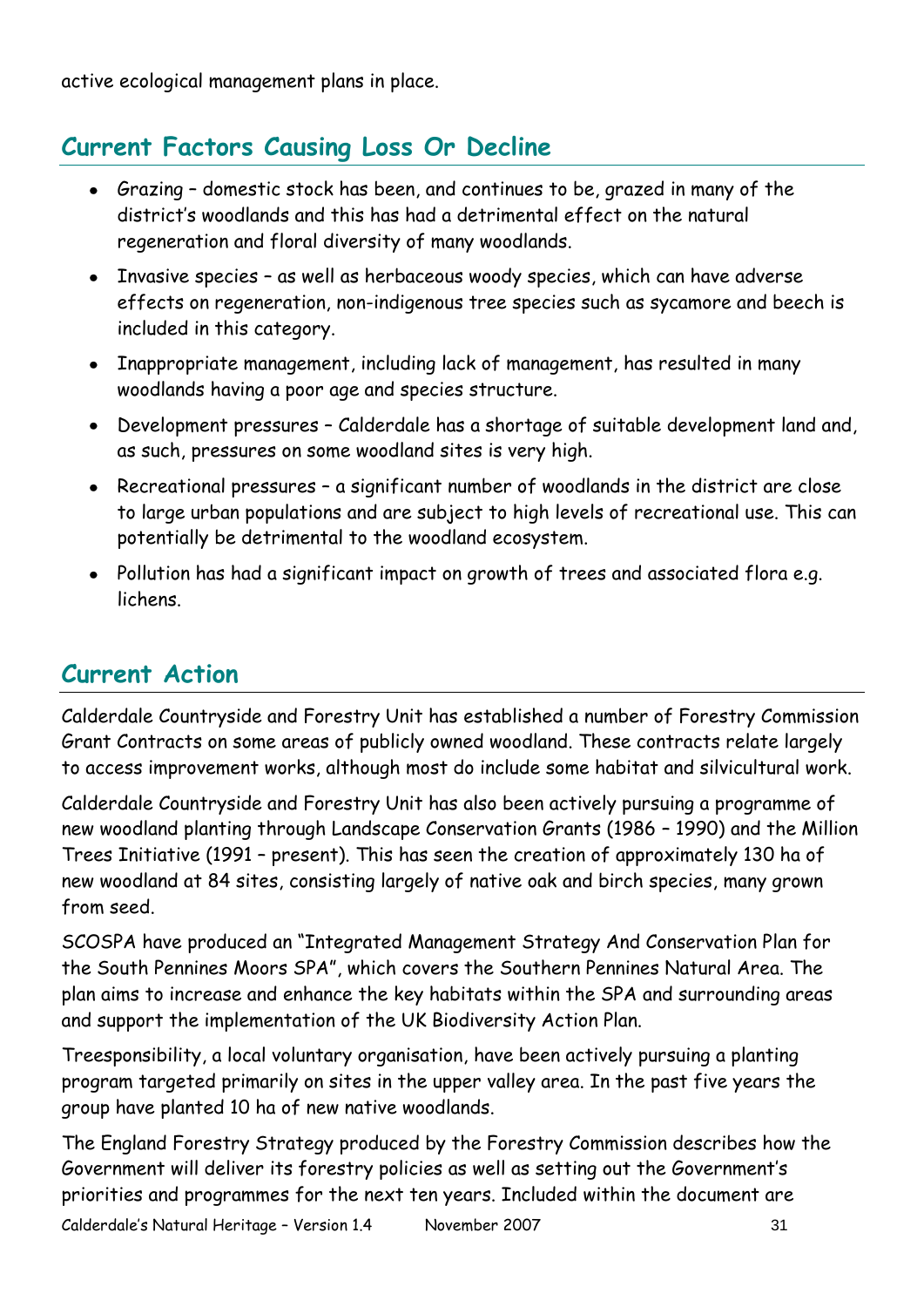active ecological management plans in place.

## Current Factors Causing Loss Or Decline

- Grazing – domestic stock has been, and continues to be, grazed in many of the district's woodlands and this has had a detrimental effect on the natural regeneration and floral diversity of many woodlands.
- Invasive species – as well as herbaceous woody species, which can have adverse effects on regeneration, non-indigenous tree species such as sycamore and beech is included in this category.
- Inappropriate management, including lack of management, has resulted in many woodlands having a poor age and species structure.
- Development pressures – Calderdale has a shortage of suitable development land and, as such, pressures on some woodland sites is very high.
- Recreational pressures – a significant number of woodlands in the district are close to large urban populations and are subject to high levels of recreational use. This can potentially be detrimental to the woodland ecosystem.
- Pollution has had a significant impact on growth of trees and associated flora e.g. lichens.

## Current Action

Calderdale Countryside and Forestry Unit has established a number of Forestry Commission Grant Contracts on some areas of publicly owned woodland. These contracts relate largely to access improvement works, although most do include some habitat and silvicultural work.

Calderdale Countryside and Forestry Unit has also been actively pursuing a programme of new woodland planting through Landscape Conservation Grants (1986 – 1990) and the Million Trees Initiative (1991 – present). This has seen the creation of approximately 130 ha of new woodland at 84 sites, consisting largely of native oak and birch species, many grown from seed.

SCOSPA have produced an "Integrated Management Strategy And Conservation Plan for the South Pennines Moors SPA", which covers the Southern Pennines Natural Area. The plan aims to increase and enhance the key habitats within the SPA and surrounding areas and support the implementation of the UK Biodiversity Action Plan.

Treesponsibility, a local voluntary organisation, have been actively pursuing a planting program targeted primarily on sites in the upper valley area. In the past five years the group have planted 10 ha of new native woodlands.

The England Forestry Strategy produced by the Forestry Commission describes how the Government will deliver its forestry policies as well as setting out the Government's priorities and programmes for the next ten years. Included within the document are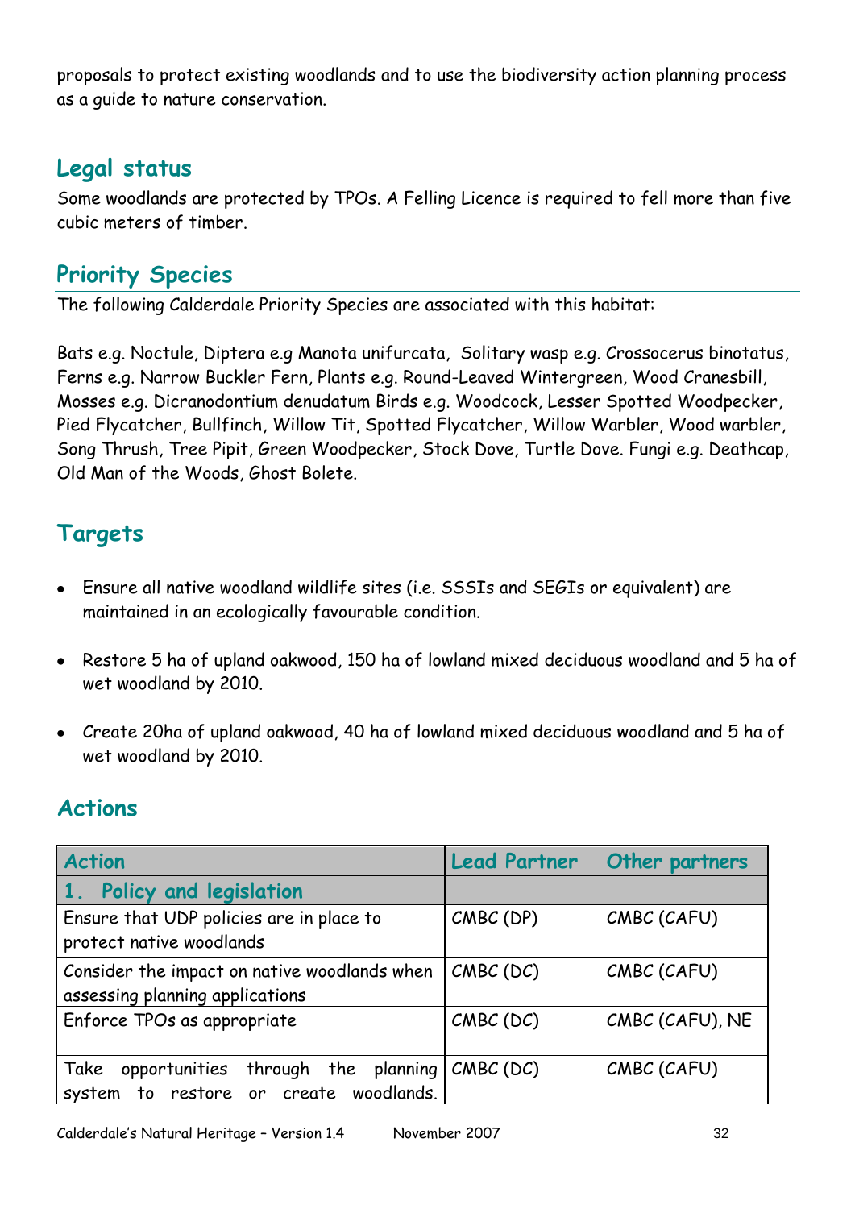proposals to protect existing woodlands and to use the biodiversity action planning process as a guide to nature conservation.

## Legal status

Some woodlands are protected by TPOs. A Felling Licence is required to fell more than five cubic meters of timber.

## Priority Species

The following Calderdale Priority Species are associated with this habitat:

Bats e.g. Noctule, Diptera e.g Manota unifurcata, Solitary wasp e.g. Crossocerus binotatus, Ferns e.g. Narrow Buckler Fern, Plants e.g. Round-Leaved Wintergreen, Wood Cranesbill, Mosses e.g. Dicranodontium denudatum Birds e.g. Woodcock, Lesser Spotted Woodpecker, Pied Flycatcher, Bullfinch, Willow Tit, Spotted Flycatcher, Willow Warbler, Wood warbler, Song Thrush, Tree Pipit, Green Woodpecker, Stock Dove, Turtle Dove. Fungi e.g. Deathcap, Old Man of the Woods, Ghost Bolete.

## Targets

- Ensure all native woodland wildlife sites (i.e. SSSIs and SEGIs or equivalent) are maintained in an ecologically favourable condition.
- Restore 5 ha of upland oakwood, 150 ha of lowland mixed deciduous woodland and 5 ha of wet woodland by 2010.
- Create 20ha of upland oakwood, 40 ha of lowland mixed deciduous woodland and 5 ha of wet woodland by 2010.

## Actions

| Action | Lead Partner | Other partners |
|---|---|---|
| **1. Policy and legislation** | | |
| Ensure that UDP policies are in place to protect native woodlands | CMBC (DP) | CMBC (CAFU) |
| Consider the impact on native woodlands when assessing planning applications | CMBC (DC) | CMBC (CAFU) |
| Enforce TPOs as appropriate | CMBC (DC) | CMBC (CAFU), NE |
| Take opportunities through the planning system to restore or create woodlands. | CMBC (DC) | CMBC (CAFU) |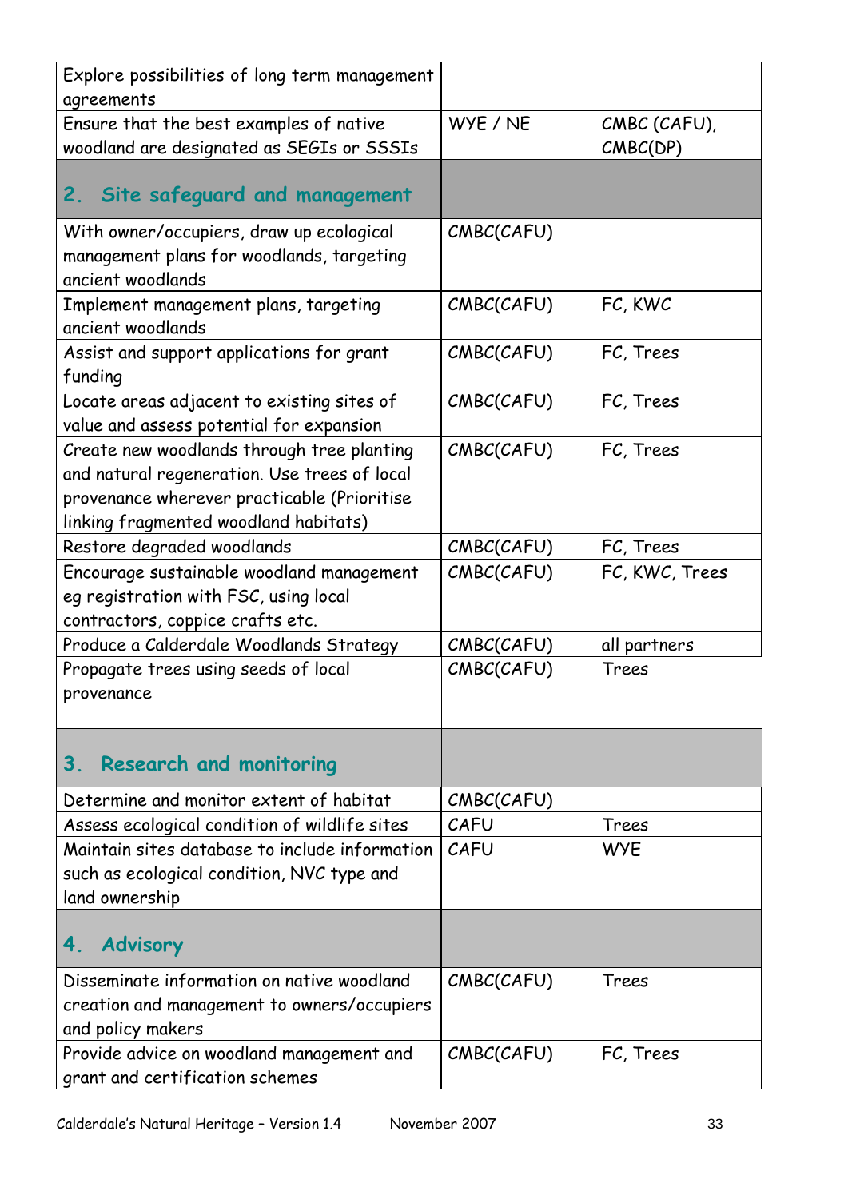| | | |
|---|---|---|
| Explore possibilities of long term management agreements | | |
| Ensure that the best examples of native woodland are designated as SEGIs or SSSIs | WYE / NE | CMBC (CAFU), CMBC(DP) |
| **2. Site safeguard and management** | | |
| With owner/occupiers, draw up ecological management plans for woodlands, targeting ancient woodlands | CMBC(CAFU) | |
| Implement management plans, targeting ancient woodlands | CMBC(CAFU) | FC, KWC |
| Assist and support applications for grant funding | CMBC(CAFU) | FC, Trees |
| Locate areas adjacent to existing sites of value and assess potential for expansion | CMBC(CAFU) | FC, Trees |
| Create new woodlands through tree planting and natural regeneration. Use trees of local provenance wherever practicable (Prioritise linking fragmented woodland habitats) | CMBC(CAFU) | FC, Trees |
| Restore degraded woodlands | CMBC(CAFU) | FC, Trees |
| Encourage sustainable woodland management eg registration with FSC, using local contractors, coppice crafts etc. | CMBC(CAFU) | FC, KWC, Trees |
| Produce a Calderdale Woodlands Strategy | CMBC(CAFU) | all partners |
| Propagate trees using seeds of local provenance | CMBC(CAFU) | Trees |
| **3. Research and monitoring** | | |
| Determine and monitor extent of habitat | CMBC(CAFU) | |
| Assess ecological condition of wildlife sites | CAFU | Trees |
| Maintain sites database to include information such as ecological condition, NVC type and land ownership | CAFU | WYE |
| **4. Advisory** | | |
| Disseminate information on native woodland creation and management to owners/occupiers and policy makers | CMBC(CAFU) | Trees |
| Provide advice on woodland management and grant and certification schemes | CMBC(CAFU) | FC, Trees |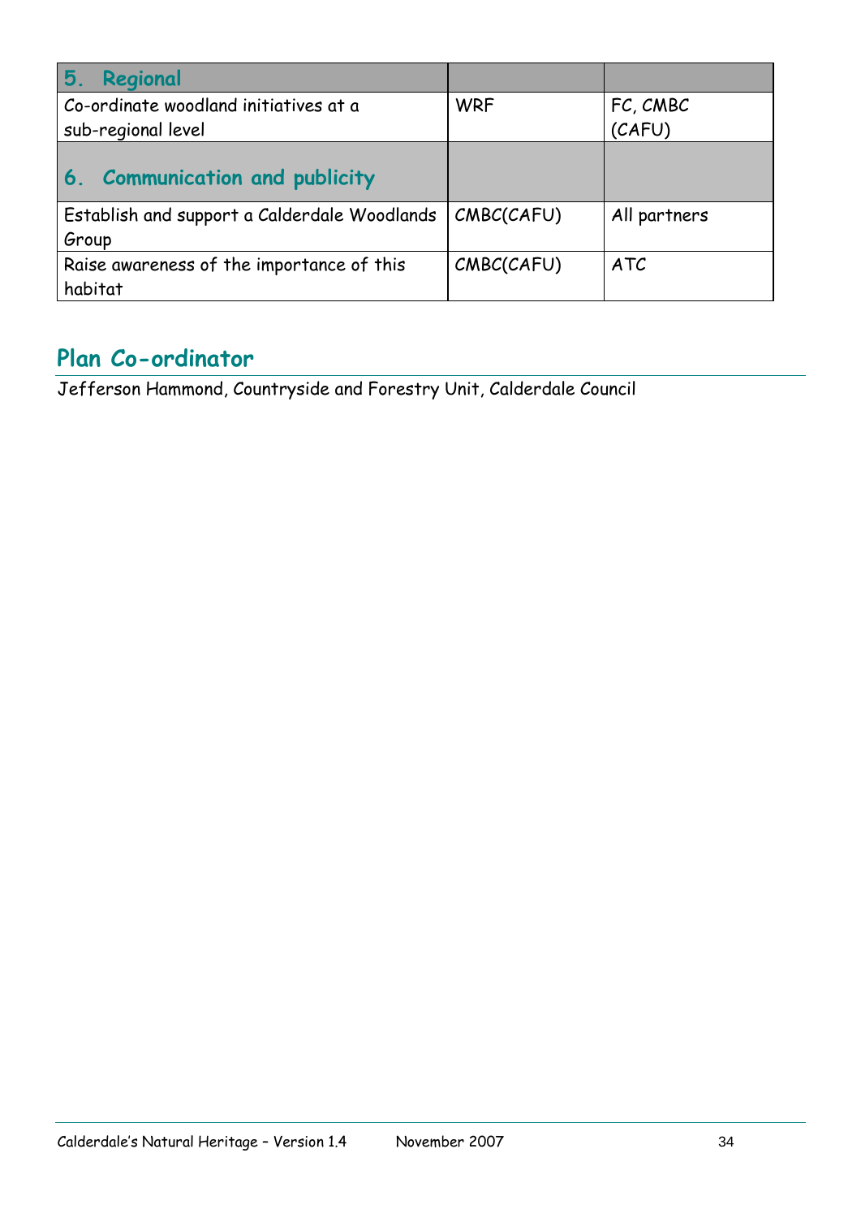| 5. **Regional** | | |
|---|---|---|
| Co-ordinate woodland initiatives at a sub-regional level | WRF | FC, CMBC (CAFU) |
| 6. **Communication and publicity** | | |
| Establish and support a Calderdale Woodlands Group | CMBC(CAFU) | All partners |
| Raise awareness of the importance of this habitat | CMBC(CAFU) | ATC |

## Plan Co-ordinator

Jefferson Hammond, Countryside and Forestry Unit, Calderdale Council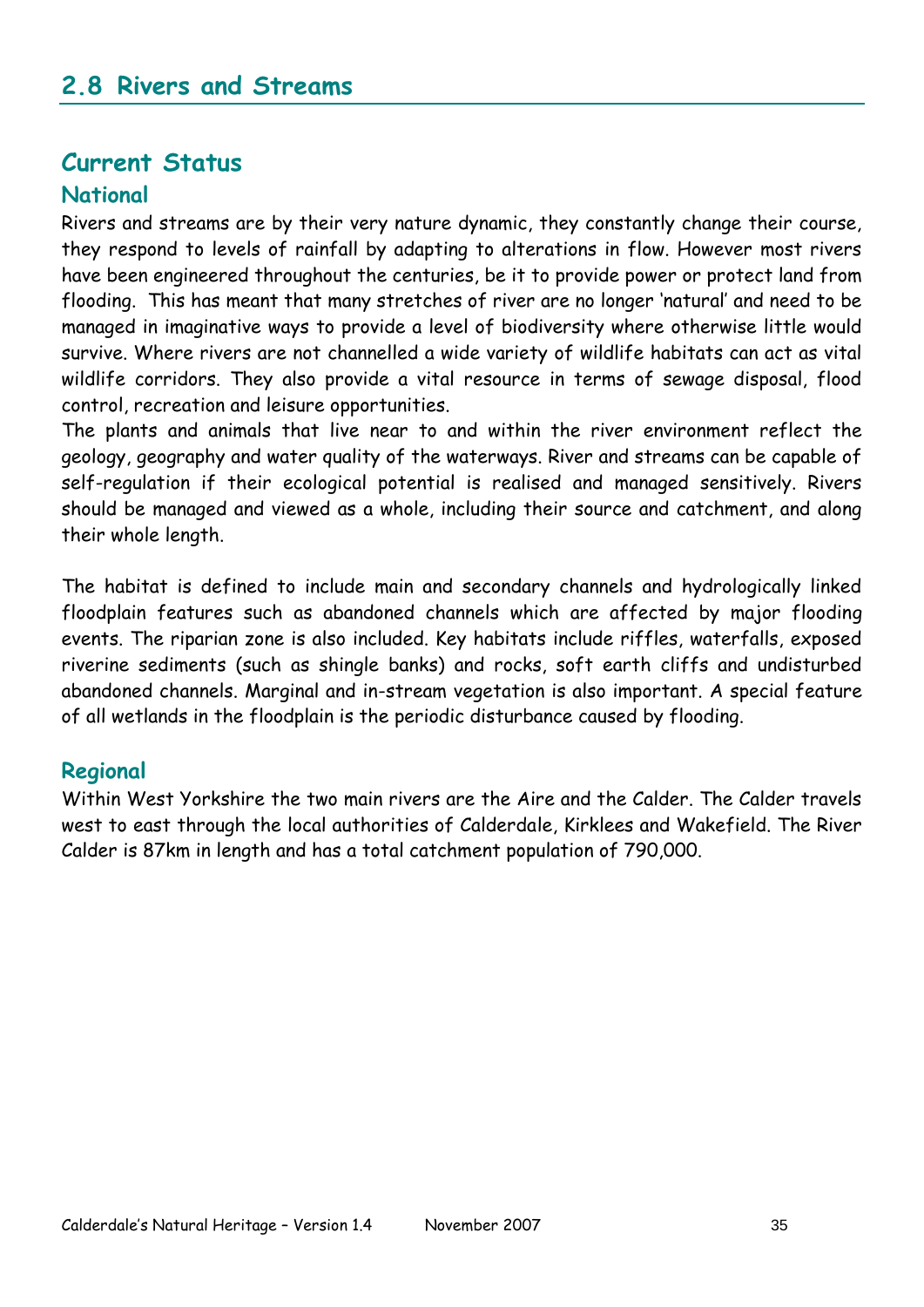## 2.8 Rivers and Streams

### Current Status

#### National

Rivers and streams are by their very nature dynamic, they constantly change their course, they respond to levels of rainfall by adapting to alterations in flow. However most rivers have been engineered throughout the centuries, be it to provide power or protect land from flooding. This has meant that many stretches of river are no longer 'natural' and need to be managed in imaginative ways to provide a level of biodiversity where otherwise little would survive. Where rivers are not channelled a wide variety of wildlife habitats can act as vital wildlife corridors. They also provide a vital resource in terms of sewage disposal, flood control, recreation and leisure opportunities.

The plants and animals that live near to and within the river environment reflect the geology, geography and water quality of the waterways. River and streams can be capable of self-regulation if their ecological potential is realised and managed sensitively. Rivers should be managed and viewed as a whole, including their source and catchment, and along their whole length.

The habitat is defined to include main and secondary channels and hydrologically linked floodplain features such as abandoned channels which are affected by major flooding events. The riparian zone is also included. Key habitats include riffles, waterfalls, exposed riverine sediments (such as shingle banks) and rocks, soft earth cliffs and undisturbed abandoned channels. Marginal and in-stream vegetation is also important. A special feature of all wetlands in the floodplain is the periodic disturbance caused by flooding.

#### Regional

Within West Yorkshire the two main rivers are the Aire and the Calder. The Calder travels west to east through the local authorities of Calderdale, Kirklees and Wakefield. The River Calder is 87km in length and has a total catchment population of 790,000.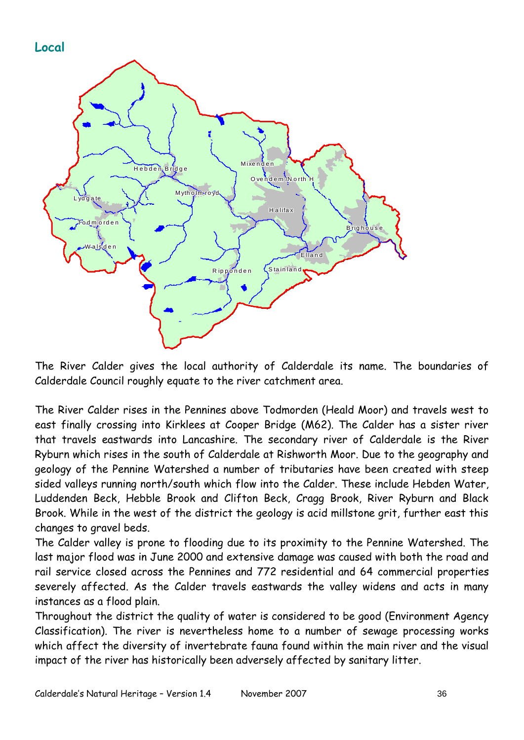## Local

The River Calder gives the local authority of Calderdale its name. The boundaries of Calderdale Council roughly equate to the river catchment area.

The River Calder rises in the Pennines above Todmorden (Heald Moor) and travels west to east finally crossing into Kirklees at Cooper Bridge (M62). The Calder has a sister river that travels eastwards into Lancashire. The secondary river of Calderdale is the River Ryburn which rises in the south of Calderdale at Rishworth Moor. Due to the geography and geology of the Pennine Watershed a number of tributaries have been created with steep sided valleys running north/south which flow into the Calder. These include Hebden Water, Luddenden Beck, Hebble Brook and Clifton Beck, Cragg Brook, River Ryburn and Black Brook. While in the west of the district the geology is acid millstone grit, further east this changes to gravel beds.

The Calder valley is prone to flooding due to its proximity to the Pennine Watershed. The last major flood was in June 2000 and extensive damage was caused with both the road and rail service closed across the Pennines and 772 residential and 64 commercial properties severely affected. As the Calder travels eastwards the valley widens and acts in many instances as a flood plain.

Throughout the district the quality of water is considered to be good (Environment Agency Classification). The river is nevertheless home to a number of sewage processing works which affect the diversity of invertebrate fauna found within the main river and the visual impact of the river has historically been adversely affected by sanitary litter.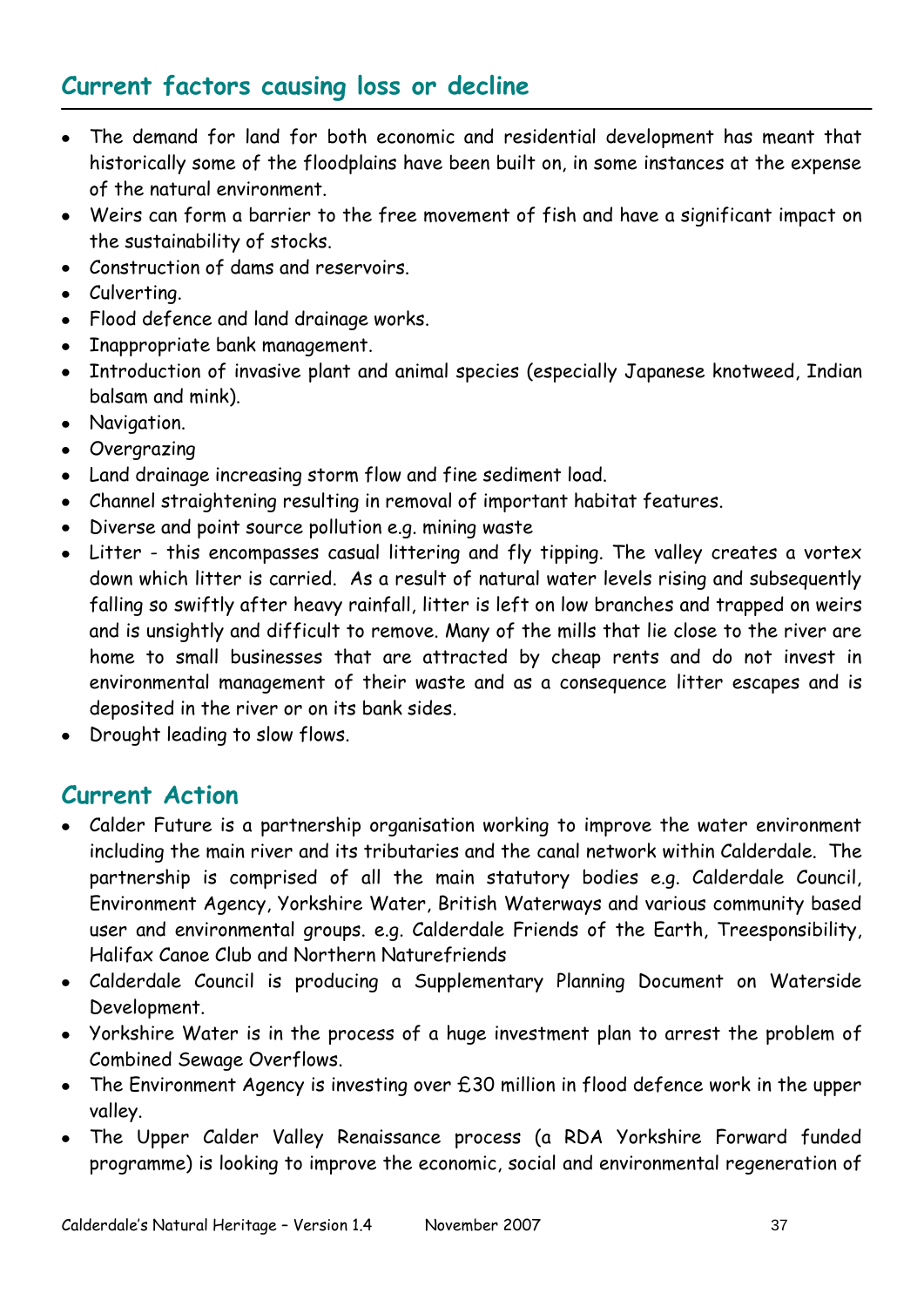## Current factors causing loss or decline

- The demand for land for both economic and residential development has meant that historically some of the floodplains have been built on, in some instances at the expense of the natural environment.
- Weirs can form a barrier to the free movement of fish and have a significant impact on the sustainability of stocks.
- Construction of dams and reservoirs.
- Culverting.
- Flood defence and land drainage works.
- Inappropriate bank management.
- Introduction of invasive plant and animal species (especially Japanese knotweed, Indian balsam and mink).
- Navigation.
- Overgrazing
- Land drainage increasing storm flow and fine sediment load.
- Channel straightening resulting in removal of important habitat features.
- Diverse and point source pollution e.g. mining waste
- Litter - this encompasses casual littering and fly tipping. The valley creates a vortex down which litter is carried. As a result of natural water levels rising and subsequently falling so swiftly after heavy rainfall, litter is left on low branches and trapped on weirs and is unsightly and difficult to remove. Many of the mills that lie close to the river are home to small businesses that are attracted by cheap rents and do not invest in environmental management of their waste and as a consequence litter escapes and is deposited in the river or on its bank sides.
- Drought leading to slow flows.

## Current Action

- Calder Future is a partnership organisation working to improve the water environment including the main river and its tributaries and the canal network within Calderdale. The partnership is comprised of all the main statutory bodies e.g. Calderdale Council, Environment Agency, Yorkshire Water, British Waterways and various community based user and environmental groups. e.g. Calderdale Friends of the Earth, Treesponsibility, Halifax Canoe Club and Northern Naturefriends
- Calderdale Council is producing a Supplementary Planning Document on Waterside Development.
- Yorkshire Water is in the process of a huge investment plan to arrest the problem of Combined Sewage Overflows.
- The Environment Agency is investing over £30 million in flood defence work in the upper valley.
- The Upper Calder Valley Renaissance process (a RDA Yorkshire Forward funded programme) is looking to improve the economic, social and environmental regeneration of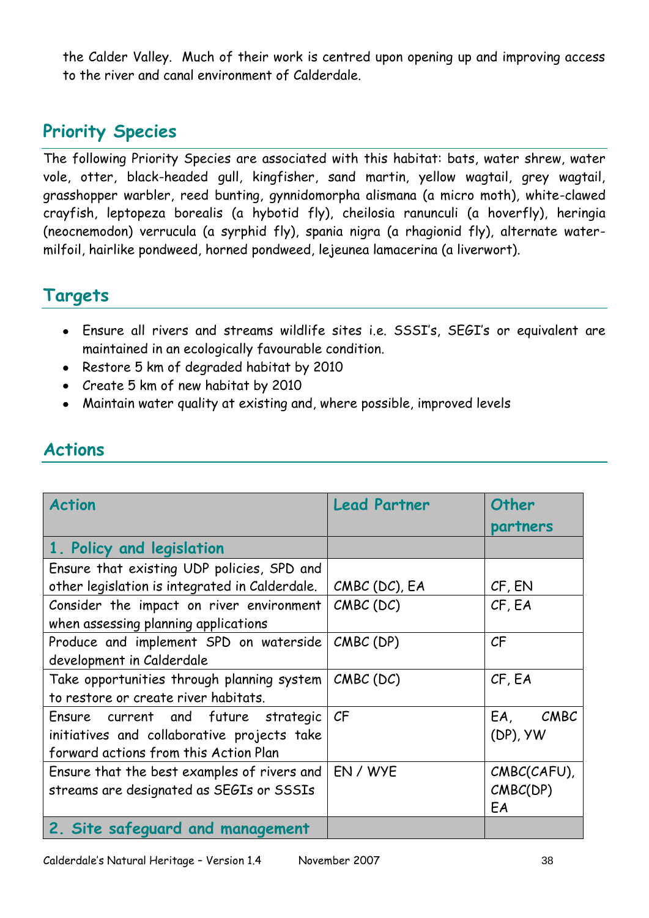the Calder Valley. Much of their work is centred upon opening up and improving access to the river and canal environment of Calderdale.

## Priority Species

The following Priority Species are associated with this habitat: bats, water shrew, water vole, otter, black-headed gull, kingfisher, sand martin, yellow wagtail, grey wagtail, grasshopper warbler, reed bunting, gynnidomorpha alismana (a micro moth), white-clawed crayfish, leptopeza borealis (a hybotid fly), cheilosia ranunculi (a hoverfly), heringia (neocnemodon) verrucula (a syrphid fly), spania nigra (a rhagionid fly), alternate water-milfoil, hairlike pondweed, horned pondweed, lejeunea lamacerina (a liverwort).

## Targets

- Ensure all rivers and streams wildlife sites i.e. SSSI's, SEGI's or equivalent are maintained in an ecologically favourable condition.
- Restore 5 km of degraded habitat by 2010
- Create 5 km of new habitat by 2010
- Maintain water quality at existing and, where possible, improved levels

## Actions

| Action | Lead Partner | Other partners |
|---|---|---|
| **1. Policy and legislation** | | |
| Ensure that existing UDP policies, SPD and other legislation is integrated in Calderdale. | CMBC (DC), EA | CF, EN |
| Consider the impact on river environment when assessing planning applications | CMBC (DC) | CF, EA |
| Produce and implement SPD on waterside development in Calderdale | CMBC (DP) | CF |
| Take opportunities through planning system to restore or create river habitats. | CMBC (DC) | CF, EA |
| Ensure current and future strategic initiatives and collaborative projects take forward actions from this Action Plan | CF | EA, CMBC (DP), YW |
| Ensure that the best examples of rivers and streams are designated as SEGIs or SSSIs | EN / WYE | CMBC(CAFU), CMBC(DP) EA |
| **2. Site safeguard and management** | | |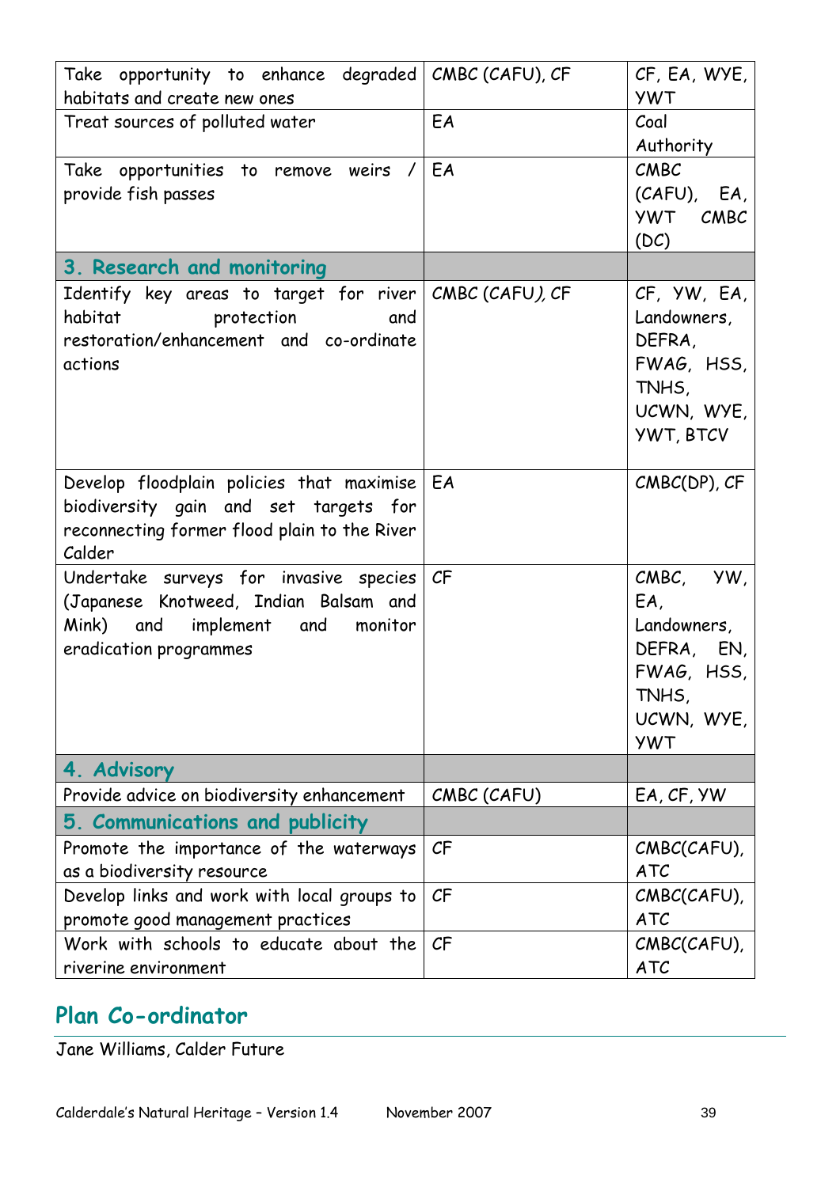| | | |
|---|---|---|
| Take opportunity to enhance degraded habitats and create new ones | CMBC (CAFU), CF | CF, EA, WYE, YWT |
| Treat sources of polluted water | EA | Coal Authority |
| Take opportunities to remove weirs / provide fish passes | EA | CMBC (CAFU), EA, YWT CMBC (DC) |
| **3. Research and monitoring** | | |
| Identify key areas to target for river habitat protection and restoration/enhancement and co-ordinate actions | CMBC (CAFU), CF | CF, YW, EA, Landowners, DEFRA, FWAG, HSS, TNHS, UCWN, WYE, YWT, BTCV |
| Develop floodplain policies that maximise biodiversity gain and set targets for reconnecting former flood plain to the River Calder | EA | CMBC(DP), CF |
| Undertake surveys for invasive species (Japanese Knotweed, Indian Balsam and Mink) and implement and monitor eradication programmes | CF | CMBC, YW, EA, Landowners, DEFRA, EN, FWAG, HSS, TNHS, UCWN, WYE, YWT |
| **4. Advisory** | | |
| Provide advice on biodiversity enhancement | CMBC (CAFU) | EA, CF, YW |
| **5. Communications and publicity** | | |
| Promote the importance of the waterways as a biodiversity resource | CF | CMBC(CAFU), ATC |
| Develop links and work with local groups to promote good management practices | CF | CMBC(CAFU), ATC |
| Work with schools to educate about the riverine environment | CF | CMBC(CAFU), ATC |

## Plan Co-ordinator

Jane Williams, Calder Future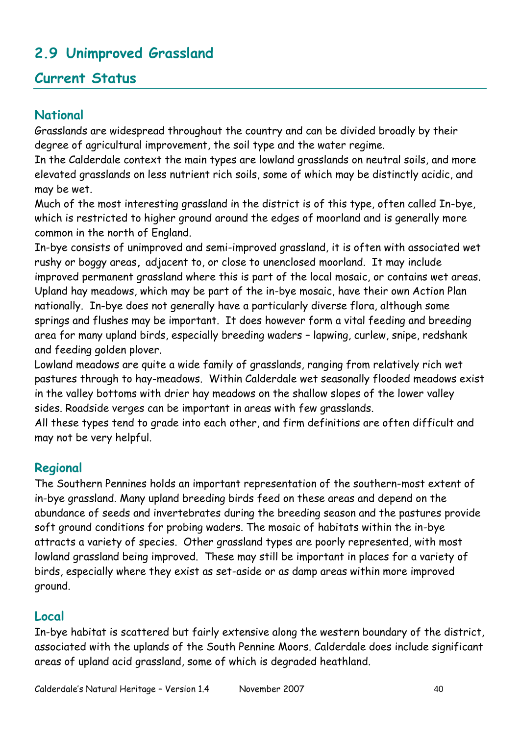# 2.9 Unimproved Grassland

## Current Status

### National

Grasslands are widespread throughout the country and can be divided broadly by their degree of agricultural improvement, the soil type and the water regime.

In the Calderdale context the main types are lowland grasslands on neutral soils, and more elevated grasslands on less nutrient rich soils, some of which may be distinctly acidic, and may be wet.

Much of the most interesting grassland in the district is of this type, often called In-bye, which is restricted to higher ground around the edges of moorland and is generally more common in the north of England.

In-bye consists of unimproved and semi-improved grassland, it is often with associated wet rushy or boggy areas, adjacent to, or close to unenclosed moorland. It may include improved permanent grassland where this is part of the local mosaic, or contains wet areas. Upland hay meadows, which may be part of the in-bye mosaic, have their own Action Plan nationally. In-bye does not generally have a particularly diverse flora, although some springs and flushes may be important. It does however form a vital feeding and breeding area for many upland birds, especially breeding waders – lapwing, curlew, snipe, redshank and feeding golden plover.

Lowland meadows are quite a wide family of grasslands, ranging from relatively rich wet pastures through to hay-meadows. Within Calderdale wet seasonally flooded meadows exist in the valley bottoms with drier hay meadows on the shallow slopes of the lower valley sides. Roadside verges can be important in areas with few grasslands.

All these types tend to grade into each other, and firm definitions are often difficult and may not be very helpful.

### Regional

The Southern Pennines holds an important representation of the southern-most extent of in-bye grassland. Many upland breeding birds feed on these areas and depend on the abundance of seeds and invertebrates during the breeding season and the pastures provide soft ground conditions for probing waders. The mosaic of habitats within the in-bye attracts a variety of species. Other grassland types are poorly represented, with most lowland grassland being improved. These may still be important in places for a variety of birds, especially where they exist as set-aside or as damp areas within more improved ground.

### Local

In-bye habitat is scattered but fairly extensive along the western boundary of the district, associated with the uplands of the South Pennine Moors. Calderdale does include significant areas of upland acid grassland, some of which is degraded heathland.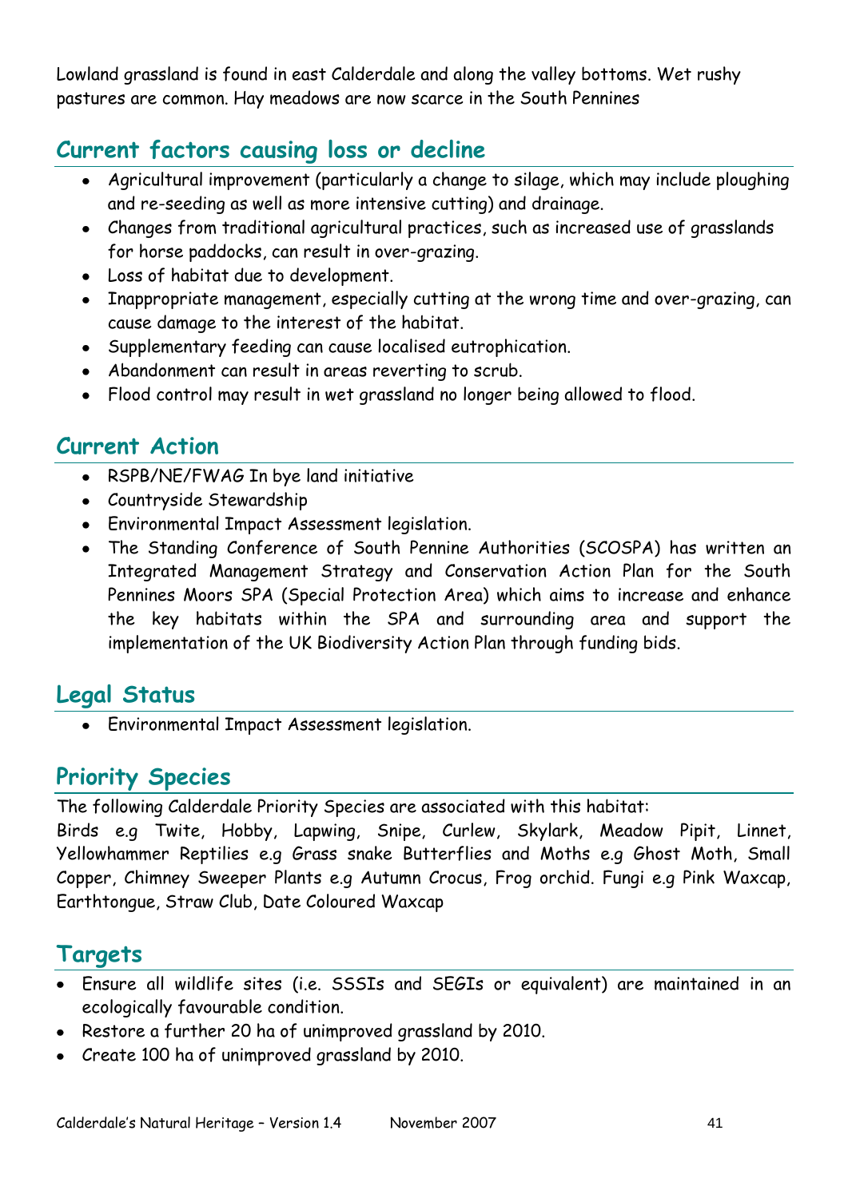Lowland grassland is found in east Calderdale and along the valley bottoms. Wet rushy pastures are common. Hay meadows are now scarce in the South Pennines

## Current factors causing loss or decline

- Agricultural improvement (particularly a change to silage, which may include ploughing and re-seeding as well as more intensive cutting) and drainage.
- Changes from traditional agricultural practices, such as increased use of grasslands for horse paddocks, can result in over-grazing.
- Loss of habitat due to development.
- Inappropriate management, especially cutting at the wrong time and over-grazing, can cause damage to the interest of the habitat.
- Supplementary feeding can cause localised eutrophication.
- Abandonment can result in areas reverting to scrub.
- Flood control may result in wet grassland no longer being allowed to flood.

## Current Action

- RSPB/NE/FWAG In bye land initiative
- Countryside Stewardship
- Environmental Impact Assessment legislation.
- The Standing Conference of South Pennine Authorities (SCOSPA) has written an Integrated Management Strategy and Conservation Action Plan for the South Pennines Moors SPA (Special Protection Area) which aims to increase and enhance the key habitats within the SPA and surrounding area and support the implementation of the UK Biodiversity Action Plan through funding bids.

## Legal Status

- Environmental Impact Assessment legislation.

## Priority Species

The following Calderdale Priority Species are associated with this habitat:
Birds e.g Twite, Hobby, Lapwing, Snipe, Curlew, Skylark, Meadow Pipit, Linnet, Yellowhammer Reptiles e.g Grass snake Butterflies and Moths e.g Ghost Moth, Small Copper, Chimney Sweeper Plants e.g Autumn Crocus, Frog orchid. Fungi e.g Pink Waxcap, Earthtongue, Straw Club, Date Coloured Waxcap

## Targets

- Ensure all wildlife sites (i.e. SSSIs and SEGIs or equivalent) are maintained in an ecologically favourable condition.
- Restore a further 20 ha of unimproved grassland by 2010.
- Create 100 ha of unimproved grassland by 2010.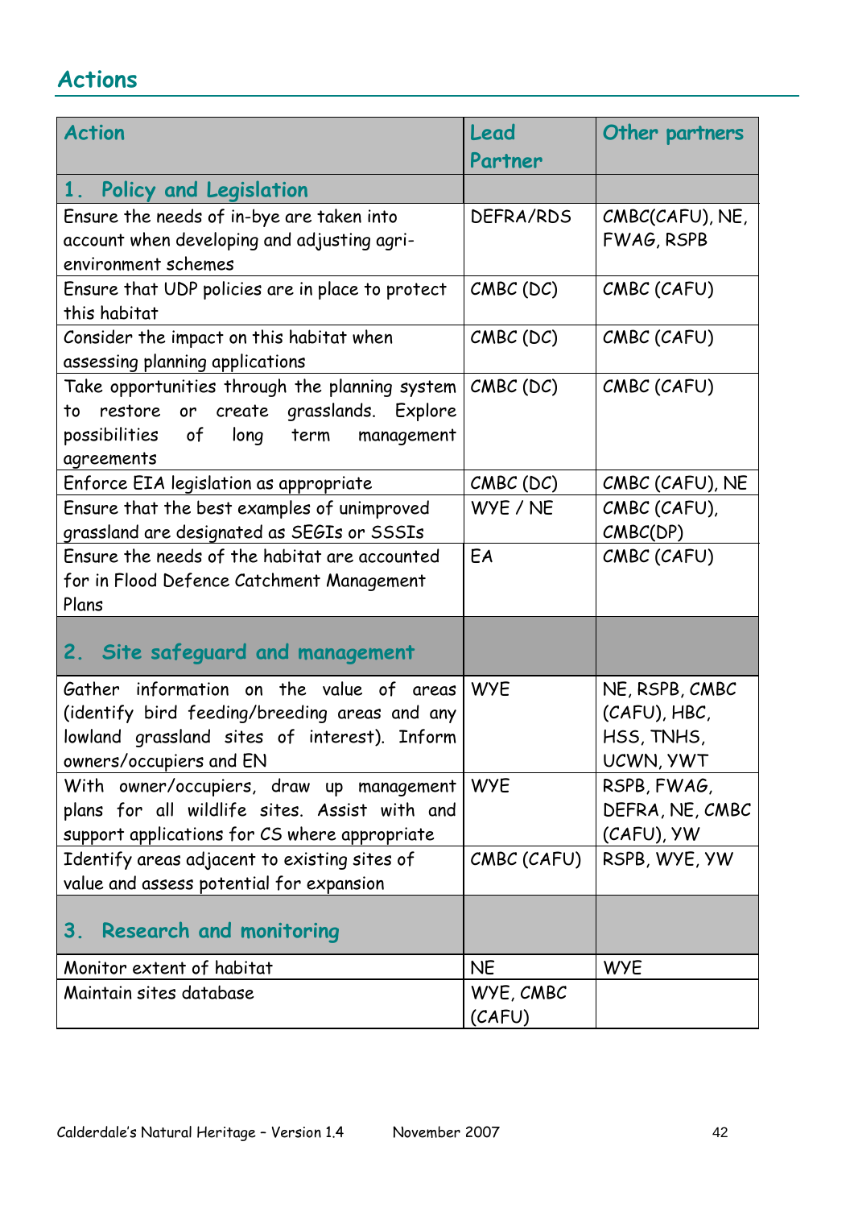## Actions

| Action | Lead Partner | Other partners |
|---|---|---|
| **1. Policy and Legislation** | | |
| Ensure the needs of in-bye are taken into account when developing and adjusting agri-environment schemes | DEFRA/RDS | CMBC(CAFU), NE, FWAG, RSPB |
| Ensure that UDP policies are in place to protect this habitat | CMBC (DC) | CMBC (CAFU) |
| Consider the impact on this habitat when assessing planning applications | CMBC (DC) | CMBC (CAFU) |
| Take opportunities through the planning system to restore or create grasslands. Explore possibilities of long term management agreements | CMBC (DC) | CMBC (CAFU) |
| Enforce EIA legislation as appropriate | CMBC (DC) | CMBC (CAFU), NE |
| Ensure that the best examples of unimproved grassland are designated as SEGIs or SSSIs | WYE / NE | CMBC (CAFU), CMBC(DP) |
| Ensure the needs of the habitat are accounted for in Flood Defence Catchment Management Plans | EA | CMBC (CAFU) |
| **2. Site safeguard and management** | | |
| Gather information on the value of areas (identify bird feeding/breeding areas and any lowland grassland sites of interest). Inform owners/occupiers and EN | WYE | NE, RSPB, CMBC (CAFU), HBC, HSS, TNHS, UCWN, YWT |
| With owner/occupiers, draw up management plans for all wildlife sites. Assist with and support applications for CS where appropriate | WYE | RSPB, FWAG, DEFRA, NE, CMBC (CAFU), YW |
| Identify areas adjacent to existing sites of value and assess potential for expansion | CMBC (CAFU) | RSPB, WYE, YW |
| **3. Research and monitoring** | | |
| Monitor extent of habitat | NE | WYE |
| Maintain sites database | WYE, CMBC (CAFU) | |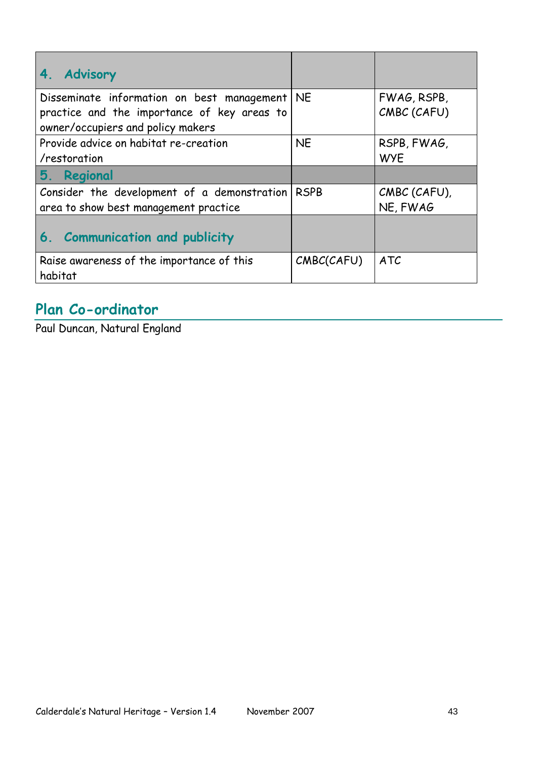| **4. Advisory** | | |
|---|---|---|
| Disseminate information on best management practice and the importance of key areas to owner/occupiers and policy makers | NE | FWAG, RSPB, CMBC (CAFU) |
| Provide advice on habitat re-creation /restoration | NE | RSPB, FWAG, WYE |
| **5. Regional** | | |
| Consider the development of a demonstration area to show best management practice | RSPB | CMBC (CAFU), NE, FWAG |
| **6. Communication and publicity** | | |
| Raise awareness of the importance of this habitat | CMBC(CAFU) | ATC |

## Plan Co-ordinator

Paul Duncan, Natural England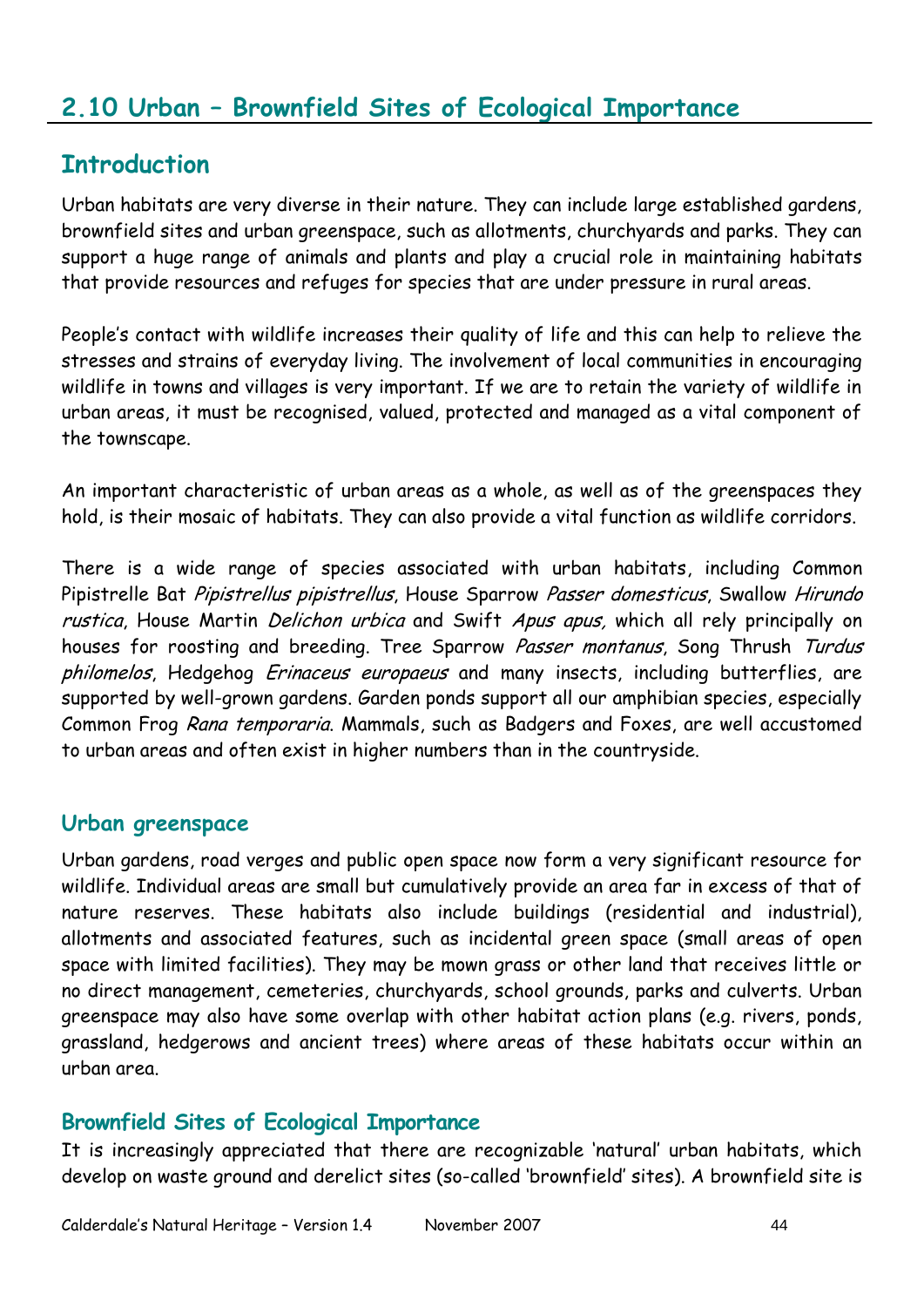## 2.10 Urban – Brownfield Sites of Ecological Importance

### Introduction

Urban habitats are very diverse in their nature. They can include large established gardens, brownfield sites and urban greenspace, such as allotments, churchyards and parks. They can support a huge range of animals and plants and play a crucial role in maintaining habitats that provide resources and refuges for species that are under pressure in rural areas.

People's contact with wildlife increases their quality of life and this can help to relieve the stresses and strains of everyday living. The involvement of local communities in encouraging wildlife in towns and villages is very important. If we are to retain the variety of wildlife in urban areas, it must be recognised, valued, protected and managed as a vital component of the townscape.

An important characteristic of urban areas as a whole, as well as of the greenspaces they hold, is their mosaic of habitats. They can also provide a vital function as wildlife corridors.

There is a wide range of species associated with urban habitats, including Common Pipistrelle Bat *Pipistrellus pipistrellus*, House Sparrow *Passer domesticus*, Swallow *Hirundo rustica*, House Martin *Delichon urbica* and Swift *Apus apus,* which all rely principally on houses for roosting and breeding. Tree Sparrow *Passer montanus*, Song Thrush *Turdus philomelos*, Hedgehog *Erinaceus europaeus* and many insects, including butterflies, are supported by well-grown gardens. Garden ponds support all our amphibian species, especially Common Frog *Rana temporaria*. Mammals, such as Badgers and Foxes, are well accustomed to urban areas and often exist in higher numbers than in the countryside.

### Urban greenspace

Urban gardens, road verges and public open space now form a very significant resource for wildlife. Individual areas are small but cumulatively provide an area far in excess of that of nature reserves. These habitats also include buildings (residential and industrial), allotments and associated features, such as incidental green space (small areas of open space with limited facilities). They may be mown grass or other land that receives little or no direct management, cemeteries, churchyards, school grounds, parks and culverts. Urban greenspace may also have some overlap with other habitat action plans (e.g. rivers, ponds, grassland, hedgerows and ancient trees) where areas of these habitats occur within an urban area.

### Brownfield Sites of Ecological Importance

It is increasingly appreciated that there are recognizable 'natural' urban habitats, which develop on waste ground and derelict sites (so-called 'brownfield' sites). A brownfield site is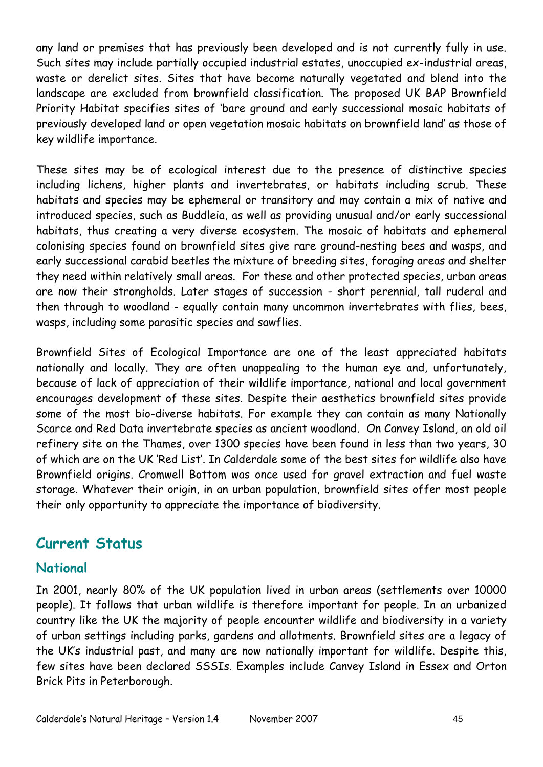any land or premises that has previously been developed and is not currently fully in use. Such sites may include partially occupied industrial estates, unoccupied ex-industrial areas, waste or derelict sites. Sites that have become naturally vegetated and blend into the landscape are excluded from brownfield classification. The proposed UK BAP Brownfield Priority Habitat specifies sites of 'bare ground and early successional mosaic habitats of previously developed land or open vegetation mosaic habitats on brownfield land' as those of key wildlife importance.

These sites may be of ecological interest due to the presence of distinctive species including lichens, higher plants and invertebrates, or habitats including scrub. These habitats and species may be ephemeral or transitory and may contain a mix of native and introduced species, such as Buddleia, as well as providing unusual and/or early successional habitats, thus creating a very diverse ecosystem. The mosaic of habitats and ephemeral colonising species found on brownfield sites give rare ground-nesting bees and wasps, and early successional carabid beetles the mixture of breeding sites, foraging areas and shelter they need within relatively small areas. For these and other protected species, urban areas are now their strongholds. Later stages of succession - short perennial, tall ruderal and then through to woodland - equally contain many uncommon invertebrates with flies, bees, wasps, including some parasitic species and sawflies.

Brownfield Sites of Ecological Importance are one of the least appreciated habitats nationally and locally. They are often unappealing to the human eye and, unfortunately, because of lack of appreciation of their wildlife importance, national and local government encourages development of these sites. Despite their aesthetics brownfield sites provide some of the most bio-diverse habitats. For example they can contain as many Nationally Scarce and Red Data invertebrate species as ancient woodland. On Canvey Island, an old oil refinery site on the Thames, over 1300 species have been found in less than two years, 30 of which are on the UK 'Red List'. In Calderdale some of the best sites for wildlife also have Brownfield origins. Cromwell Bottom was once used for gravel extraction and fuel waste storage. Whatever their origin, in an urban population, brownfield sites offer most people their only opportunity to appreciate the importance of biodiversity.

## Current Status

### National

In 2001, nearly 80% of the UK population lived in urban areas (settlements over 10000 people). It follows that urban wildlife is therefore important for people. In an urbanized country like the UK the majority of people encounter wildlife and biodiversity in a variety of urban settings including parks, gardens and allotments. Brownfield sites are a legacy of the UK's industrial past, and many are now nationally important for wildlife. Despite this, few sites have been declared SSSIs. Examples include Canvey Island in Essex and Orton Brick Pits in Peterborough.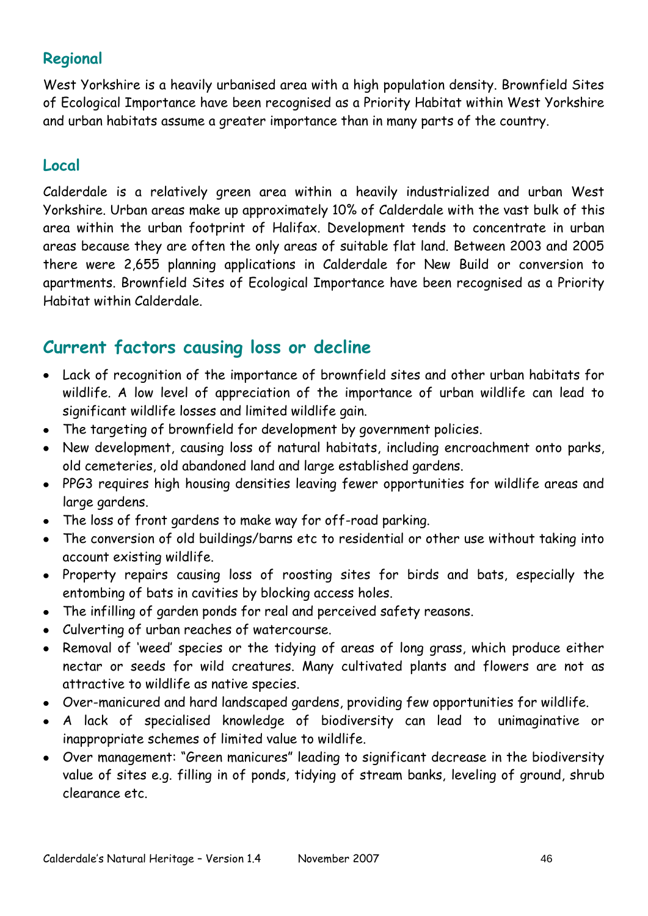### Regional

West Yorkshire is a heavily urbanised area with a high population density. Brownfield Sites of Ecological Importance have been recognised as a Priority Habitat within West Yorkshire and urban habitats assume a greater importance than in many parts of the country.

### Local

Calderdale is a relatively green area within a heavily industrialized and urban West Yorkshire. Urban areas make up approximately 10% of Calderdale with the vast bulk of this area within the urban footprint of Halifax. Development tends to concentrate in urban areas because they are often the only areas of suitable flat land. Between 2003 and 2005 there were 2,655 planning applications in Calderdale for New Build or conversion to apartments. Brownfield Sites of Ecological Importance have been recognised as a Priority Habitat within Calderdale.

## Current factors causing loss or decline

- Lack of recognition of the importance of brownfield sites and other urban habitats for wildlife. A low level of appreciation of the importance of urban wildlife can lead to significant wildlife losses and limited wildlife gain.
- The targeting of brownfield for development by government policies.
- New development, causing loss of natural habitats, including encroachment onto parks, old cemeteries, old abandoned land and large established gardens.
- PPG3 requires high housing densities leaving fewer opportunities for wildlife areas and large gardens.
- The loss of front gardens to make way for off-road parking.
- The conversion of old buildings/barns etc to residential or other use without taking into account existing wildlife.
- Property repairs causing loss of roosting sites for birds and bats, especially the entombing of bats in cavities by blocking access holes.
- The infilling of garden ponds for real and perceived safety reasons.
- Culverting of urban reaches of watercourse.
- Removal of 'weed' species or the tidying of areas of long grass, which produce either nectar or seeds for wild creatures. Many cultivated plants and flowers are not as attractive to wildlife as native species.
- Over-manicured and hard landscaped gardens, providing few opportunities for wildlife.
- A lack of specialised knowledge of biodiversity can lead to unimaginative or inappropriate schemes of limited value to wildlife.
- Over management: "Green manicures" leading to significant decrease in the biodiversity value of sites e.g. filling in of ponds, tidying of stream banks, leveling of ground, shrub clearance etc.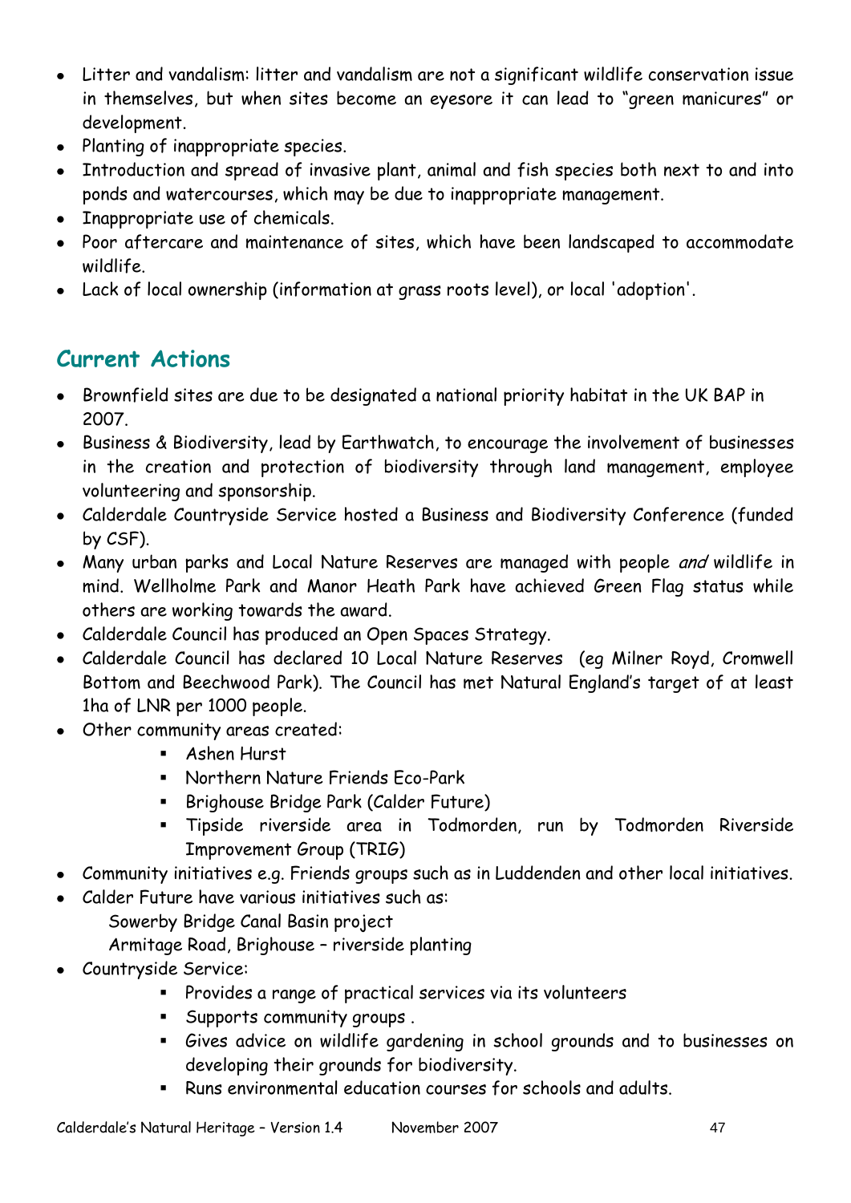- Litter and vandalism: litter and vandalism are not a significant wildlife conservation issue in themselves, but when sites become an eyesore it can lead to "green manicures" or development.
- Planting of inappropriate species.
- Introduction and spread of invasive plant, animal and fish species both next to and into ponds and watercourses, which may be due to inappropriate management.
- Inappropriate use of chemicals.
- Poor aftercare and maintenance of sites, which have been landscaped to accommodate wildlife.
- Lack of local ownership (information at grass roots level), or local 'adoption'.

## Current Actions

- Brownfield sites are due to be designated a national priority habitat in the UK BAP in 2007.
- Business & Biodiversity, lead by Earthwatch, to encourage the involvement of businesses in the creation and protection of biodiversity through land management, employee volunteering and sponsorship.
- Calderdale Countryside Service hosted a Business and Biodiversity Conference (funded by CSF).
- Many urban parks and Local Nature Reserves are managed with people *and* wildlife in mind. Wellholme Park and Manor Heath Park have achieved Green Flag status while others are working towards the award.
- Calderdale Council has produced an Open Spaces Strategy.
- Calderdale Council has declared 10 Local Nature Reserves (eg Milner Royd, Cromwell Bottom and Beechwood Park). The Council has met Natural England's target of at least 1ha of LNR per 1000 people.
- Other community areas created:
  - Ashen Hurst
  - Northern Nature Friends Eco-Park
  - Brighouse Bridge Park (Calder Future)
  - Tipside riverside area in Todmorden, run by Todmorden Riverside Improvement Group (TRIG)
- Community initiatives e.g. Friends groups such as in Luddenden and other local initiatives.
- Calder Future have various initiatives such as:
  Sowerby Bridge Canal Basin project
  Armitage Road, Brighouse – riverside planting
- Countryside Service:
  - Provides a range of practical services via its volunteers
  - Supports community groups .
  - Gives advice on wildlife gardening in school grounds and to businesses on developing their grounds for biodiversity.
  - Runs environmental education courses for schools and adults.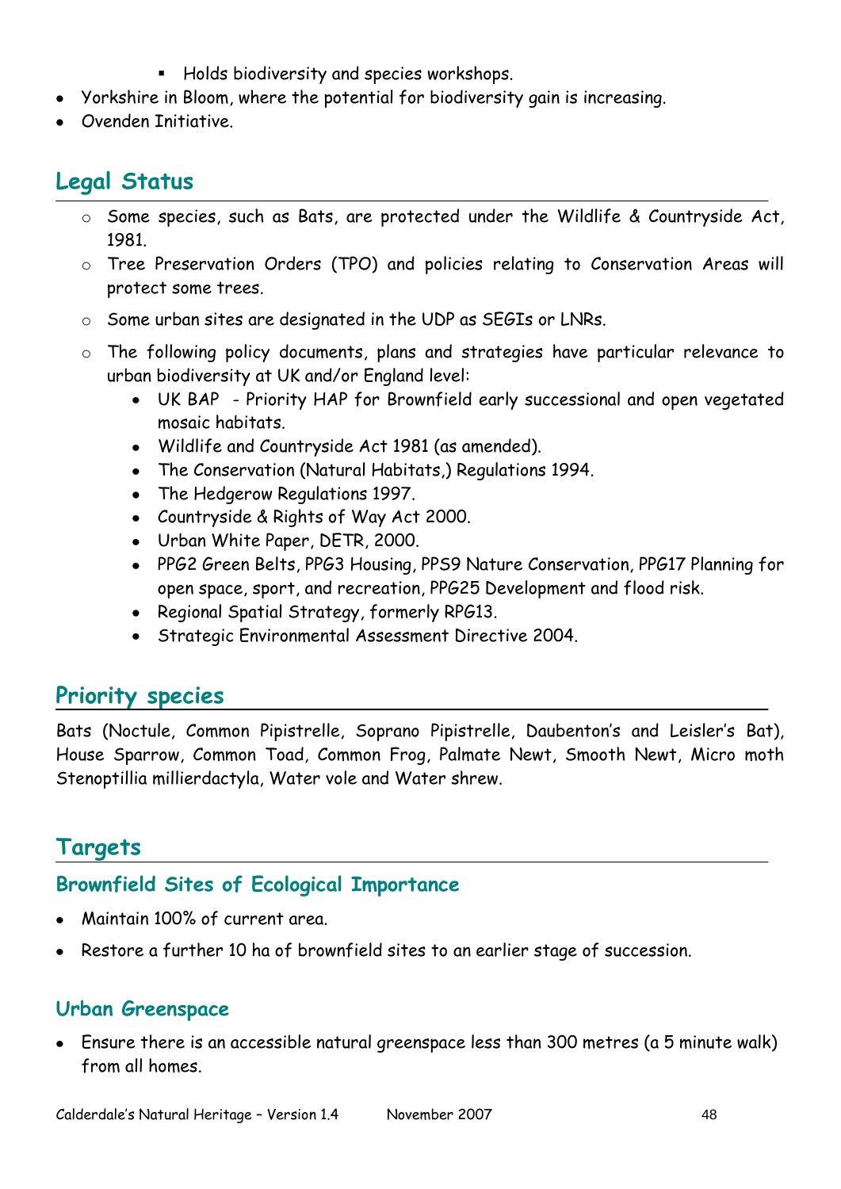- Holds biodiversity and species workshops.
- Yorkshire in Bloom, where the potential for biodiversity gain is increasing.
- Ovenden Initiative.

## Legal Status

- Some species, such as Bats, are protected under the Wildlife & Countryside Act, 1981.
- Tree Preservation Orders (TPO) and policies relating to Conservation Areas will protect some trees.
- Some urban sites are designated in the UDP as SEGIs or LNRs.
- The following policy documents, plans and strategies have particular relevance to urban biodiversity at UK and/or England level:
    - UK BAP - Priority HAP for Brownfield early successional and open vegetated mosaic habitats.
    - Wildlife and Countryside Act 1981 (as amended).
    - The Conservation (Natural Habitats,) Regulations 1994.
    - The Hedgerow Regulations 1997.
    - Countryside & Rights of Way Act 2000.
    - Urban White Paper, DETR, 2000.
    - PPG2 Green Belts, PPG3 Housing, PPS9 Nature Conservation, PPG17 Planning for open space, sport, and recreation, PPG25 Development and flood risk.
    - Regional Spatial Strategy, formerly RPG13.
    - Strategic Environmental Assessment Directive 2004.

## Priority species

Bats (Noctule, Common Pipistrelle, Soprano Pipistrelle, Daubenton's and Leisler's Bat), House Sparrow, Common Toad, Common Frog, Palmate Newt, Smooth Newt, Micro moth Stenoptillia millierdactyla, Water vole and Water shrew.

## Targets

### Brownfield Sites of Ecological Importance

- Maintain 100% of current area.
- Restore a further 10 ha of brownfield sites to an earlier stage of succession.

### Urban Greenspace

- Ensure there is an accessible natural greenspace less than 300 metres (a 5 minute walk) from all homes.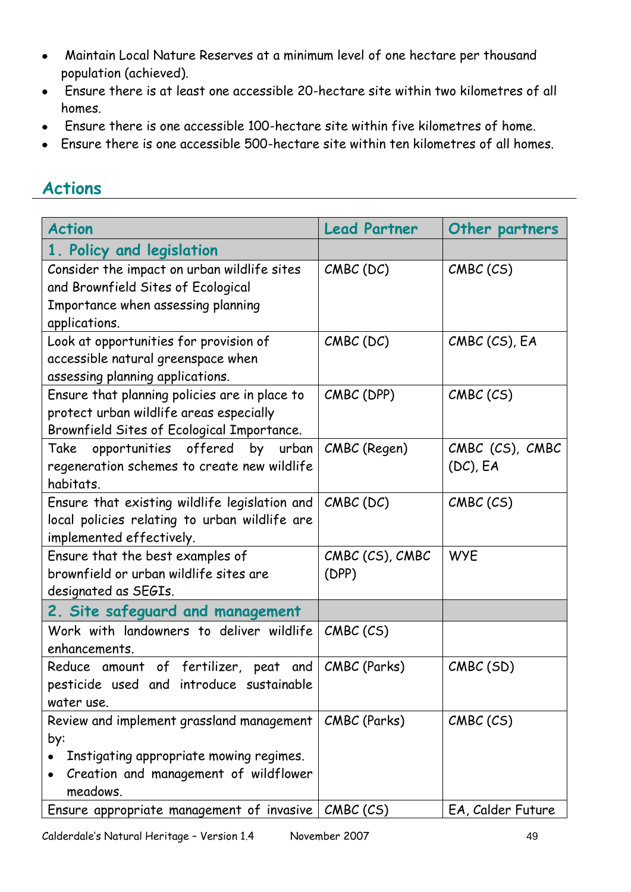- Maintain Local Nature Reserves at a minimum level of one hectare per thousand population (achieved).
- Ensure there is at least one accessible 20-hectare site within two kilometres of all homes.
- Ensure there is one accessible 100-hectare site within five kilometres of home.
- Ensure there is one accessible 500-hectare site within ten kilometres of all homes.

## Actions

| Action | Lead Partner | Other partners |
|---|---|---|
| **1. Policy and legislation** | | |
| Consider the impact on urban wildlife sites and Brownfield Sites of Ecological Importance when assessing planning applications. | CMBC (DC) | CMBC (CS) |
| Look at opportunities for provision of accessible natural greenspace when assessing planning applications. | CMBC (DC) | CMBC (CS), EA |
| Ensure that planning policies are in place to protect urban wildlife areas especially Brownfield Sites of Ecological Importance. | CMBC (DPP) | CMBC (CS) |
| Take opportunities offered by urban regeneration schemes to create new wildlife habitats. | CMBC (Regen) | CMBC (CS), CMBC (DC), EA |
| Ensure that existing wildlife legislation and local policies relating to urban wildlife are implemented effectively. | CMBC (DC) | CMBC (CS) |
| Ensure that the best examples of brownfield or urban wildlife sites are designated as SEGIs. | CMBC (CS), CMBC (DPP) | WYE |
| **2. Site safeguard and management** | | |
| Work with landowners to deliver wildlife enhancements. | CMBC (CS) | |
| Reduce amount of fertilizer, peat and pesticide used and introduce sustainable water use. | CMBC (Parks) | CMBC (SD) |
| Review and implement grassland management by:<br>• Instigating appropriate mowing regimes.<br>• Creation and management of wildflower meadows. | CMBC (Parks) | CMBC (CS) |
| Ensure appropriate management of invasive | CMBC (CS) | EA, Calder Future |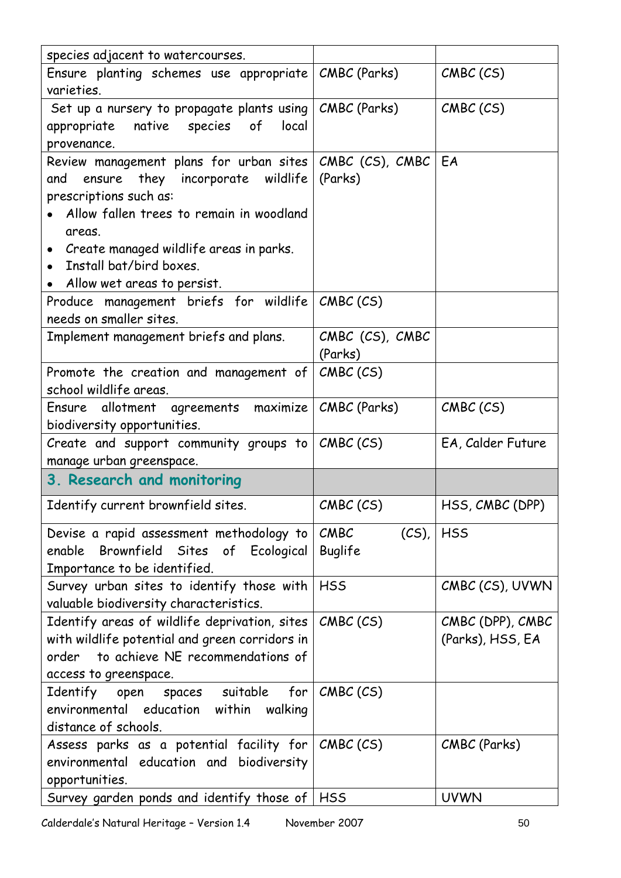| | | |
|---|---|---|
| species adjacent to watercourses. | | |
| Ensure planting schemes use appropriate varieties. | CMBC (Parks) | CMBC (CS) |
| Set up a nursery to propagate plants using appropriate native species of local provenance. | CMBC (Parks) | CMBC (CS) |
| Review management plans for urban sites and ensure they incorporate wildlife prescriptions such as:<br>• Allow fallen trees to remain in woodland areas.<br>• Create managed wildlife areas in parks.<br>• Install bat/bird boxes.<br>• Allow wet areas to persist. | CMBC (CS), CMBC (Parks) | EA |
| Produce management briefs for wildlife needs on smaller sites. | CMBC (CS) | |
| Implement management briefs and plans. | CMBC (CS), CMBC (Parks) | |
| Promote the creation and management of school wildlife areas. | CMBC (CS) | |
| Ensure allotment agreements maximize biodiversity opportunities. | CMBC (Parks) | CMBC (CS) |
| Create and support community groups to manage urban greenspace. | CMBC (CS) | EA, Calder Future |
| **3. Research and monitoring** | | |
| Identify current brownfield sites. | CMBC (CS) | HSS, CMBC (DPP) |
| Devise a rapid assessment methodology to enable Brownfield Sites of Ecological Importance to be identified. | CMBC (CS), Buglife | HSS |
| Survey urban sites to identify those with valuable biodiversity characteristics. | HSS | CMBC (CS), UVWN |
| Identify areas of wildlife deprivation, sites with wildlife potential and green corridors in order to achieve NE recommendations of access to greenspace. | CMBC (CS) | CMBC (DPP), CMBC (Parks), HSS, EA |
| Identify open spaces suitable for environmental education within walking distance of schools. | CMBC (CS) | |
| Assess parks as a potential facility for environmental education and biodiversity opportunities. | CMBC (CS) | CMBC (Parks) |
| Survey garden ponds and identify those of | HSS | UVWN |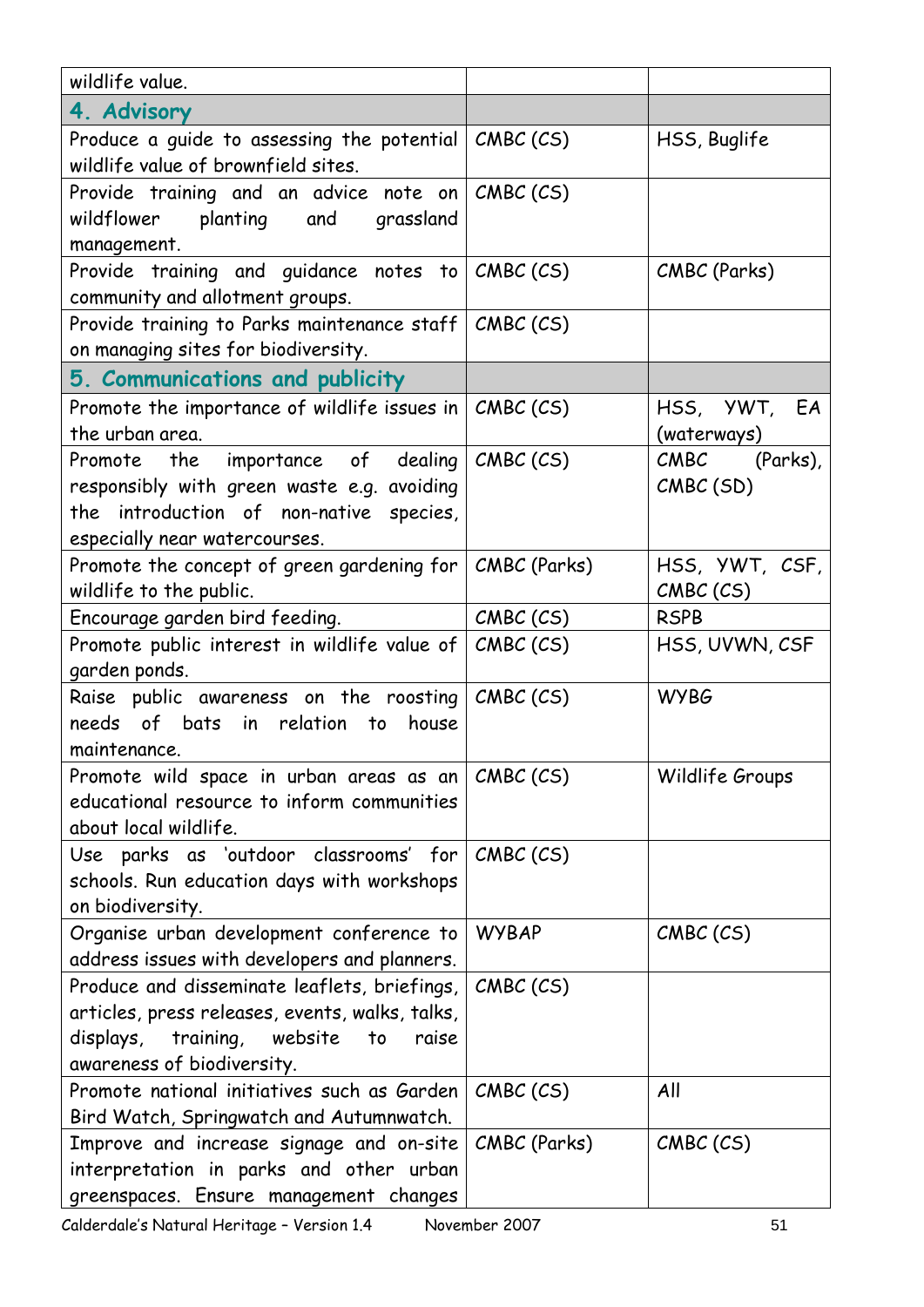| | | |
|---|---|---|
| wildlife value. | | |
| **4. Advisory** | | |
| Produce a guide to assessing the potential wildlife value of brownfield sites. | CMBC (CS) | HSS, Buglife |
| Provide training and an advice note on wildflower planting and grassland management. | CMBC (CS) | |
| Provide training and guidance notes to community and allotment groups. | CMBC (CS) | CMBC (Parks) |
| Provide training to Parks maintenance staff on managing sites for biodiversity. | CMBC (CS) | |
| **5. Communications and publicity** | | |
| Promote the importance of wildlife issues in the urban area. | CMBC (CS) | HSS, YWT, EA (waterways) |
| Promote the importance of dealing responsibly with green waste e.g. avoiding the introduction of non-native species, especially near watercourses. | CMBC (CS) | CMBC (Parks), CMBC (SD) |
| Promote the concept of green gardening for wildlife to the public. | CMBC (Parks) | HSS, YWT, CSF, CMBC (CS) |
| Encourage garden bird feeding. | CMBC (CS) | RSPB |
| Promote public interest in wildlife value of garden ponds. | CMBC (CS) | HSS, UVWN, CSF |
| Raise public awareness on the roosting needs of bats in relation to house maintenance. | CMBC (CS) | WYBG |
| Promote wild space in urban areas as an educational resource to inform communities about local wildlife. | CMBC (CS) | Wildlife Groups |
| Use parks as 'outdoor classrooms' for schools. Run education days with workshops on biodiversity. | CMBC (CS) | |
| Organise urban development conference to address issues with developers and planners. | WYBAP | CMBC (CS) |
| Produce and disseminate leaflets, briefings, articles, press releases, events, walks, talks, displays, training, website to raise awareness of biodiversity. | CMBC (CS) | |
| Promote national initiatives such as Garden Bird Watch, Springwatch and Autumnwatch. | CMBC (CS) | All |
| Improve and increase signage and on-site interpretation in parks and other urban greenspaces. Ensure management changes | CMBC (Parks) | CMBC (CS) |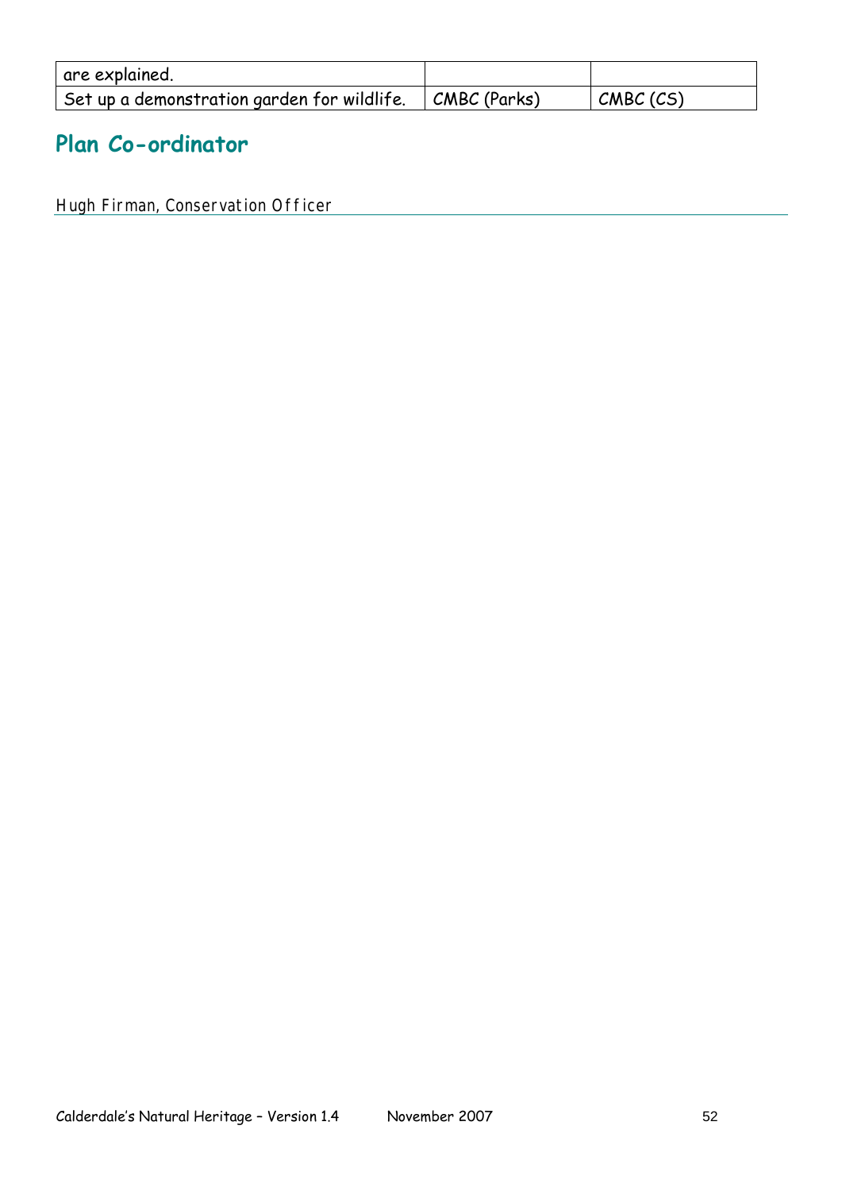| | | |
|---|---|---|
| are explained. | | |
| Set up a demonstration garden for wildlife. | CMBC (Parks) | CMBC (CS) |

## Plan Co-ordinator

Hugh Firman, Conservation Officer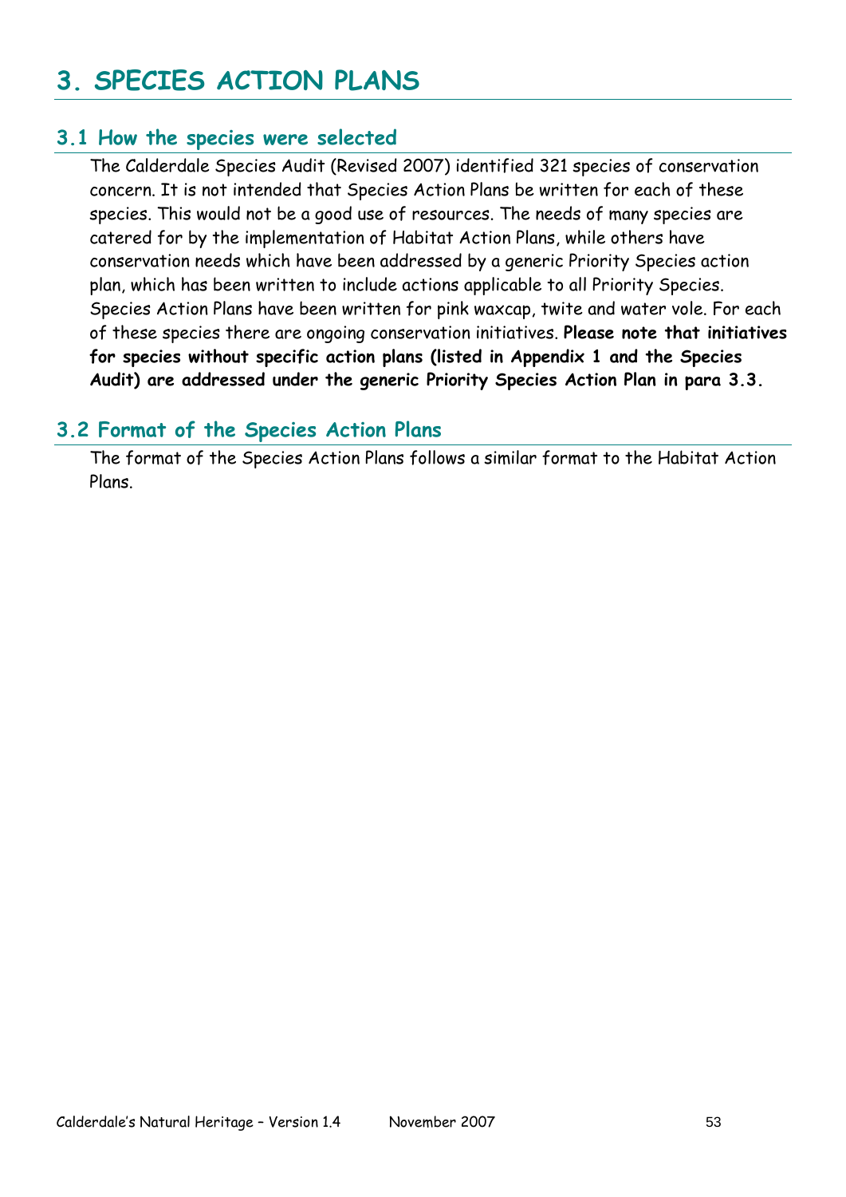# 3. SPECIES ACTION PLANS

## 3.1 How the species were selected

The Calderdale Species Audit (Revised 2007) identified 321 species of conservation concern. It is not intended that Species Action Plans be written for each of these species. This would not be a good use of resources. The needs of many species are catered for by the implementation of Habitat Action Plans, while others have conservation needs which have been addressed by a generic Priority Species action plan, which has been written to include actions applicable to all Priority Species. Species Action Plans have been written for pink waxcap, twite and water vole. For each of these species there are ongoing conservation initiatives. **Please note that initiatives for species without specific action plans (listed in Appendix 1 and the Species Audit) are addressed under the generic Priority Species Action Plan in para 3.3.**

## 3.2 Format of the Species Action Plans

The format of the Species Action Plans follows a similar format to the Habitat Action Plans.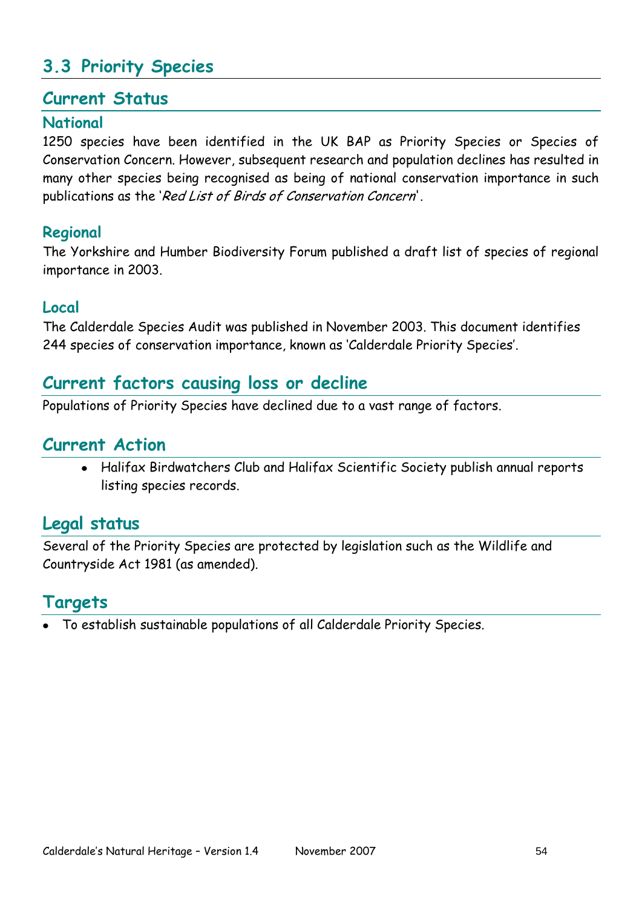## 3.3 Priority Species

### Current Status

#### National

1250 species have been identified in the UK BAP as Priority Species or Species of Conservation Concern. However, subsequent research and population declines has resulted in many other species being recognised as being of national conservation importance in such publications as the '*Red List of Birds of Conservation Concern*'.

#### Regional

The Yorkshire and Humber Biodiversity Forum published a draft list of species of regional importance in 2003.

#### Local

The Calderdale Species Audit was published in November 2003. This document identifies 244 species of conservation importance, known as 'Calderdale Priority Species'.

### Current factors causing loss or decline

Populations of Priority Species have declined due to a vast range of factors.

### Current Action

- Halifax Birdwatchers Club and Halifax Scientific Society publish annual reports listing species records.

### Legal status

Several of the Priority Species are protected by legislation such as the Wildlife and Countryside Act 1981 (as amended).

### Targets

- To establish sustainable populations of all Calderdale Priority Species.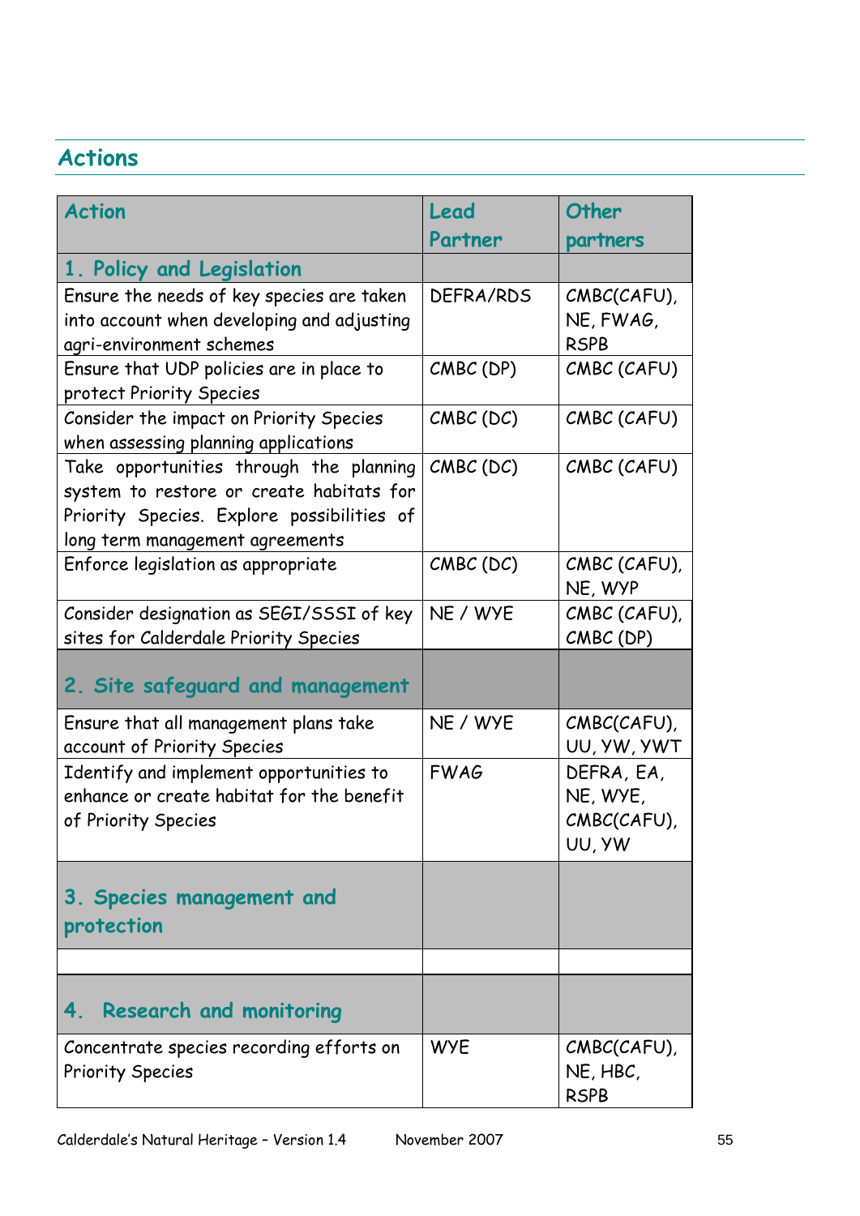## Actions

| Action | Lead Partner | Other partners |
|---|---|---|
| **1. Policy and Legislation** | | |
| Ensure the needs of key species are taken into account when developing and adjusting agri-environment schemes | DEFRA/RDS | CMBC(CAFU), NE, FWAG, RSPB |
| Ensure that UDP policies are in place to protect Priority Species | CMBC (DP) | CMBC (CAFU) |
| Consider the impact on Priority Species when assessing planning applications | CMBC (DC) | CMBC (CAFU) |
| Take opportunities through the planning system to restore or create habitats for Priority Species. Explore possibilities of long term management agreements | CMBC (DC) | CMBC (CAFU) |
| Enforce legislation as appropriate | CMBC (DC) | CMBC (CAFU), NE, WYP |
| Consider designation as SEGI/SSSI of key sites for Calderdale Priority Species | NE / WYE | CMBC (CAFU), CMBC (DP) |
| **2. Site safeguard and management** | | |
| Ensure that all management plans take account of Priority Species | NE / WYE | CMBC(CAFU), UU, YW, YWT |
| Identify and implement opportunities to enhance or create habitat for the benefit of Priority Species | FWAG | DEFRA, EA, NE, WYE, CMBC(CAFU), UU, YW |
| **3. Species management and protection** | | |
| | | |
| **4. Research and monitoring** | | |
| Concentrate species recording efforts on Priority Species | WYE | CMBC(CAFU), NE, HBC, RSPB |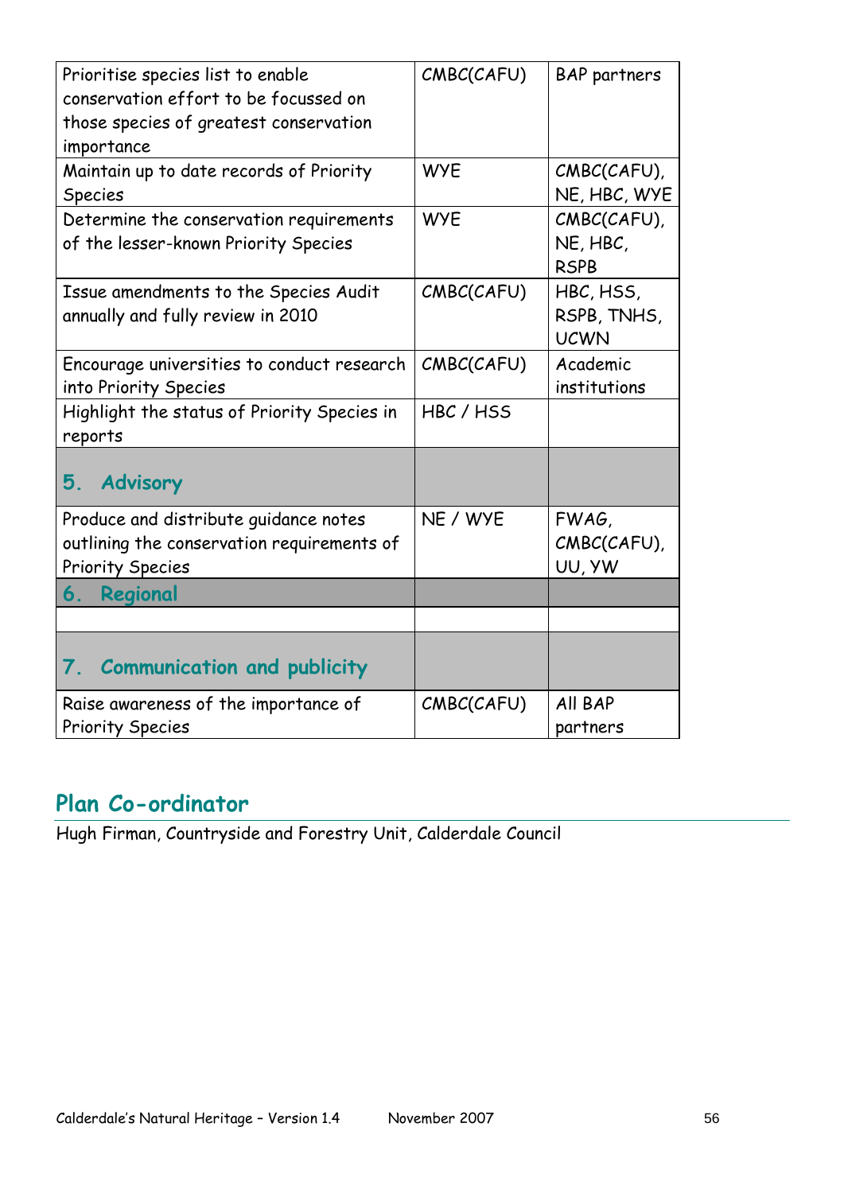| | | |
|---|---|---|
| Prioritise species list to enable conservation effort to be focussed on those species of greatest conservation importance | CMBC(CAFU) | BAP partners |
| Maintain up to date records of Priority Species | WYE | CMBC(CAFU), NE, HBC, WYE |
| Determine the conservation requirements of the lesser-known Priority Species | WYE | CMBC(CAFU), NE, HBC, RSPB |
| Issue amendments to the Species Audit annually and fully review in 2010 | CMBC(CAFU) | HBC, HSS, RSPB, TNHS, UCWN |
| Encourage universities to conduct research into Priority Species | CMBC(CAFU) | Academic institutions |
| Highlight the status of Priority Species in reports | HBC / HSS | |
| **5. Advisory** | | |
| Produce and distribute guidance notes outlining the conservation requirements of Priority Species | NE / WYE | FWAG, CMBC(CAFU), UU, YW |
| **6. Regional** | | |
| | | |
| **7. Communication and publicity** | | |
| Raise awareness of the importance of Priority Species | CMBC(CAFU) | All BAP partners |

## Plan Co-ordinator

Hugh Firman, Countryside and Forestry Unit, Calderdale Council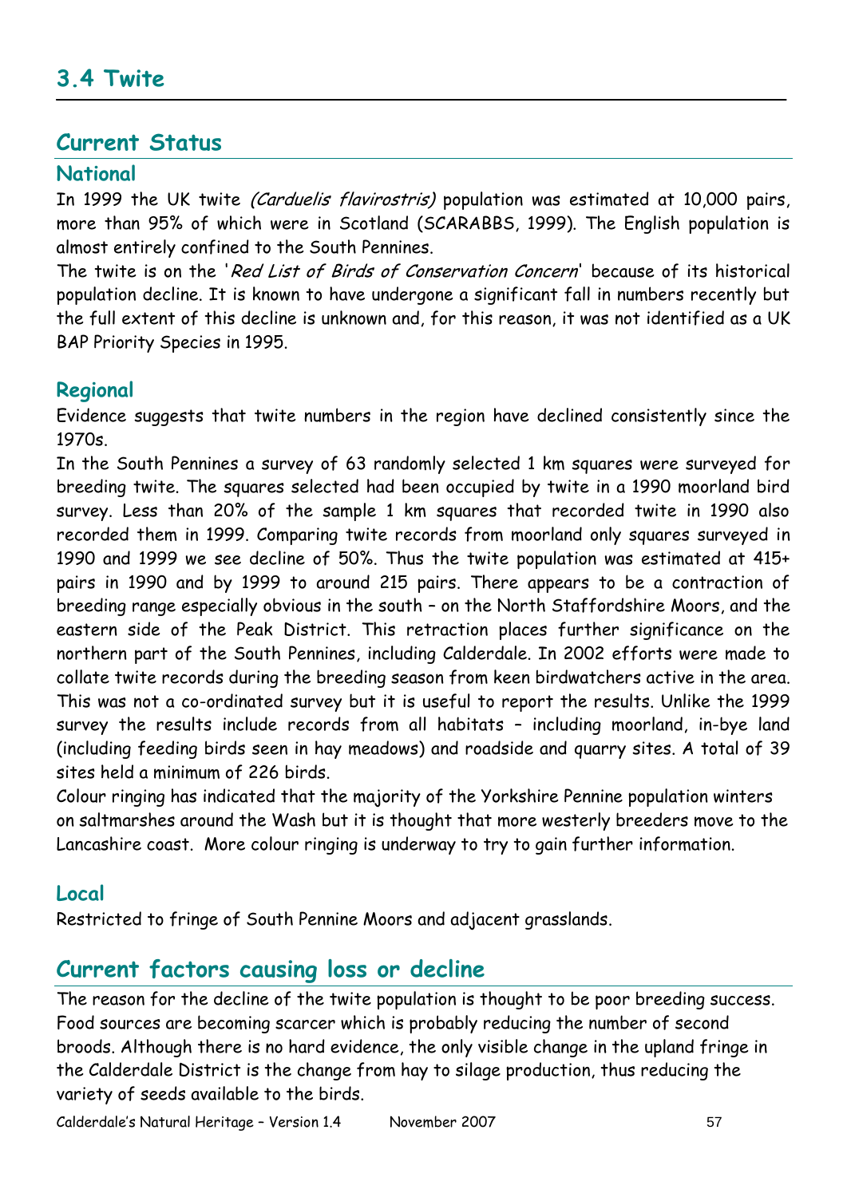## 3.4 Twite

### Current Status

#### National

In 1999 the UK twite *(Carduelis flavirostris)* population was estimated at 10,000 pairs, more than 95% of which were in Scotland (SCARABBS, 1999). The English population is almost entirely confined to the South Pennines.

The twite is on the '*Red List of Birds of Conservation Concern*' because of its historical population decline. It is known to have undergone a significant fall in numbers recently but the full extent of this decline is unknown and, for this reason, it was not identified as a UK BAP Priority Species in 1995.

#### Regional

Evidence suggests that twite numbers in the region have declined consistently since the 1970s.

In the South Pennines a survey of 63 randomly selected 1 km squares were surveyed for breeding twite. The squares selected had been occupied by twite in a 1990 moorland bird survey. Less than 20% of the sample 1 km squares that recorded twite in 1990 also recorded them in 1999. Comparing twite records from moorland only squares surveyed in 1990 and 1999 we see decline of 50%. Thus the twite population was estimated at 415+ pairs in 1990 and by 1999 to around 215 pairs. There appears to be a contraction of breeding range especially obvious in the south – on the North Staffordshire Moors, and the eastern side of the Peak District. This retraction places further significance on the northern part of the South Pennines, including Calderdale. In 2002 efforts were made to collate twite records during the breeding season from keen birdwatchers active in the area. This was not a co-ordinated survey but it is useful to report the results. Unlike the 1999 survey the results include records from all habitats – including moorland, in-bye land (including feeding birds seen in hay meadows) and roadside and quarry sites. A total of 39 sites held a minimum of 226 birds.

Colour ringing has indicated that the majority of the Yorkshire Pennine population winters on saltmarshes around the Wash but it is thought that more westerly breeders move to the Lancashire coast. More colour ringing is underway to try to gain further information.

#### Local

Restricted to fringe of South Pennine Moors and adjacent grasslands.

### Current factors causing loss or decline

The reason for the decline of the twite population is thought to be poor breeding success. Food sources are becoming scarcer which is probably reducing the number of second broods. Although there is no hard evidence, the only visible change in the upland fringe in the Calderdale District is the change from hay to silage production, thus reducing the variety of seeds available to the birds.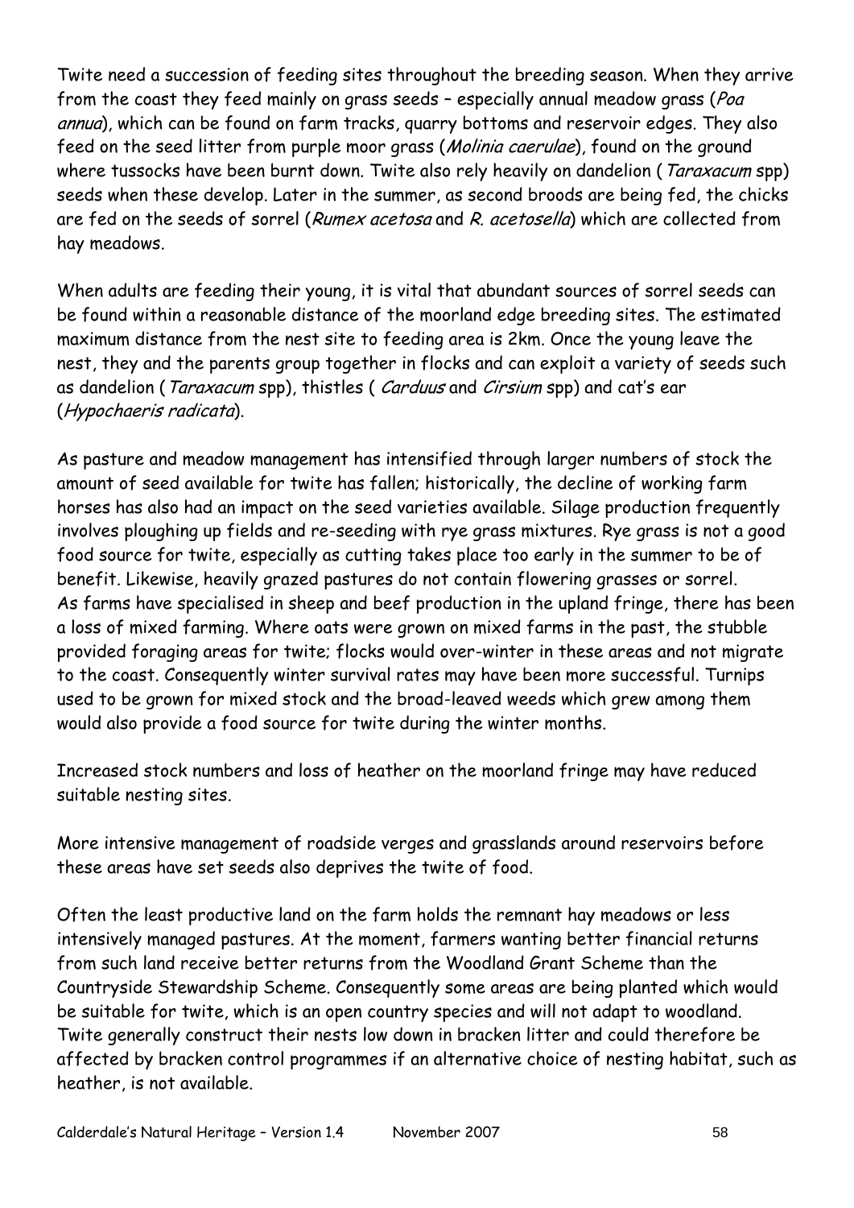Twite need a succession of feeding sites throughout the breeding season. When they arrive from the coast they feed mainly on grass seeds – especially annual meadow grass (*Poa annua*), which can be found on farm tracks, quarry bottoms and reservoir edges. They also feed on the seed litter from purple moor grass (*Molinia caerulae*), found on the ground where tussocks have been burnt down. Twite also rely heavily on dandelion (*Taraxacum* spp) seeds when these develop. Later in the summer, as second broods are being fed, the chicks are fed on the seeds of sorrel (*Rumex acetosa* and *R. acetosella*) which are collected from hay meadows.

When adults are feeding their young, it is vital that abundant sources of sorrel seeds can be found within a reasonable distance of the moorland edge breeding sites. The estimated maximum distance from the nest site to feeding area is 2km. Once the young leave the nest, they and the parents group together in flocks and can exploit a variety of seeds such as dandelion (*Taraxacum* spp), thistles ( *Carduus* and *Cirsium* spp) and cat's ear (*Hypochaeris radicata*).

As pasture and meadow management has intensified through larger numbers of stock the amount of seed available for twite has fallen; historically, the decline of working farm horses has also had an impact on the seed varieties available. Silage production frequently involves ploughing up fields and re-seeding with rye grass mixtures. Rye grass is not a good food source for twite, especially as cutting takes place too early in the summer to be of benefit. Likewise, heavily grazed pastures do not contain flowering grasses or sorrel. As farms have specialised in sheep and beef production in the upland fringe, there has been a loss of mixed farming. Where oats were grown on mixed farms in the past, the stubble provided foraging areas for twite; flocks would over-winter in these areas and not migrate to the coast. Consequently winter survival rates may have been more successful. Turnips used to be grown for mixed stock and the broad-leaved weeds which grew among them would also provide a food source for twite during the winter months.

Increased stock numbers and loss of heather on the moorland fringe may have reduced suitable nesting sites.

More intensive management of roadside verges and grasslands around reservoirs before these areas have set seeds also deprives the twite of food.

Often the least productive land on the farm holds the remnant hay meadows or less intensively managed pastures. At the moment, farmers wanting better financial returns from such land receive better returns from the Woodland Grant Scheme than the Countryside Stewardship Scheme. Consequently some areas are being planted which would be suitable for twite, which is an open country species and will not adapt to woodland. Twite generally construct their nests low down in bracken litter and could therefore be affected by bracken control programmes if an alternative choice of nesting habitat, such as heather, is not available.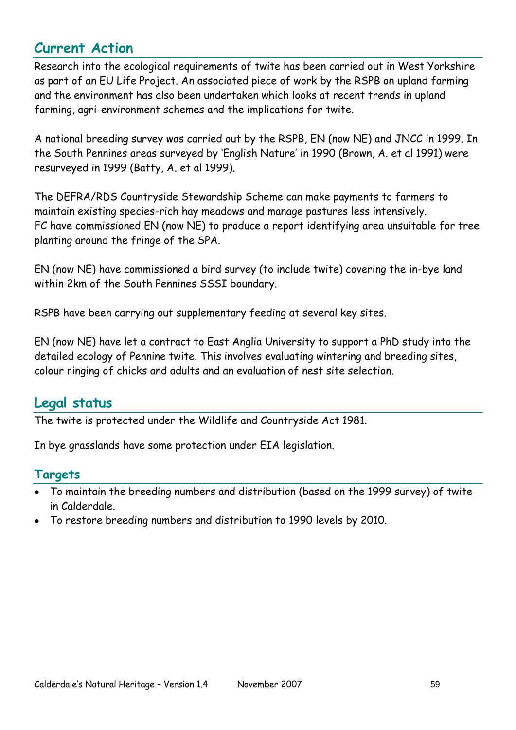## Current Action

Research into the ecological requirements of twite has been carried out in West Yorkshire as part of an EU Life Project. An associated piece of work by the RSPB on upland farming and the environment has also been undertaken which looks at recent trends in upland farming, agri-environment schemes and the implications for twite.

A national breeding survey was carried out by the RSPB, EN (now NE) and JNCC in 1999. In the South Pennines areas surveyed by 'English Nature' in 1990 (Brown, A. et al 1991) were resurveyed in 1999 (Batty, A. et al 1999).

The DEFRA/RDS Countryside Stewardship Scheme can make payments to farmers to maintain existing species-rich hay meadows and manage pastures less intensively.
FC have commissioned EN (now NE) to produce a report identifying area unsuitable for tree planting around the fringe of the SPA.

EN (now NE) have commissioned a bird survey (to include twite) covering the in-bye land within 2km of the South Pennines SSSI boundary.

RSPB have been carrying out supplementary feeding at several key sites.

EN (now NE) have let a contract to East Anglia University to support a PhD study into the detailed ecology of Pennine twite. This involves evaluating wintering and breeding sites, colour ringing of chicks and adults and an evaluation of nest site selection.

## Legal status

The twite is protected under the Wildlife and Countryside Act 1981.

In bye grasslands have some protection under EIA legislation.

## Targets

- To maintain the breeding numbers and distribution (based on the 1999 survey) of twite in Calderdale.
- To restore breeding numbers and distribution to 1990 levels by 2010.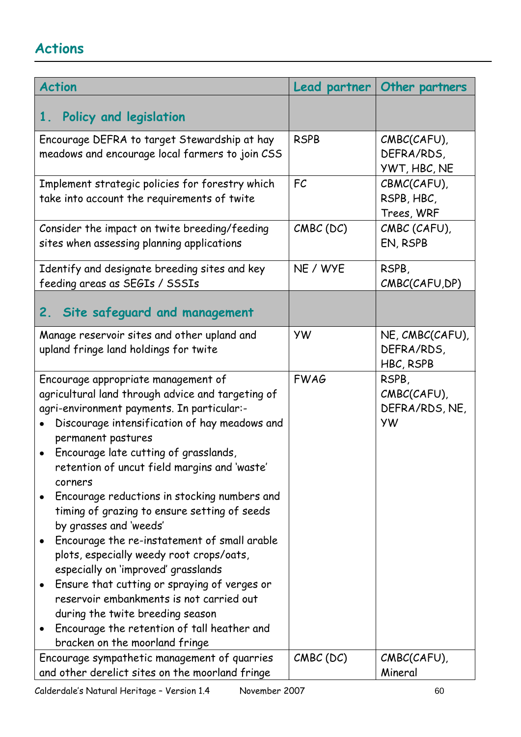## Actions

| Action | Lead partner | Other partners |
|---|---|---|
| **1. Policy and legislation** | | |
| Encourage DEFRA to target Stewardship at hay meadows and encourage local farmers to join CSS | RSPB | CMBC(CAFU), DEFRA/RDS, YWT, HBC, NE |
| Implement strategic policies for forestry which take into account the requirements of twite | FC | CBMC(CAFU), RSPB, HBC, Trees, WRF |
| Consider the impact on twite breeding/feeding sites when assessing planning applications | CMBC (DC) | CMBC (CAFU), EN, RSPB |
| Identify and designate breeding sites and key feeding areas as SEGIs / SSSIs | NE / WYE | RSPB, CMBC(CAFU,DP) |
| **2. Site safeguard and management** | | |
| Manage reservoir sites and other upland and upland fringe land holdings for twite | YW | NE, CMBC(CAFU), DEFRA/RDS, HBC, RSPB |
| Encourage appropriate management of agricultural land through advice and targeting of agri-environment payments. In particular:- <br>• Discourage intensification of hay meadows and permanent pastures <br>• Encourage late cutting of grasslands, retention of uncut field margins and 'waste' corners <br>• Encourage reductions in stocking numbers and timing of grazing to ensure setting of seeds by grasses and 'weeds' <br>• Encourage the re-instatement of small arable plots, especially weedy root crops/oats, especially on 'improved' grasslands <br>• Ensure that cutting or spraying of verges or reservoir embankments is not carried out during the twite breeding season <br>• Encourage the retention of tall heather and bracken on the moorland fringe | FWAG | RSPB, CMBC(CAFU), DEFRA/RDS, NE, YW |
| Encourage sympathetic management of quarries and other derelict sites on the moorland fringe | CMBC (DC) | CMBC(CAFU), Mineral |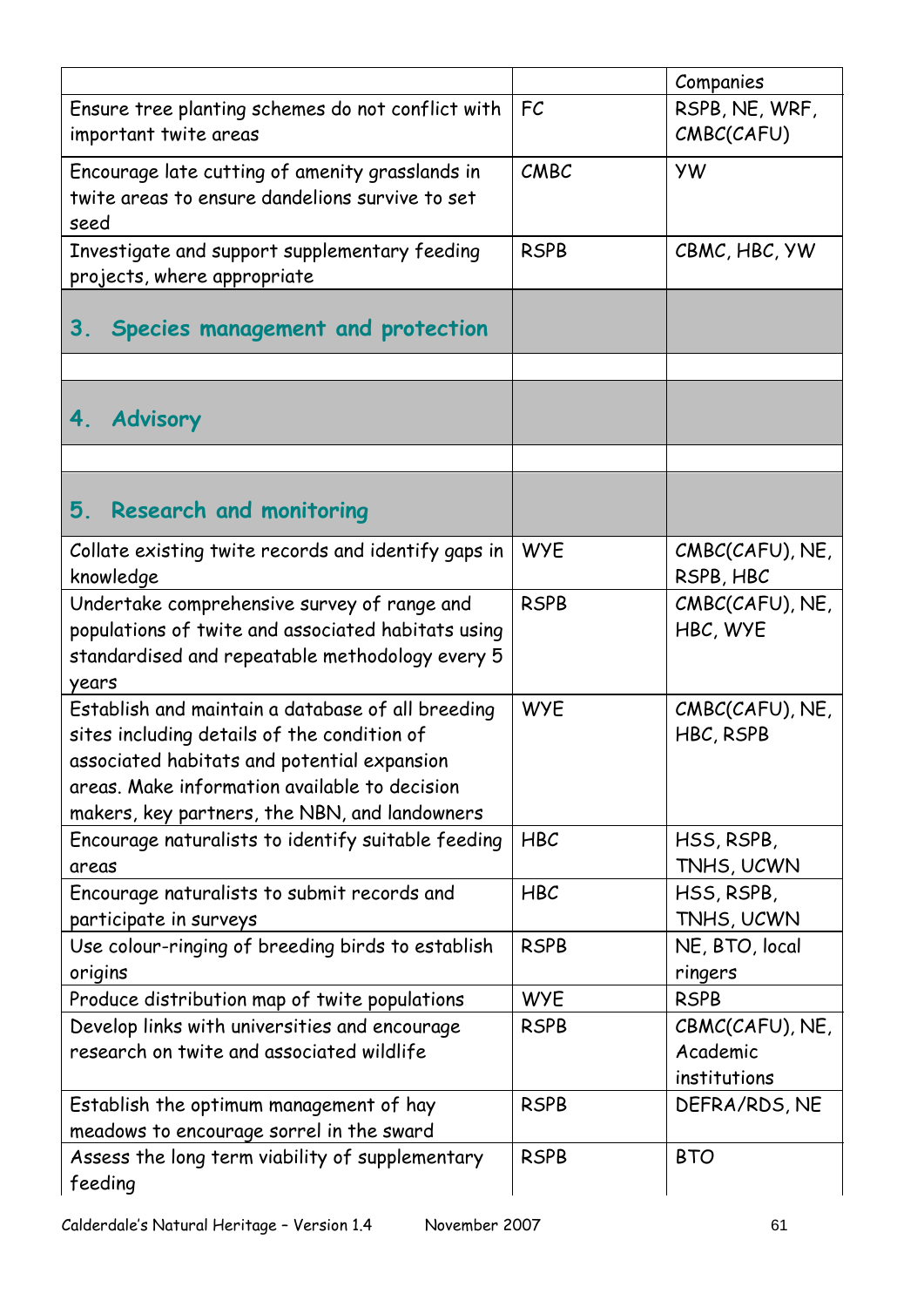| | | Companies |
|---|---|---|
| Ensure tree planting schemes do not conflict with important twite areas | FC | RSPB, NE, WRF, CMBC(CAFU) |
| Encourage late cutting of amenity grasslands in twite areas to ensure dandelions survive to set seed | CMBC | YW |
| Investigate and support supplementary feeding projects, where appropriate | RSPB | CBMC, HBC, YW |
| **3. Species management and protection** | | |
| | | |
| **4. Advisory** | | |
| | | |
| **5. Research and monitoring** | | |
| Collate existing twite records and identify gaps in knowledge | WYE | CMBC(CAFU), NE, RSPB, HBC |
| Undertake comprehensive survey of range and populations of twite and associated habitats using standardised and repeatable methodology every 5 years | RSPB | CMBC(CAFU), NE, HBC, WYE |
| Establish and maintain a database of all breeding sites including details of the condition of associated habitats and potential expansion areas. Make information available to decision makers, key partners, the NBN, and landowners | WYE | CMBC(CAFU), NE, HBC, RSPB |
| Encourage naturalists to identify suitable feeding areas | HBC | HSS, RSPB, TNHS, UCWN |
| Encourage naturalists to submit records and participate in surveys | HBC | HSS, RSPB, TNHS, UCWN |
| Use colour-ringing of breeding birds to establish origins | RSPB | NE, BTO, local ringers |
| Produce distribution map of twite populations | WYE | RSPB |
| Develop links with universities and encourage research on twite and associated wildlife | RSPB | CBMC(CAFU), NE, Academic institutions |
| Establish the optimum management of hay meadows to encourage sorrel in the sward | RSPB | DEFRA/RDS, NE |
| Assess the long term viability of supplementary feeding | RSPB | BTO |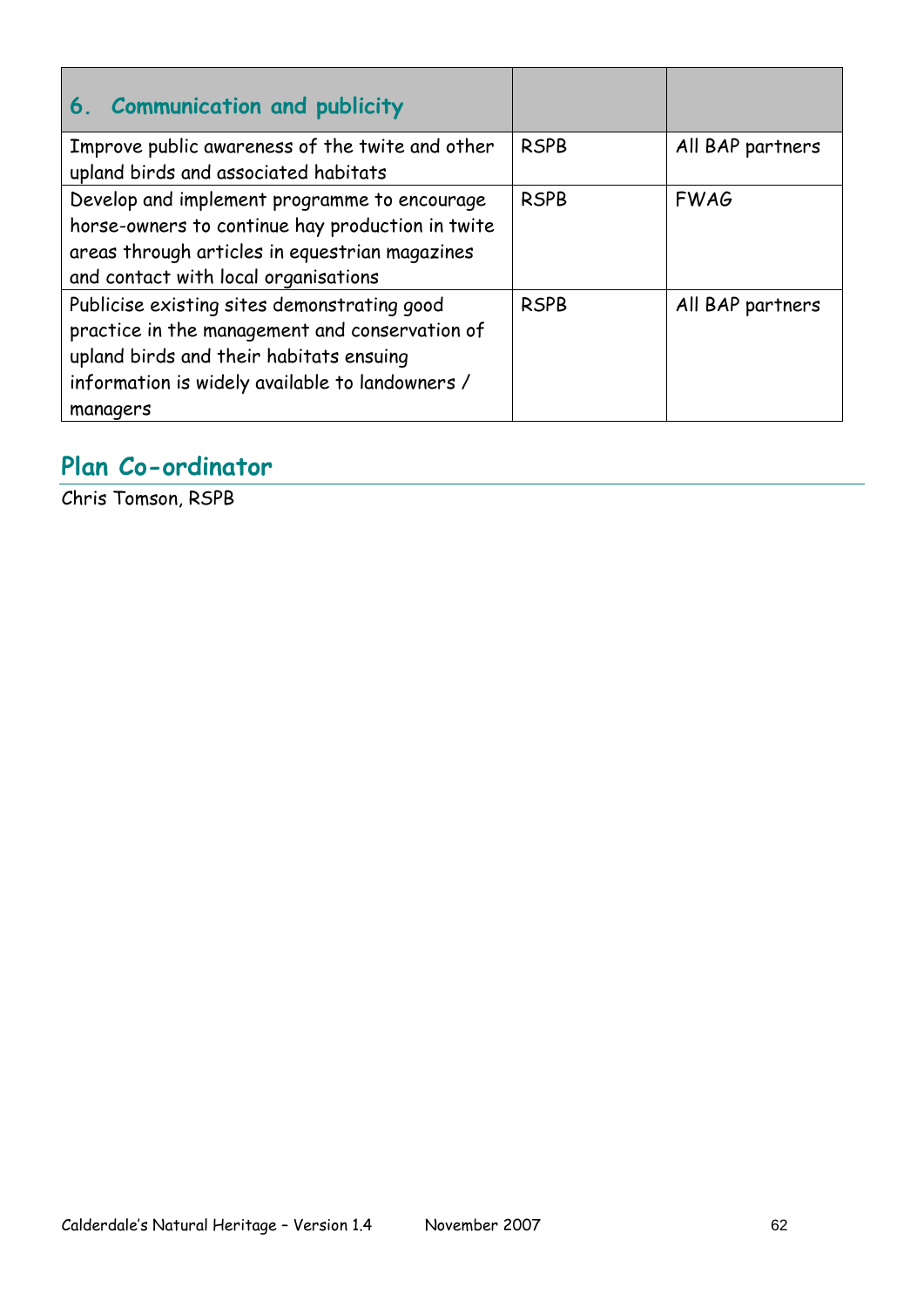| 6. Communication and publicity | | |
|---|---|---|
| Improve public awareness of the twite and other upland birds and associated habitats | RSPB | All BAP partners |
| Develop and implement programme to encourage horse-owners to continue hay production in twite areas through articles in equestrian magazines and contact with local organisations | RSPB | FWAG |
| Publicise existing sites demonstrating good practice in the management and conservation of upland birds and their habitats ensuing information is widely available to landowners / managers | RSPB | All BAP partners |

## Plan Co-ordinator

Chris Tomson, RSPB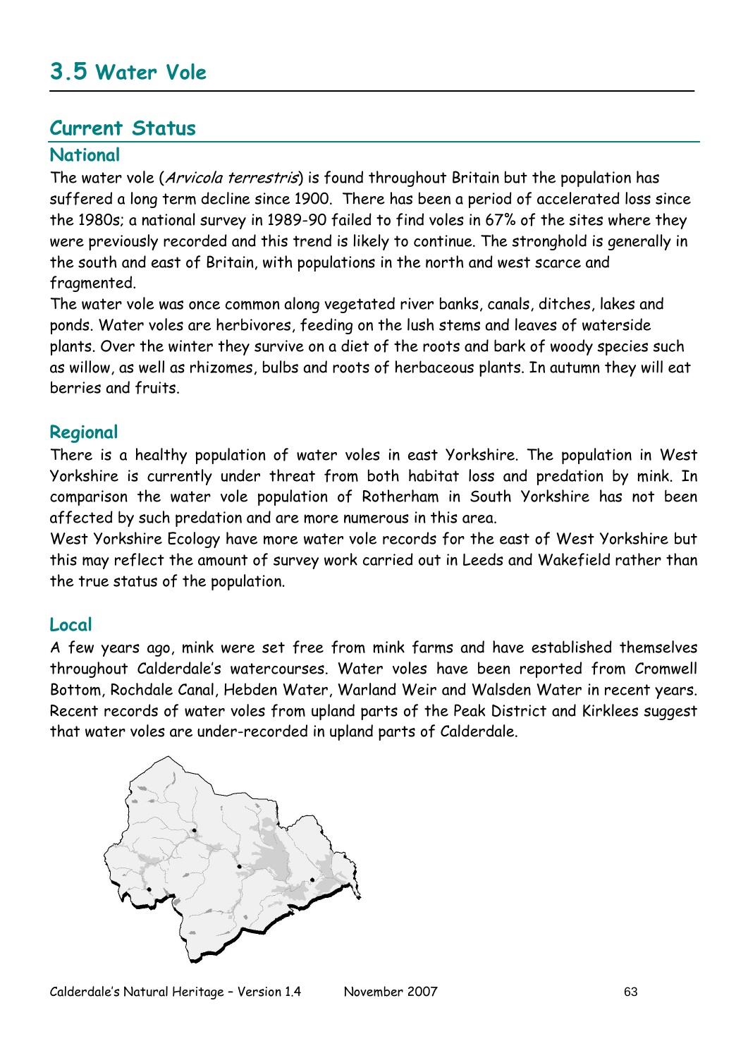# 3.5 Water Vole

## Current Status

### National

The water vole (*Arvicola terrestris*) is found throughout Britain but the population has suffered a long term decline since 1900. There has been a period of accelerated loss since the 1980s; a national survey in 1989-90 failed to find voles in 67% of the sites where they were previously recorded and this trend is likely to continue. The stronghold is generally in the south and east of Britain, with populations in the north and west scarce and fragmented.

The water vole was once common along vegetated river banks, canals, ditches, lakes and ponds. Water voles are herbivores, feeding on the lush stems and leaves of waterside plants. Over the winter they survive on a diet of the roots and bark of woody species such as willow, as well as rhizomes, bulbs and roots of herbaceous plants. In autumn they will eat berries and fruits.

### Regional

There is a healthy population of water voles in east Yorkshire. The population in West Yorkshire is currently under threat from both habitat loss and predation by mink. In comparison the water vole population of Rotherham in South Yorkshire has not been affected by such predation and are more numerous in this area.

West Yorkshire Ecology have more water vole records for the east of West Yorkshire but this may reflect the amount of survey work carried out in Leeds and Wakefield rather than the true status of the population.

### Local

A few years ago, mink were set free from mink farms and have established themselves throughout Calderdale's watercourses. Water voles have been reported from Cromwell Bottom, Rochdale Canal, Hebden Water, Warland Weir and Walsden Water in recent years. Recent records of water voles from upland parts of the Peak District and Kirklees suggest that water voles are under-recorded in upland parts of Calderdale.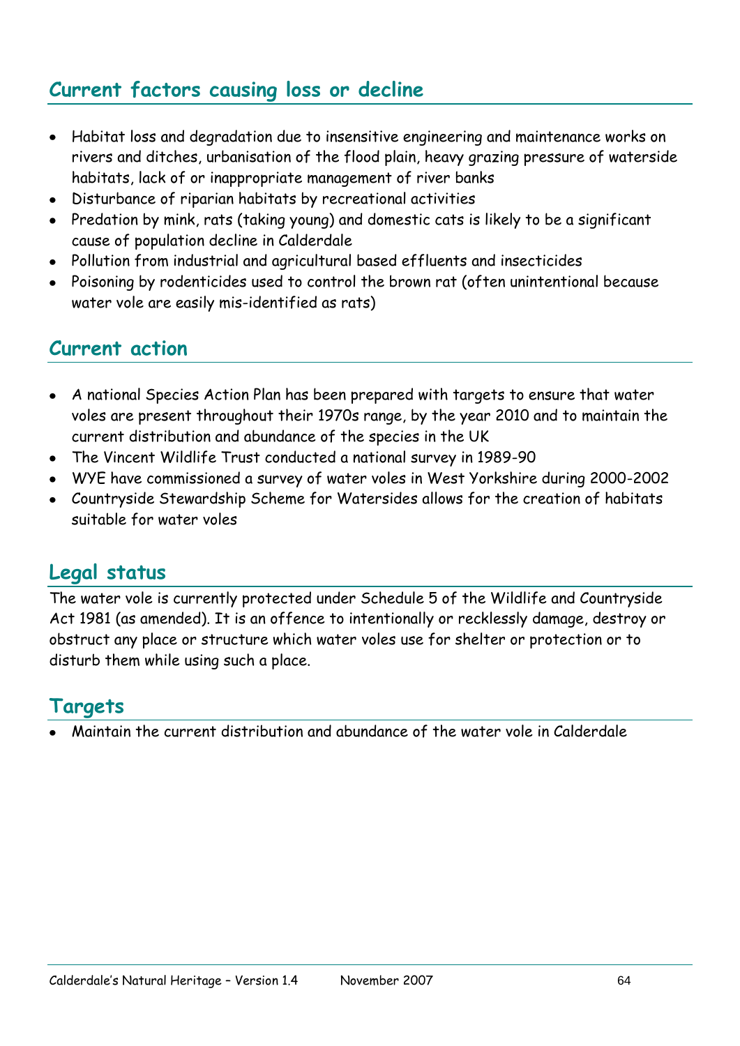## Current factors causing loss or decline

- Habitat loss and degradation due to insensitive engineering and maintenance works on rivers and ditches, urbanisation of the flood plain, heavy grazing pressure of waterside habitats, lack of or inappropriate management of river banks
- Disturbance of riparian habitats by recreational activities
- Predation by mink, rats (taking young) and domestic cats is likely to be a significant cause of population decline in Calderdale
- Pollution from industrial and agricultural based effluents and insecticides
- Poisoning by rodenticides used to control the brown rat (often unintentional because water vole are easily mis-identified as rats)

## Current action

- A national Species Action Plan has been prepared with targets to ensure that water voles are present throughout their 1970s range, by the year 2010 and to maintain the current distribution and abundance of the species in the UK
- The Vincent Wildlife Trust conducted a national survey in 1989-90
- WYE have commissioned a survey of water voles in West Yorkshire during 2000-2002
- Countryside Stewardship Scheme for Watersides allows for the creation of habitats suitable for water voles

## Legal status

The water vole is currently protected under Schedule 5 of the Wildlife and Countryside Act 1981 (as amended). It is an offence to intentionally or recklessly damage, destroy or obstruct any place or structure which water voles use for shelter or protection or to disturb them while using such a place.

## Targets

- Maintain the current distribution and abundance of the water vole in Calderdale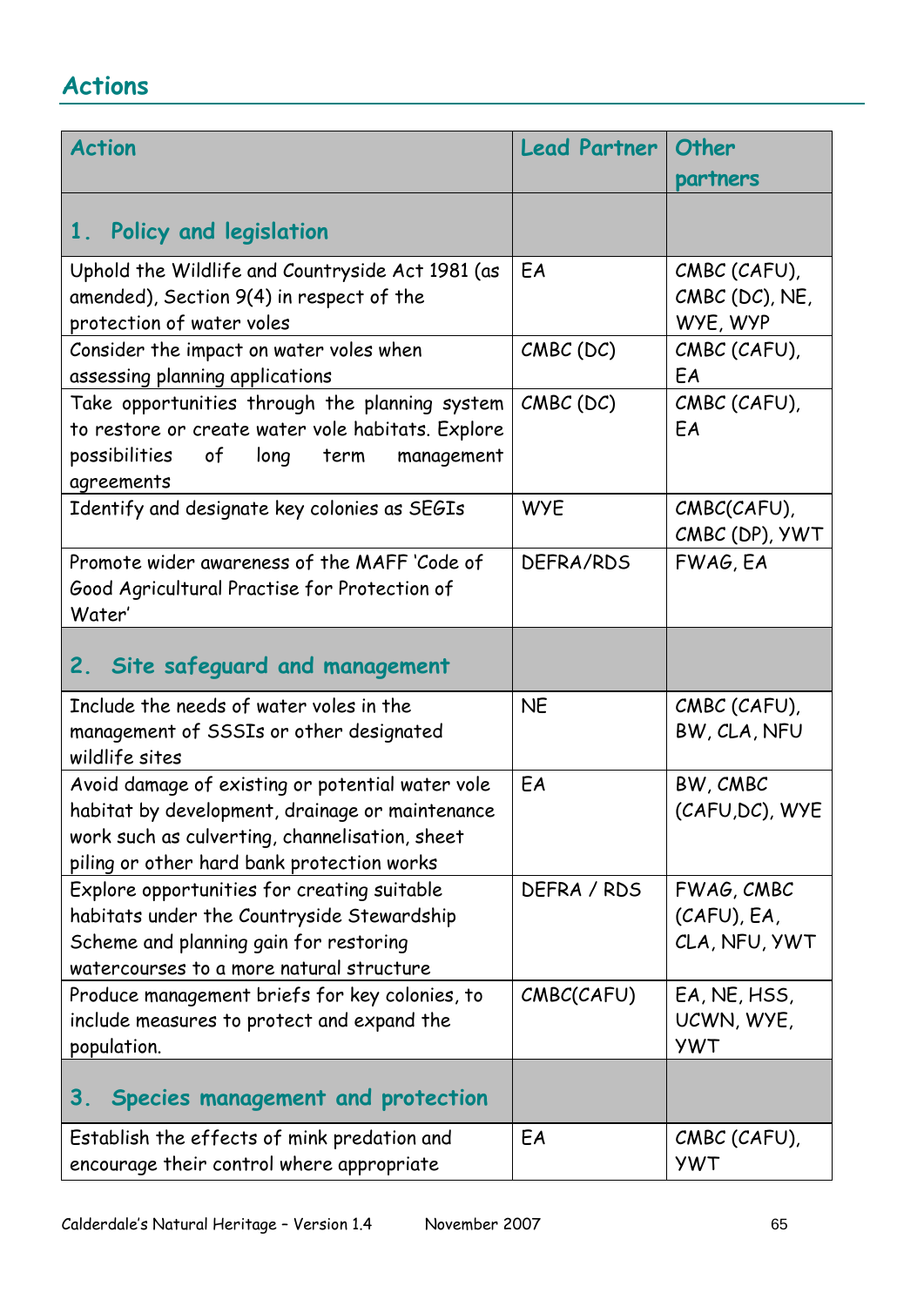## Actions

| Action | Lead Partner | Other partners |
|---|---|---|
| **1. Policy and legislation** | | |
| Uphold the Wildlife and Countryside Act 1981 (as amended), Section 9(4) in respect of the protection of water voles | EA | CMBC (CAFU), CMBC (DC), NE, WYE, WYP |
| Consider the impact on water voles when assessing planning applications | CMBC (DC) | CMBC (CAFU), EA |
| Take opportunities through the planning system to restore or create water vole habitats. Explore possibilities of long term management agreements | CMBC (DC) | CMBC (CAFU), EA |
| Identify and designate key colonies as SEGIs | WYE | CMBC(CAFU), CMBC (DP), YWT |
| Promote wider awareness of the MAFF 'Code of Good Agricultural Practise for Protection of Water' | DEFRA/RDS | FWAG, EA |
| **2. Site safeguard and management** | | |
| Include the needs of water voles in the management of SSSIs or other designated wildlife sites | NE | CMBC (CAFU), BW, CLA, NFU |
| Avoid damage of existing or potential water vole habitat by development, drainage or maintenance work such as culverting, channelisation, sheet piling or other hard bank protection works | EA | BW, CMBC (CAFU,DC), WYE |
| Explore opportunities for creating suitable habitats under the Countryside Stewardship Scheme and planning gain for restoring watercourses to a more natural structure | DEFRA / RDS | FWAG, CMBC (CAFU), EA, CLA, NFU, YWT |
| Produce management briefs for key colonies, to include measures to protect and expand the population. | CMBC(CAFU) | EA, NE, HSS, UCWN, WYE, YWT |
| **3. Species management and protection** | | |
| Establish the effects of mink predation and encourage their control where appropriate | EA | CMBC (CAFU), YWT |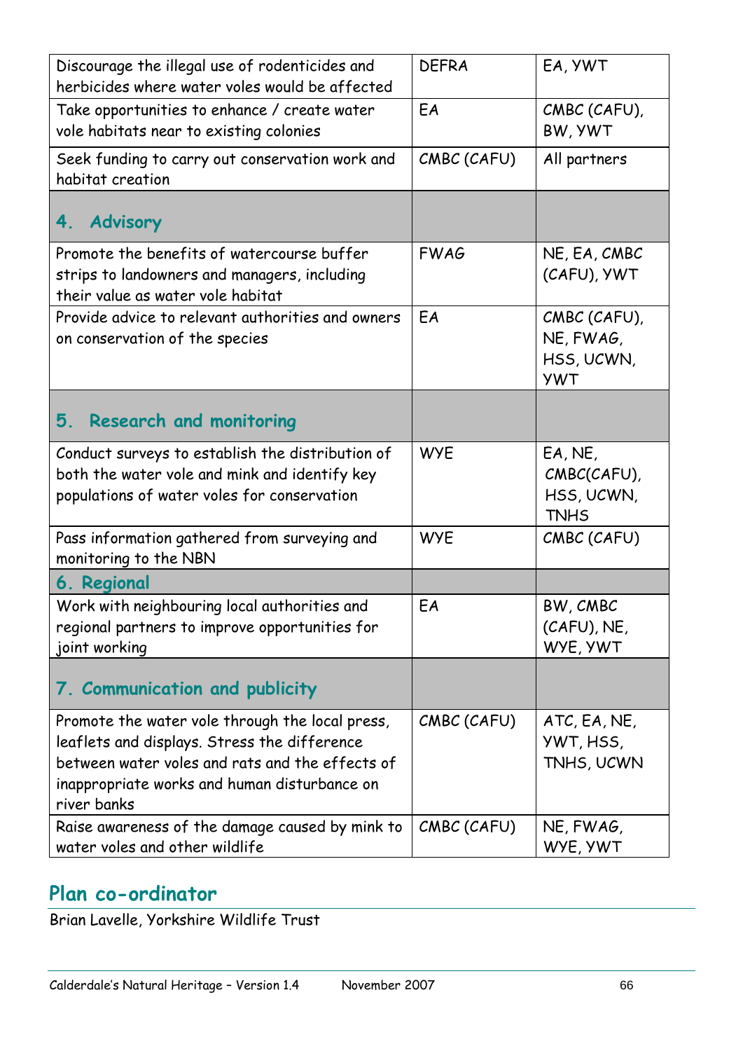| | | |
|---|---|---|
| Discourage the illegal use of rodenticides and herbicides where water voles would be affected | DEFRA | EA, YWT |
| Take opportunities to enhance / create water vole habitats near to existing colonies | EA | CMBC (CAFU), BW, YWT |
| Seek funding to carry out conservation work and habitat creation | CMBC (CAFU) | All partners |
| **4. Advisory** | | |
| Promote the benefits of watercourse buffer strips to landowners and managers, including their value as water vole habitat | FWAG | NE, EA, CMBC (CAFU), YWT |
| Provide advice to relevant authorities and owners on conservation of the species | EA | CMBC (CAFU), NE, FWAG, HSS, UCWN, YWT |
| **5. Research and monitoring** | | |
| Conduct surveys to establish the distribution of both the water vole and mink and identify key populations of water voles for conservation | WYE | EA, NE, CMBC(CAFU), HSS, UCWN, TNHS |
| Pass information gathered from surveying and monitoring to the NBN | WYE | CMBC (CAFU) |
| **6. Regional** | | |
| Work with neighbouring local authorities and regional partners to improve opportunities for joint working | EA | BW, CMBC (CAFU), NE, WYE, YWT |
| **7. Communication and publicity** | | |
| Promote the water vole through the local press, leaflets and displays. Stress the difference between water voles and rats and the effects of inappropriate works and human disturbance on river banks | CMBC (CAFU) | ATC, EA, NE, YWT, HSS, TNHS, UCWN |
| Raise awareness of the damage caused by mink to water voles and other wildlife | CMBC (CAFU) | NE, FWAG, WYE, YWT |

## Plan co-ordinator

Brian Lavelle, Yorkshire Wildlife Trust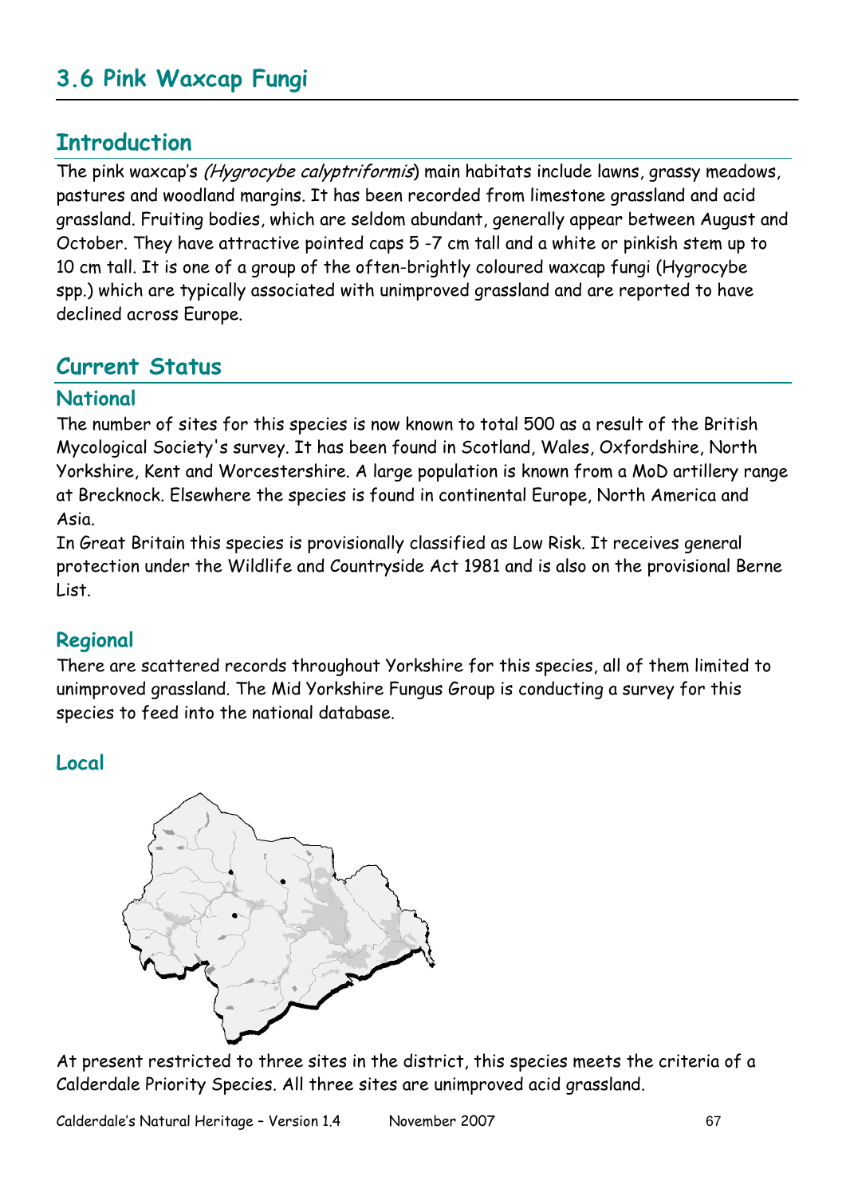# 3.6 Pink Waxcap Fungi

## Introduction

The pink waxcap's *(Hygrocybe calyptriformis*) main habitats include lawns, grassy meadows, pastures and woodland margins. It has been recorded from limestone grassland and acid grassland. Fruiting bodies, which are seldom abundant, generally appear between August and October. They have attractive pointed caps 5 -7 cm tall and a white or pinkish stem up to 10 cm tall. It is one of a group of the often-brightly coloured waxcap fungi (Hygrocybe spp.) which are typically associated with unimproved grassland and are reported to have declined across Europe.

## Current Status

### National

The number of sites for this species is now known to total 500 as a result of the British Mycological Society's survey. It has been found in Scotland, Wales, Oxfordshire, North Yorkshire, Kent and Worcestershire. A large population is known from a MoD artillery range at Brecknock. Elsewhere the species is found in continental Europe, North America and Asia.

In Great Britain this species is provisionally classified as Low Risk. It receives general protection under the Wildlife and Countryside Act 1981 and is also on the provisional Berne List.

### Regional

There are scattered records throughout Yorkshire for this species, all of them limited to unimproved grassland. The Mid Yorkshire Fungus Group is conducting a survey for this species to feed into the national database.

### Local

At present restricted to three sites in the district, this species meets the criteria of a Calderdale Priority Species. All three sites are unimproved acid grassland.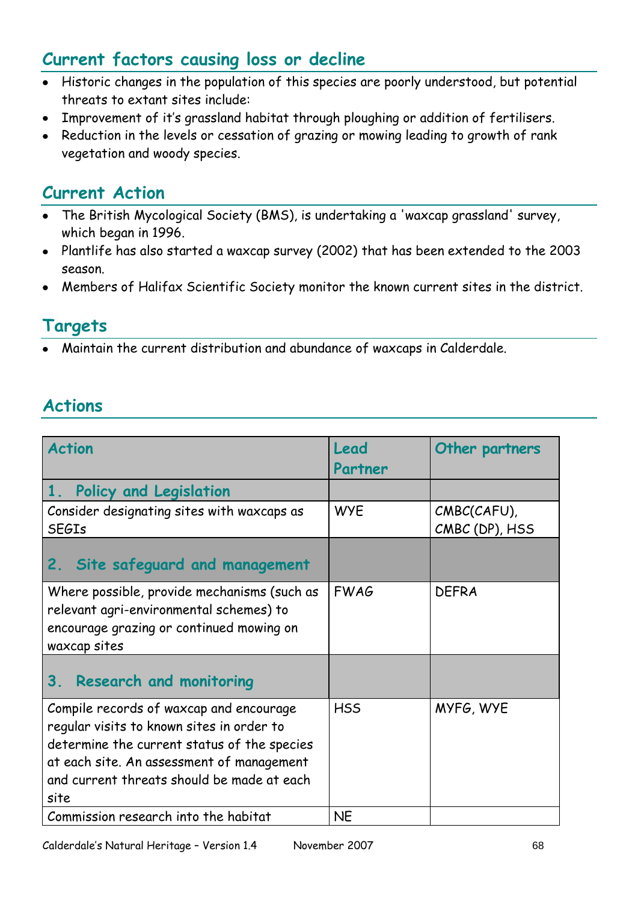## Current factors causing loss or decline

- Historic changes in the population of this species are poorly understood, but potential threats to extant sites include:
- Improvement of it's grassland habitat through ploughing or addition of fertilisers.
- Reduction in the levels or cessation of grazing or mowing leading to growth of rank vegetation and woody species.

## Current Action

- The British Mycological Society (BMS), is undertaking a 'waxcap grassland' survey, which began in 1996.
- Plantlife has also started a waxcap survey (2002) that has been extended to the 2003 season.
- Members of Halifax Scientific Society monitor the known current sites in the district.

## Targets

- Maintain the current distribution and abundance of waxcaps in Calderdale.

## Actions

| Action | Lead Partner | Other partners |
|---|---|---|
| **1. Policy and Legislation** | | |
| Consider designating sites with waxcaps as SEGIs | WYE | CMBC(CAFU), CMBC (DP), HSS |
| **2. Site safeguard and management** | | |
| Where possible, provide mechanisms (such as relevant agri-environmental schemes) to encourage grazing or continued mowing on waxcap sites | FWAG | DEFRA |
| **3. Research and monitoring** | | |
| Compile records of waxcap and encourage regular visits to known sites in order to determine the current status of the species at each site. An assessment of management and current threats should be made at each site | HSS | MYFG, WYE |
| Commission research into the habitat | NE | |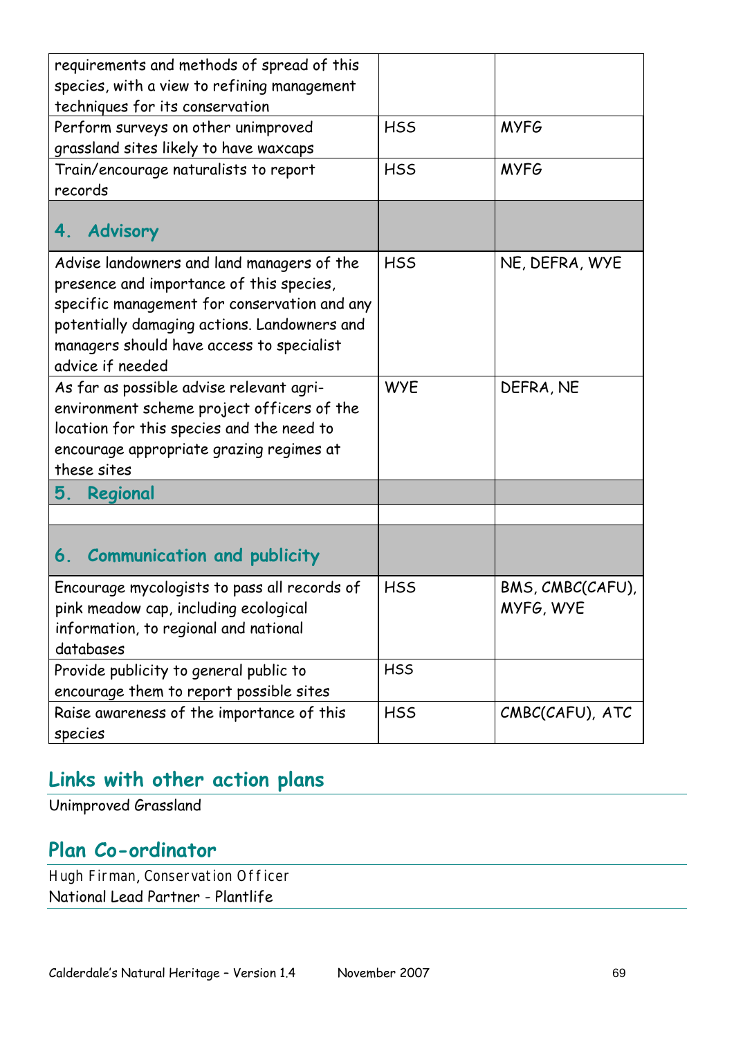| | | |
|---|---|---|
| requirements and methods of spread of this species, with a view to refining management techniques for its conservation | | |
| Perform surveys on other unimproved grassland sites likely to have waxcaps | HSS | MYFG |
| Train/encourage naturalists to report records | HSS | MYFG |
| **4. Advisory** | | |
| Advise landowners and land managers of the presence and importance of this species, specific management for conservation and any potentially damaging actions. Landowners and managers should have access to specialist advice if needed | HSS | NE, DEFRA, WYE |
| As far as possible advise relevant agri-environment scheme project officers of the location for this species and the need to encourage appropriate grazing regimes at these sites | WYE | DEFRA, NE |
| **5. Regional** | | |
| | | |
| **6. Communication and publicity** | | |
| Encourage mycologists to pass all records of pink meadow cap, including ecological information, to regional and national databases | HSS | BMS, CMBC(CAFU), MYFG, WYE |
| Provide publicity to general public to encourage them to report possible sites | HSS | |
| Raise awareness of the importance of this species | HSS | CMBC(CAFU), ATC |

## Links with other action plans

Unimproved Grassland

## Plan Co-ordinator

Hugh Firman, Conservation Officer
National Lead Partner - Plantlife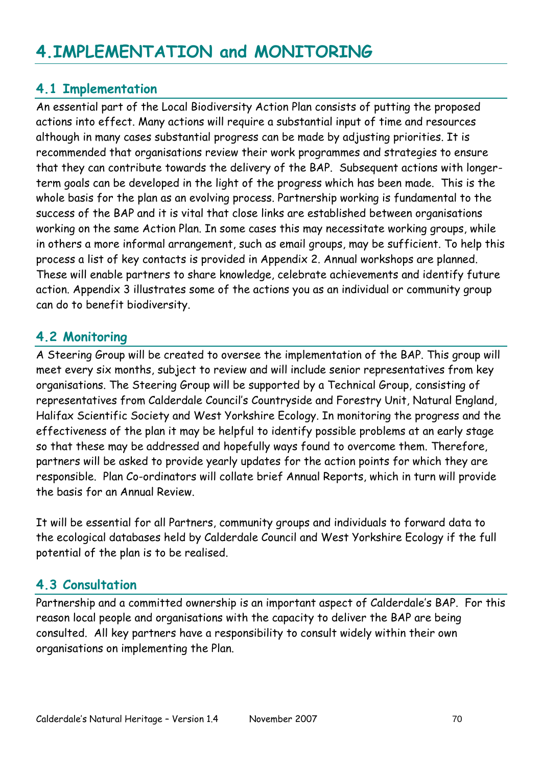# 4.IMPLEMENTATION and MONITORING

## 4.1 Implementation

An essential part of the Local Biodiversity Action Plan consists of putting the proposed actions into effect. Many actions will require a substantial input of time and resources although in many cases substantial progress can be made by adjusting priorities. It is recommended that organisations review their work programmes and strategies to ensure that they can contribute towards the delivery of the BAP. Subsequent actions with longer-term goals can be developed in the light of the progress which has been made. This is the whole basis for the plan as an evolving process. Partnership working is fundamental to the success of the BAP and it is vital that close links are established between organisations working on the same Action Plan. In some cases this may necessitate working groups, while in others a more informal arrangement, such as email groups, may be sufficient. To help this process a list of key contacts is provided in Appendix 2. Annual workshops are planned. These will enable partners to share knowledge, celebrate achievements and identify future action. Appendix 3 illustrates some of the actions you as an individual or community group can do to benefit biodiversity.

## 4.2 Monitoring

A Steering Group will be created to oversee the implementation of the BAP. This group will meet every six months, subject to review and will include senior representatives from key organisations. The Steering Group will be supported by a Technical Group, consisting of representatives from Calderdale Council's Countryside and Forestry Unit, Natural England, Halifax Scientific Society and West Yorkshire Ecology. In monitoring the progress and the effectiveness of the plan it may be helpful to identify possible problems at an early stage so that these may be addressed and hopefully ways found to overcome them. Therefore, partners will be asked to provide yearly updates for the action points for which they are responsible. Plan Co-ordinators will collate brief Annual Reports, which in turn will provide the basis for an Annual Review.

It will be essential for all Partners, community groups and individuals to forward data to the ecological databases held by Calderdale Council and West Yorkshire Ecology if the full potential of the plan is to be realised.

## 4.3 Consultation

Partnership and a committed ownership is an important aspect of Calderdale's BAP. For this reason local people and organisations with the capacity to deliver the BAP are being consulted. All key partners have a responsibility to consult widely within their own organisations on implementing the Plan.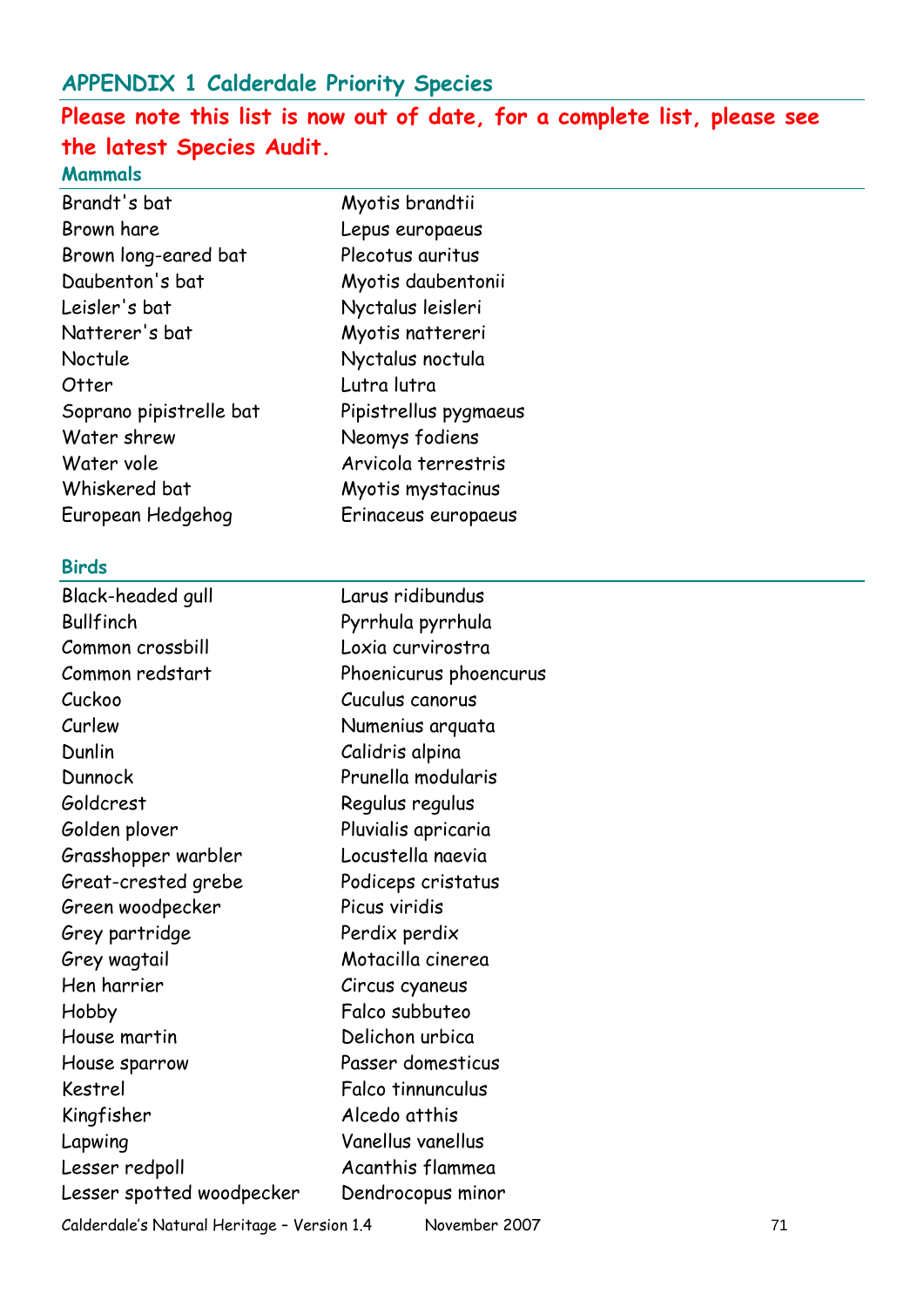## APPENDIX 1 Calderdale Priority Species

**Please note this list is now out of date, for a complete list, please see the latest Species Audit.**

### Mammals

| | |
|---|---|
| Brandt's bat | Myotis brandtii |
| Brown hare | Lepus europaeus |
| Brown long-eared bat | Plecotus auritus |
| Daubenton's bat | Myotis daubentonii |
| Leisler's bat | Nyctalus leisleri |
| Natterer's bat | Myotis nattereri |
| Noctule | Nyctalus noctula |
| Otter | Lutra lutra |
| Soprano pipistrelle bat | Pipistrellus pygmaeus |
| Water shrew | Neomys fodiens |
| Water vole | Arvicola terrestris |
| Whiskered bat | Myotis mystacinus |
| European Hedgehog | Erinaceus europaeus |

### Birds

| | |
|---|---|
| Black-headed gull | Larus ridibundus |
| Bullfinch | Pyrrhula pyrrhula |
| Common crossbill | Loxia curvirostra |
| Common redstart | Phoenicurus phoencurus |
| Cuckoo | Cuculus canorus |
| Curlew | Numenius arquata |
| Dunlin | Calidris alpina |
| Dunnock | Prunella modularis |
| Goldcrest | Regulus regulus |
| Golden plover | Pluvialis apricaria |
| Grasshopper warbler | Locustella naevia |
| Great-crested grebe | Podiceps cristatus |
| Green woodpecker | Picus viridis |
| Grey partridge | Perdix perdix |
| Grey wagtail | Motacilla cinerea |
| Hen harrier | Circus cyaneus |
| Hobby | Falco subbuteo |
| House martin | Delichon urbica |
| House sparrow | Passer domesticus |
| Kestrel | Falco tinnunculus |
| Kingfisher | Alcedo atthis |
| Lapwing | Vanellus vanellus |
| Lesser redpoll | Acanthis flammea |
| Lesser spotted woodpecker | Dendrocopus minor |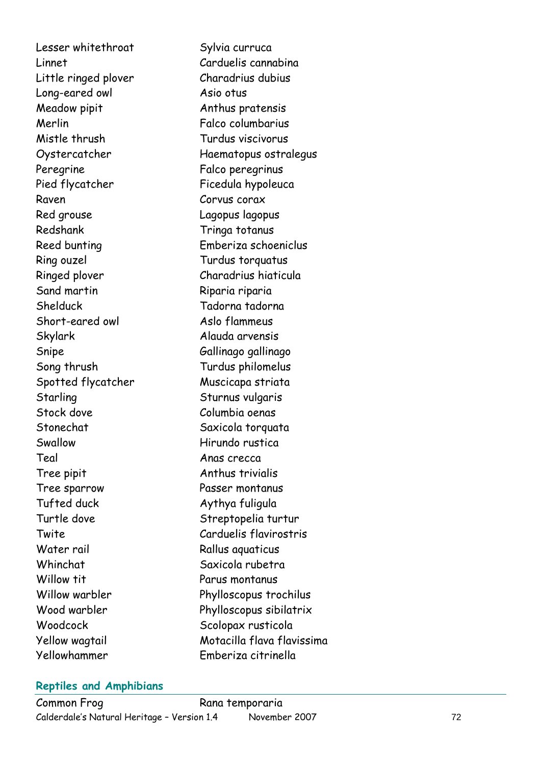| | |
|---|---|
| Lesser whitethroat | Sylvia curruca |
| Linnet | Carduelis cannabina |
| Little ringed plover | Charadrius dubius |
| Long-eared owl | Asio otus |
| Meadow pipit | Anthus pratensis |
| Merlin | Falco columbarius |
| Mistle thrush | Turdus viscivorus |
| Oystercatcher | Haematopus ostralegus |
| Peregrine | Falco peregrinus |
| Pied flycatcher | Ficedula hypoleuca |
| Raven | Corvus corax |
| Red grouse | Lagopus lagopus |
| Redshank | Tringa totanus |
| Reed bunting | Emberiza schoeniclus |
| Ring ouzel | Turdus torquatus |
| Ringed plover | Charadrius hiaticula |
| Sand martin | Riparia riparia |
| Shelduck | Tadorna tadorna |
| Short-eared owl | Aslo flammeus |
| Skylark | Alauda arvensis |
| Snipe | Gallinago gallinago |
| Song thrush | Turdus philomelus |
| Spotted flycatcher | Muscicapa striata |
| Starling | Sturnus vulgaris |
| Stock dove | Columbia oenas |
| Stonechat | Saxicola torquata |
| Swallow | Hirundo rustica |
| Teal | Anas crecca |
| Tree pipit | Anthus trivialis |
| Tree sparrow | Passer montanus |
| Tufted duck | Aythya fuligula |
| Turtle dove | Streptopelia turtur |
| Twite | Carduelis flavirostris |
| Water rail | Rallus aquaticus |
| Whinchat | Saxicola rubetra |
| Willow tit | Parus montanus |
| Willow warbler | Phylloscopus trochilus |
| Wood warbler | Phylloscopus sibilatrix |
| Woodcock | Scolopax rusticola |
| Yellow wagtail | Motacilla flava flavissima |
| Yellowhammer | Emberiza citrinella |

### Reptiles and Amphibians

| | |
|---|---|
| Common Frog | Rana temporaria |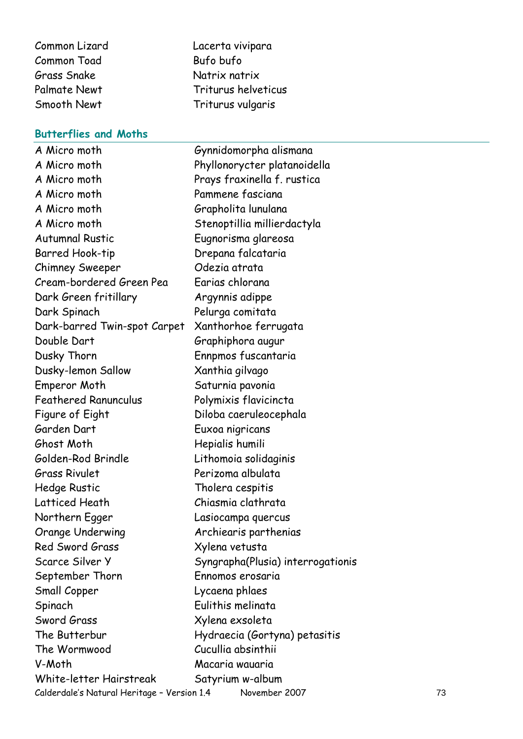| | |
|---|---|
| Common Lizard | Lacerta vivipara |
| Common Toad | Bufo bufo |
| Grass Snake | Natrix natrix |
| Palmate Newt | Triturus helveticus |
| Smooth Newt | Triturus vulgaris |

## Butterflies and Moths

| | |
|---|---|
| A Micro moth | Gynnidomorpha alismana |
| A Micro moth | Phyllonorycter platanoidella |
| A Micro moth | Prays fraxinella f. rustica |
| A Micro moth | Pammene fasciana |
| A Micro moth | Grapholita lunulana |
| A Micro moth | Stenoptillia millierdactyla |
| Autumnal Rustic | Eugnorisma glareosa |
| Barred Hook-tip | Drepana falcataria |
| Chimney Sweeper | Odezia atrata |
| Cream-bordered Green Pea | Earias chlorana |
| Dark Green fritillary | Argynnis adippe |
| Dark Spinach | Pelurga comitata |
| Dark-barred Twin-spot Carpet | Xanthorhoe ferrugata |
| Double Dart | Graphiphora augur |
| Dusky Thorn | Ennpmos fuscantaria |
| Dusky-lemon Sallow | Xanthia gilvago |
| Emperor Moth | Saturnia pavonia |
| Feathered Ranunculus | Polymixis flavicincta |
| Figure of Eight | Diloba caeruleocephala |
| Garden Dart | Euxoa nigricans |
| Ghost Moth | Hepialis humili |
| Golden-Rod Brindle | Lithomoia solidaginis |
| Grass Rivulet | Perizoma albulata |
| Hedge Rustic | Tholera cespitis |
| Latticed Heath | Chiasmia clathrata |
| Northern Egger | Lasiocampa quercus |
| Orange Underwing | Archiearis parthenias |
| Red Sword Grass | Xylena vetusta |
| Scarce Silver Y | Syngrapha(Plusia) interrogationis |
| September Thorn | Ennomos erosaria |
| Small Copper | Lycaena phlaes |
| Spinach | Eulithis melinata |
| Sword Grass | Xylena exsoleta |
| The Butterbur | Hydraecia (Gortyna) petasitis |
| The Wormwood | Cucullia absinthii |
| V-Moth | Macaria wauaria |
| White-letter Hairstreak | Satyrium w-album |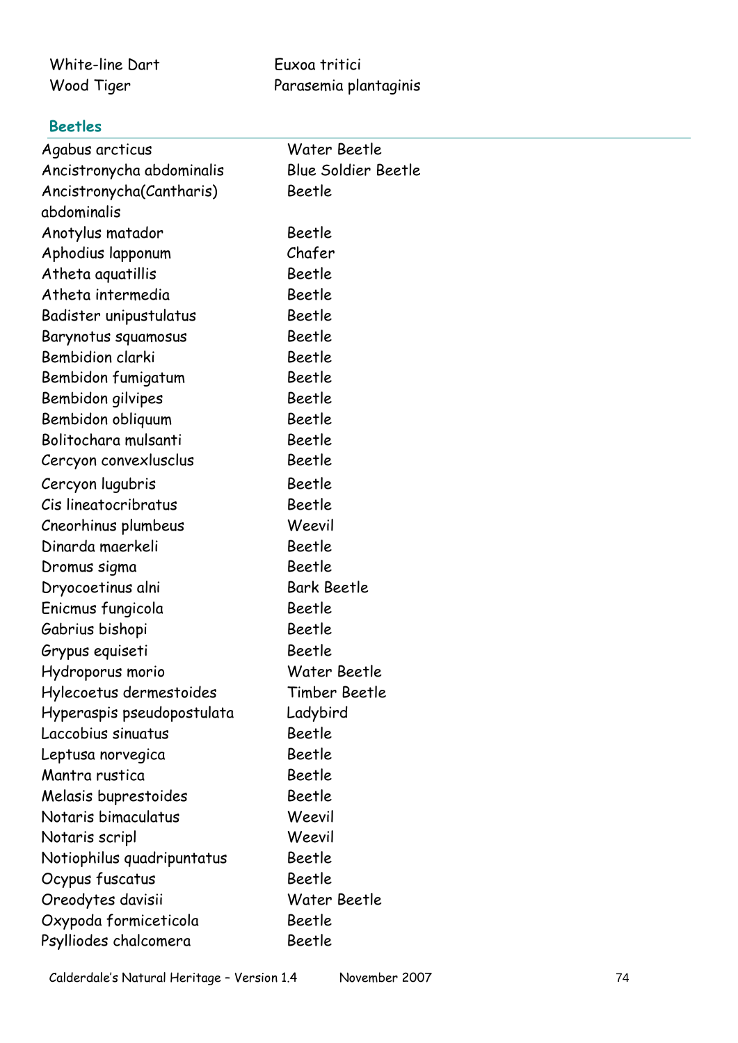| | |
|---|---|
| White-line Dart | Euxoa tritici |
| Wood Tiger | Parasemia plantaginis |

### Beetles

| | |
|---|---|
| Agabus arcticus | Water Beetle |
| Ancistronycha abdominalis | Blue Soldier Beetle |
| Ancistronycha(Cantharis) abdominalis | Beetle |
| Anotylus matador | Beetle |
| Aphodius lapponum | Chafer |
| Atheta aquatillis | Beetle |
| Atheta intermedia | Beetle |
| Badister unipustulatus | Beetle |
| Barynotus squamosus | Beetle |
| Bembidion clarki | Beetle |
| Bembidon fumigatum | Beetle |
| Bembidon gilvipes | Beetle |
| Bembidon obliquum | Beetle |
| Bolitochara mulsanti | Beetle |
| Cercyon convexlusclus | Beetle |
| Cercyon lugubris | Beetle |
| Cis lineatocribratus | Beetle |
| Cneorhinus plumbeus | Weevil |
| Dinarda maerkeli | Beetle |
| Dromus sigma | Beetle |
| Dryocoetinus alni | Bark Beetle |
| Enicmus fungicola | Beetle |
| Gabrius bishopi | Beetle |
| Grypus equiseti | Beetle |
| Hydroporus morio | Water Beetle |
| Hylecoetus dermestoides | Timber Beetle |
| Hyperaspis pseudopostulata | Ladybird |
| Laccobius sinuatus | Beetle |
| Leptusa norvegica | Beetle |
| Mantra rustica | Beetle |
| Melasis buprestoides | Beetle |
| Notaris bimaculatus | Weevil |
| Notaris scripl | Weevil |
| Notiophilus quadripuntatus | Beetle |
| Ocypus fuscatus | Beetle |
| Oreodytes davisii | Water Beetle |
| Oxypoda formiceticola | Beetle |
| Psylliodes chalcomera | Beetle |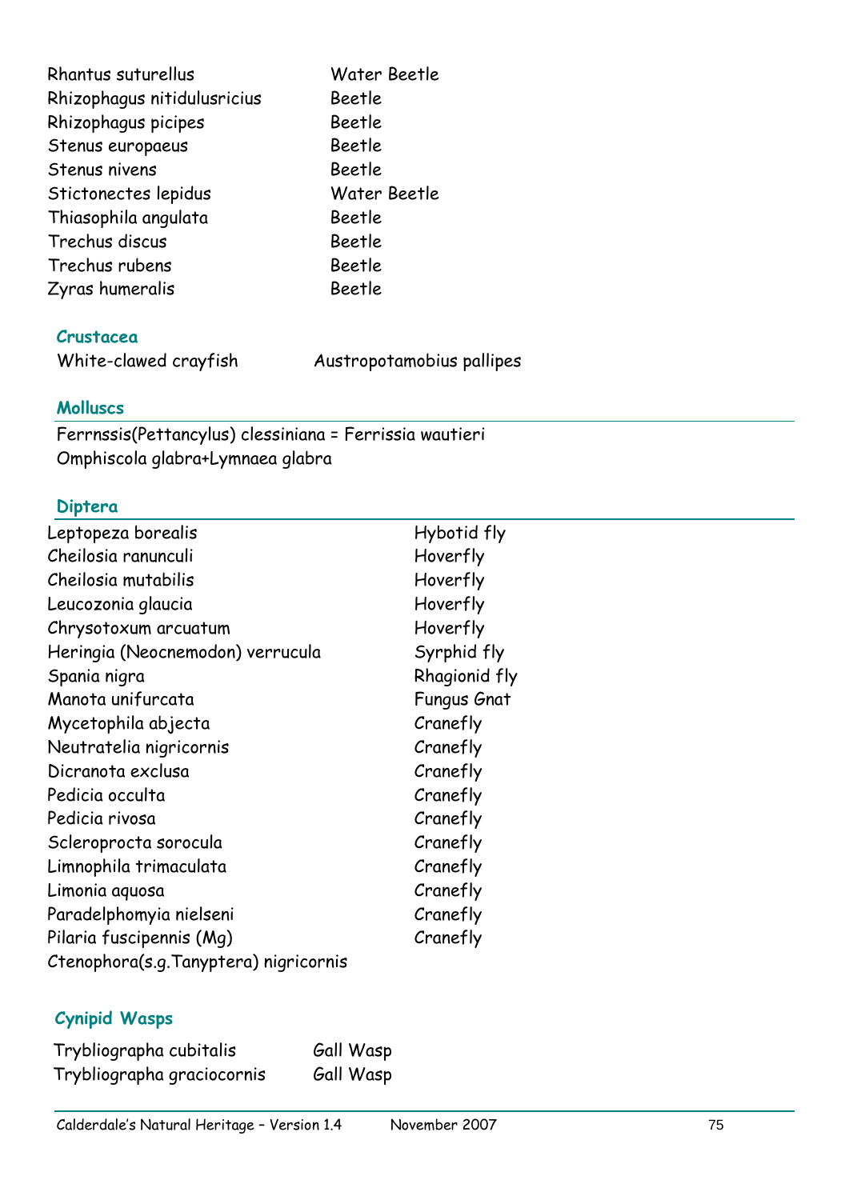| | |
|---|---|
| Rhantus suturellus | Water Beetle |
| Rhizophagus nitidulusricius | Beetle |
| Rhizophagus picipes | Beetle |
| Stenus europaeus | Beetle |
| Stenus nivens | Beetle |
| Stictonectes lepidus | Water Beetle |
| Thiasophila angulata | Beetle |
| Trechus discus | Beetle |
| Trechus rubens | Beetle |
| Zyras humeralis | Beetle |

### Crustacea

| | |
|---|---|
| White-clawed crayfish | Austropotamobius pallipes |

### Molluscs

Ferrnssis(Pettancylus) clessiniana = Ferrissia wautieri
Omphiscola glabra+Lymnaea glabra

### Diptera

| | |
|---|---|
| Leptopeza borealis | Hybotid fly |
| Cheilosia ranunculi | Hoverfly |
| Cheilosia mutabilis | Hoverfly |
| Leucozonia glaucia | Hoverfly |
| Chrysotoxum arcuatum | Hoverfly |
| Heringia (Neocnemodon) verrucula | Syrphid fly |
| Spania nigra | Rhagionid fly |
| Manota unifurcata | Fungus Gnat |
| Mycetophila abjecta | Cranefly |
| Neutratelia nigricornis | Cranefly |
| Dicranota exclusa | Cranefly |
| Pedicia occulta | Cranefly |
| Pedicia rivosa | Cranefly |
| Scleroprocta sorocula | Cranefly |
| Limnophila trimaculata | Cranefly |
| Limonia aquosa | Cranefly |
| Paradelphomyia nielseni | Cranefly |
| Pilaria fuscipennis (Mg) | Cranefly |
| Ctenophora(s.g.Tanyptera) nigricornis | |

### Cynipid Wasps

| | |
|---|---|
| Trybliographa cubitalis | Gall Wasp |
| Trybliographa graciocornis | Gall Wasp |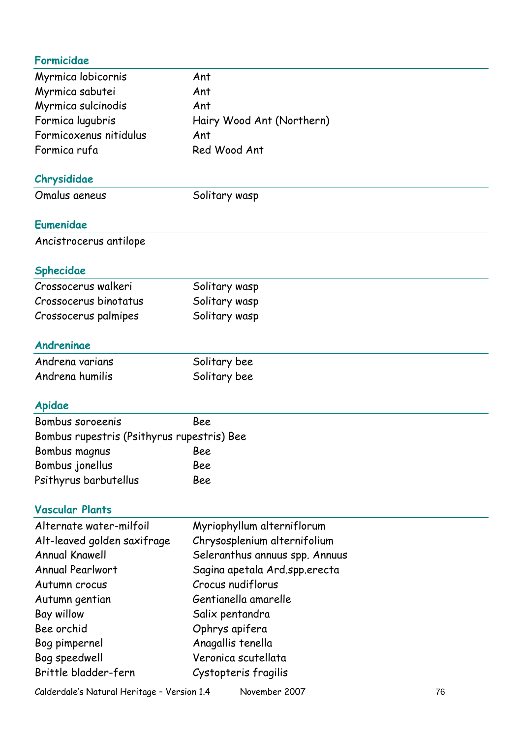## Formicidae

| | |
|---|---|
| Myrmica lobicornis | Ant |
| Myrmica sabutei | Ant |
| Myrmica sulcinodis | Ant |
| Formica lugubris | Hairy Wood Ant (Northern) |
| Formicoxenus nitidulus | Ant |
| Formica rufa | Red Wood Ant |

## Chrysididae

| | |
|---|---|
| Omalus aeneus | Solitary wasp |

## Eumenidae

| | |
|---|---|
| Ancistrocerus antilope | |

## Sphecidae

| | |
|---|---|
| Crossocerus walkeri | Solitary wasp |
| Crossocerus binotatus | Solitary wasp |
| Crossocerus palmipes | Solitary wasp |

## Andreninae

| | |
|---|---|
| Andrena varians | Solitary bee |
| Andrena humilis | Solitary bee |

## Apidae

| | |
|---|---|
| Bombus soroeenis | Bee |
| Bombus rupestris (Psithyrus rupestris) | Bee |
| Bombus magnus | Bee |
| Bombus jonellus | Bee |
| Psithyrus barbutellus | Bee |

## Vascular Plants

| | |
|---|---|
| Alternate water-milfoil | Myriophyllum alterniflorum |
| Alt-leaved golden saxifrage | Chrysosplenium alternifolium |
| Annual Knawell | Seleranthus annuus spp. Annuus |
| Annual Pearlwort | Sagina apetala Ard.spp.erecta |
| Autumn crocus | Crocus nudiflorus |
| Autumn gentian | Gentianella amarelle |
| Bay willow | Salix pentandra |
| Bee orchid | Ophrys apifera |
| Bog pimpernel | Anagallis tenella |
| Bog speedwell | Veronica scutellata |
| Brittle bladder-fern | Cystopteris fragilis |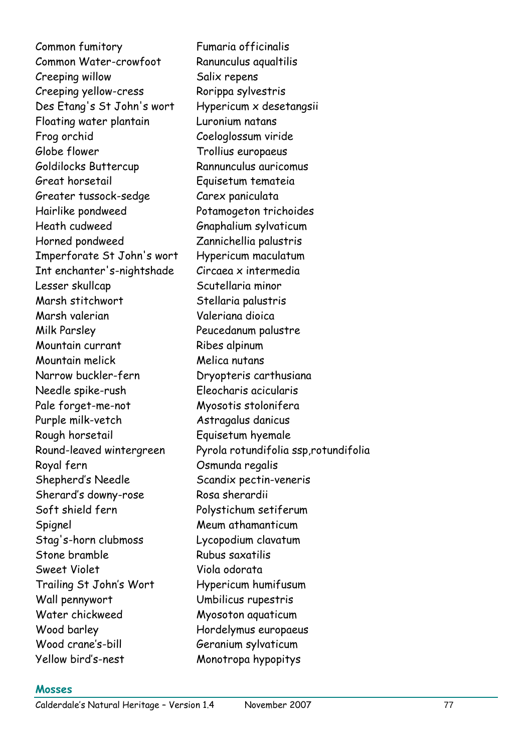| | |
|---|---|
| Common fumitory | Fumaria officinalis |
| Common Water-crowfoot | Ranunculus aqualtilis |
| Creeping willow | Salix repens |
| Creeping yellow-cress | Rorippa sylvestris |
| Des Etang's St John's wort | Hypericum x desetangsii |
| Floating water plantain | Luronium natans |
| Frog orchid | Coeloglossum viride |
| Globe flower | Trollius europaeus |
| Goldilocks Buttercup | Rannunculus auricomus |
| Great horsetail | Equisetum temateia |
| Greater tussock-sedge | Carex paniculata |
| Hairlike pondweed | Potamogeton trichoides |
| Heath cudweed | Gnaphalium sylvaticum |
| Horned pondweed | Zannichellia palustris |
| Imperforate St John's wort | Hypericum maculatum |
| Int enchanter's-nightshade | Circaea x intermedia |
| Lesser skullcap | Scutellaria minor |
| Marsh stitchwort | Stellaria palustris |
| Marsh valerian | Valeriana dioica |
| Milk Parsley | Peucedanum palustre |
| Mountain currant | Ribes alpinum |
| Mountain melick | Melica nutans |
| Narrow buckler-fern | Dryopteris carthusiana |
| Needle spike-rush | Eleocharis acicularis |
| Pale forget-me-not | Myosotis stolonifera |
| Purple milk-vetch | Astragalus danicus |
| Rough horsetail | Equisetum hyemale |
| Round-leaved wintergreen | Pyrola rotundifolia ssp,rotundifolia |
| Royal fern | Osmunda regalis |
| Shepherd's Needle | Scandix pectin-veneris |
| Sherard's downy-rose | Rosa sherardii |
| Soft shield fern | Polystichum setiferum |
| Spignel | Meum athamanticum |
| Stag's-horn clubmoss | Lycopodium clavatum |
| Stone bramble | Rubus saxatilis |
| Sweet Violet | Viola odorata |
| Trailing St John's Wort | Hypericum humifusum |
| Wall pennywort | Umbilicus rupestris |
| Water chickweed | Myosoton aquaticum |
| Wood barley | Hordelymus europaeus |
| Wood crane's-bill | Geranium sylvaticum |
| Yellow bird's-nest | Monotropa hypopitys |

## Mosses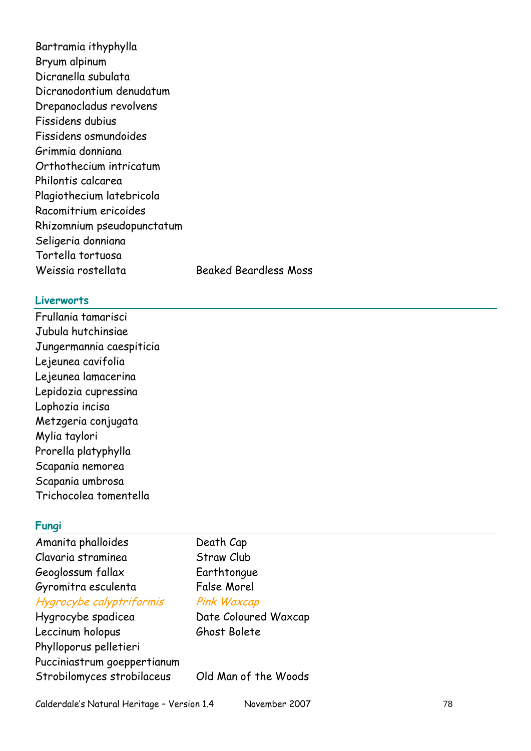| | |
|---|---|
| Bartramia ithyphylla | |
| Bryum alpinum | |
| Dicranella subulata | |
| Dicranodontium denudatum | |
| Drepanocladus revolvens | |
| Fissidens dubius | |
| Fissidens osmundoides | |
| Grimmia donniana | |
| Orthothecium intricatum | |
| Philontis calcarea | |
| Plagiothecium latebricola | |
| Racomitrium ericoides | |
| Rhizomnium pseudopunctatum | |
| Seligeria donniana | |
| Tortella tortuosa | |
| Weissia rostellata | Beaked Beardless Moss |

## Liverworts

Frullania tamarisci
Jubula hutchinsiae
Jungermannia caespiticia
Lejeunea cavifolia
Lejeunea lamacerina
Lepidozia cupressina
Lophozia incisa
Metzgeria conjugata
Mylia taylori
Prorella platyphylla
Scapania nemorea
Scapania umbrosa
Trichocolea tomentella

## Fungi

| | |
|---|---|
| Amanita phalloides | Death Cap |
| Clavaria straminea | Straw Club |
| Geoglossum fallax | Earthtongue |
| Gyromitra esculenta | False Morel |
| *Hygrocybe calyptriformis* | *Pink Waxcap* |
| Hygrocybe spadicea | Date Coloured Waxcap |
| Leccinum holopus | Ghost Bolete |
| Phylloporus pelletieri | |
| Pucciniastrum goeppertianum | |
| Strobilomyces strobilaceus | Old Man of the Woods |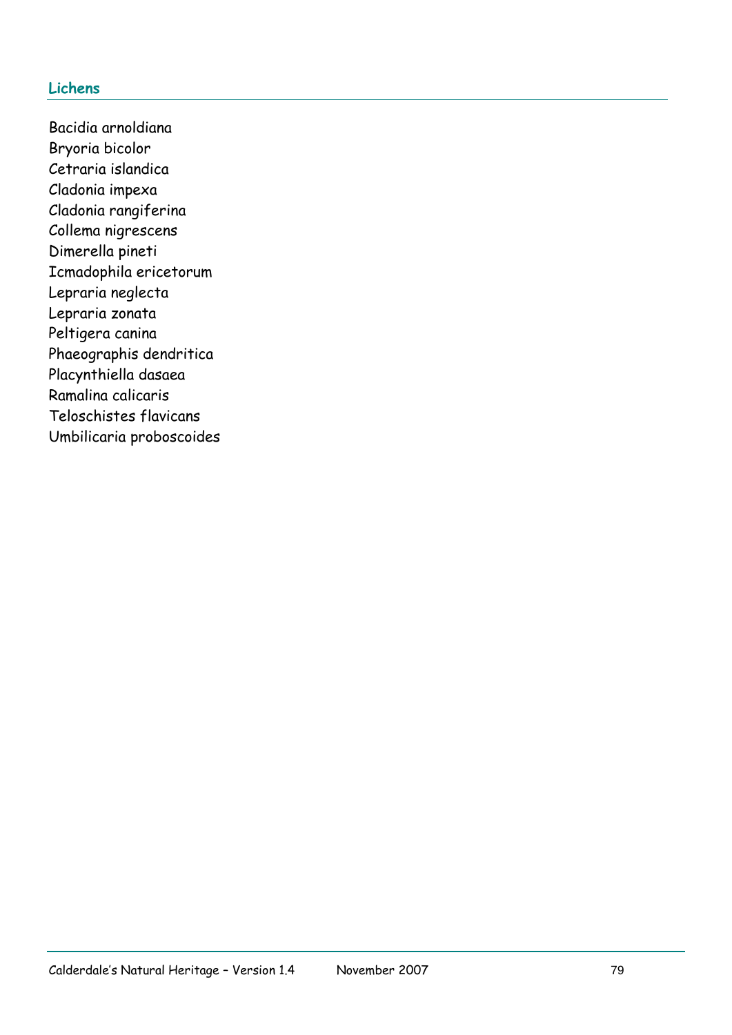## Lichens

Bacidia arnoldiana
Bryoria bicolor
Cetraria islandica
Cladonia impexa
Cladonia rangiferina
Collema nigrescens
Dimerella pineti
Icmadophila ericetorum
Lepraria neglecta
Lepraria zonata
Peltigera canina
Phaeographis dendritica
Placynthiella dasaea
Ramalina calicaris
Teloschistes flavicans
Umbilicaria proboscoides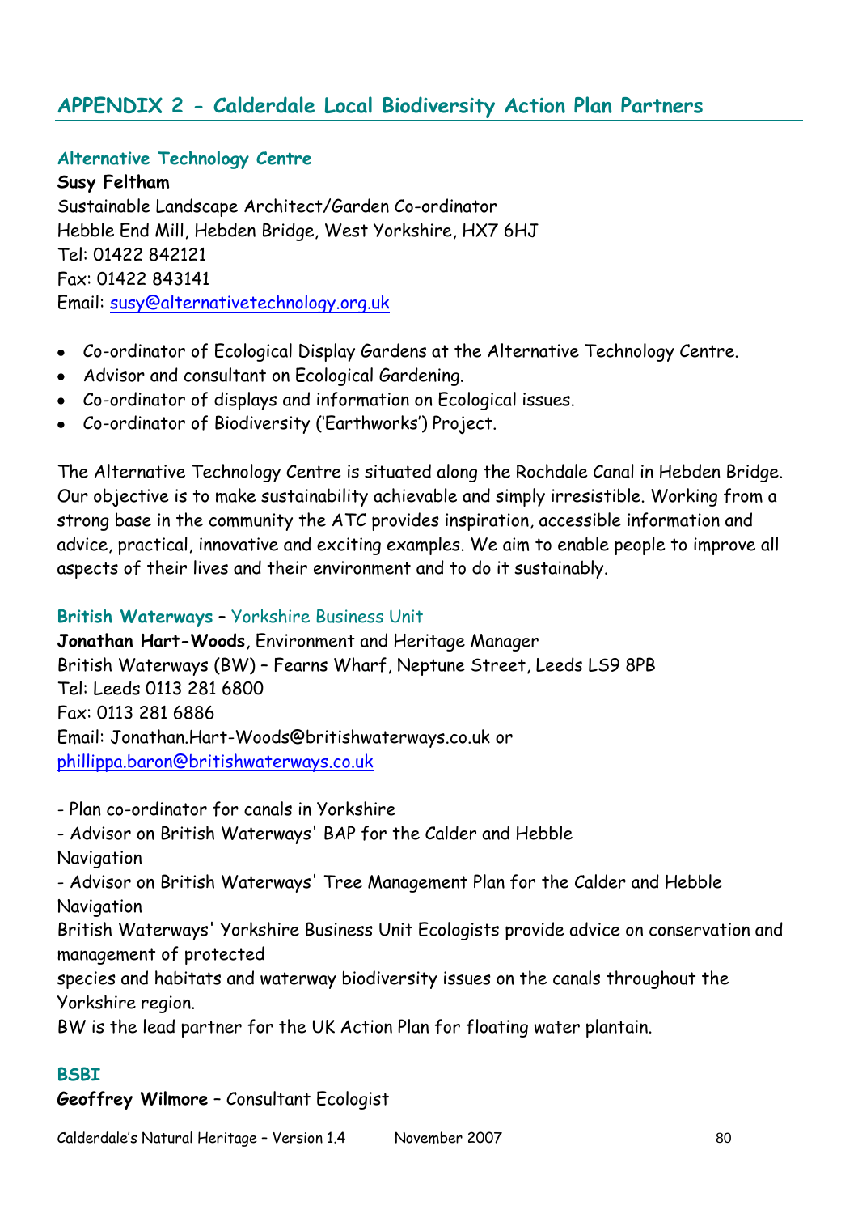## APPENDIX 2 - Calderdale Local Biodiversity Action Plan Partners

### Alternative Technology Centre

**Susy Feltham**
Sustainable Landscape Architect/Garden Co-ordinator
Hebble End Mill, Hebden Bridge, West Yorkshire, HX7 6HJ
Tel: 01422 842121
Fax: 01422 843141
Email: susy@alternativetechnology.org.uk

- Co-ordinator of Ecological Display Gardens at the Alternative Technology Centre.
- Advisor and consultant on Ecological Gardening.
- Co-ordinator of displays and information on Ecological issues.
- Co-ordinator of Biodiversity ('Earthworks') Project.

The Alternative Technology Centre is situated along the Rochdale Canal in Hebden Bridge. Our objective is to make sustainability achievable and simply irresistible. Working from a strong base in the community the ATC provides inspiration, accessible information and advice, practical, innovative and exciting examples. We aim to enable people to improve all aspects of their lives and their environment and to do it sustainably.

### British Waterways – Yorkshire Business Unit

**Jonathan Hart-Woods**, Environment and Heritage Manager
British Waterways (BW) – Fearns Wharf, Neptune Street, Leeds LS9 8PB
Tel: Leeds 0113 281 6800
Fax: 0113 281 6886
Email: Jonathan.Hart-Woods@britishwaterways.co.uk or
phillippa.baron@britishwaterways.co.uk

- Plan co-ordinator for canals in Yorkshire
- Advisor on British Waterways' BAP for the Calder and Hebble Navigation
- Advisor on British Waterways' Tree Management Plan for the Calder and Hebble Navigation

British Waterways' Yorkshire Business Unit Ecologists provide advice on conservation and management of protected species and habitats and waterway biodiversity issues on the canals throughout the Yorkshire region.
BW is the lead partner for the UK Action Plan for floating water plantain.

### BSBI

**Geoffrey Wilmore** – Consultant Ecologist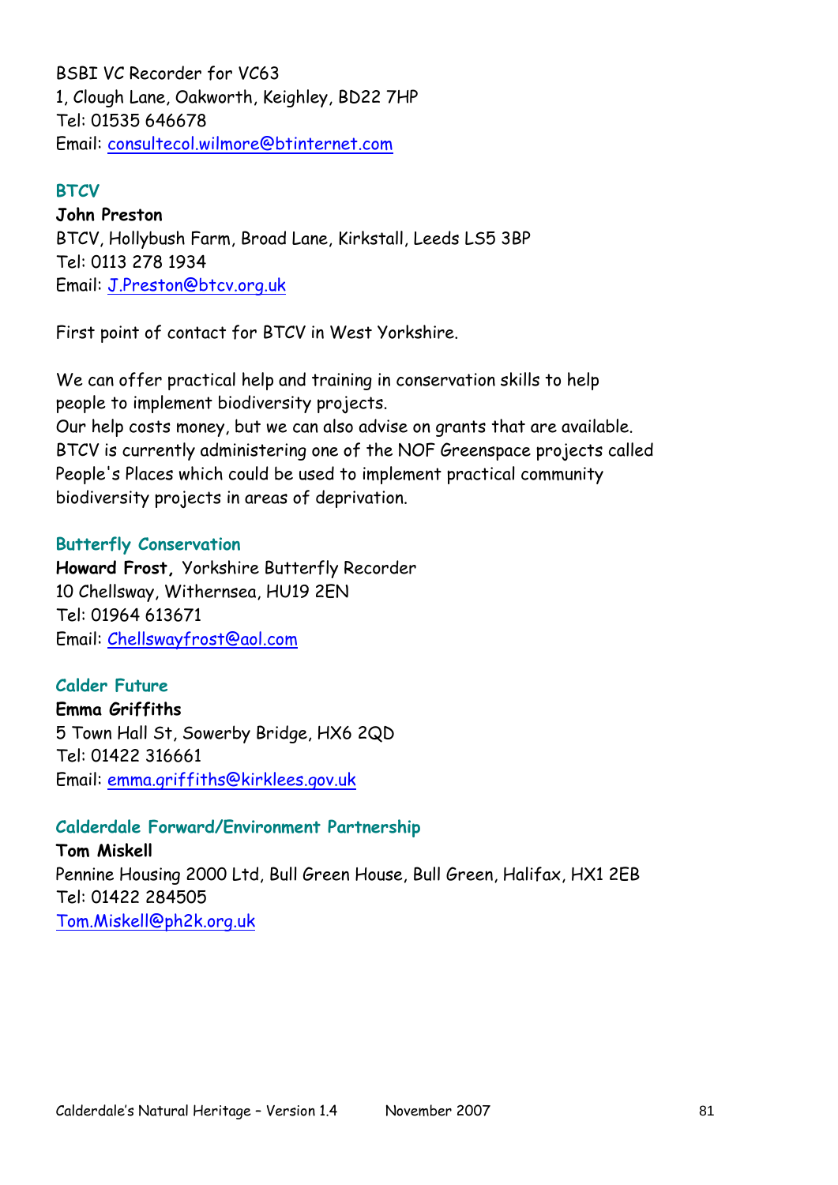BSBI VC Recorder for VC63
1, Clough Lane, Oakworth, Keighley, BD22 7HP
Tel: 01535 646678
Email: consultecol.wilmore@btinternet.com

### BTCV

**John Preston**
BTCV, Hollybush Farm, Broad Lane, Kirkstall, Leeds LS5 3BP
Tel: 0113 278 1934
Email: J.Preston@btcv.org.uk

First point of contact for BTCV in West Yorkshire.

We can offer practical help and training in conservation skills to help people to implement biodiversity projects.
Our help costs money, but we can also advise on grants that are available.
BTCV is currently administering one of the NOF Greenspace projects called People's Places which could be used to implement practical community biodiversity projects in areas of deprivation.

### Butterfly Conservation

**Howard Frost,** Yorkshire Butterfly Recorder
10 Chellsway, Withernsea, HU19 2EN
Tel: 01964 613671
Email: Chellswayfrost@aol.com

### Calder Future

**Emma Griffiths**
5 Town Hall St, Sowerby Bridge, HX6 2QD
Tel: 01422 316661
Email: emma.griffiths@kirklees.gov.uk

### Calderdale Forward/Environment Partnership

**Tom Miskell**
Pennine Housing 2000 Ltd, Bull Green House, Bull Green, Halifax, HX1 2EB
Tel: 01422 284505
Tom.Miskell@ph2k.org.uk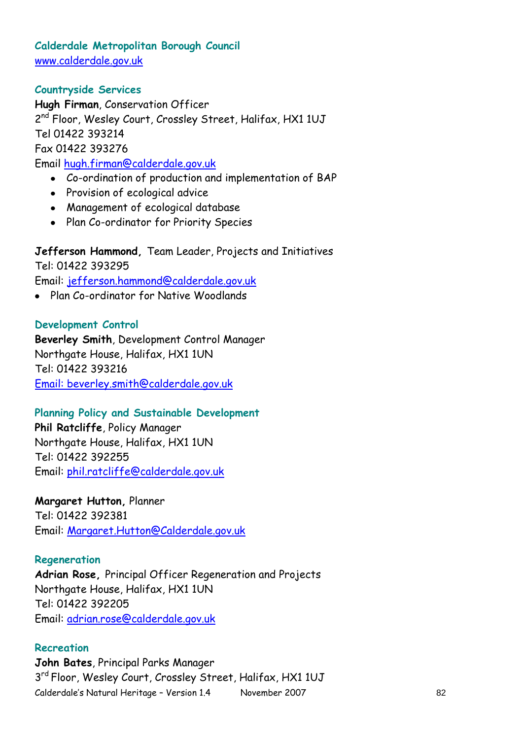### Calderdale Metropolitan Borough Council

www.calderdale.gov.uk

### Countryside Services

**Hugh Firman**, Conservation Officer
2nd Floor, Wesley Court, Crossley Street, Halifax, HX1 1UJ
Tel 01422 393214
Fax 01422 393276
Email hugh.firman@calderdale.gov.uk

- Co-ordination of production and implementation of BAP
- Provision of ecological advice
- Management of ecological database
- Plan Co-ordinator for Priority Species

**Jefferson Hammond,** Team Leader, Projects and Initiatives
Tel: 01422 393295
Email: jefferson.hammond@calderdale.gov.uk

- Plan Co-ordinator for Native Woodlands

### Development Control

**Beverley Smith**, Development Control Manager
Northgate House, Halifax, HX1 1UN
Tel: 01422 393216
Email: beverley.smith@calderdale.gov.uk

### Planning Policy and Sustainable Development

**Phil Ratcliffe**, Policy Manager
Northgate House, Halifax, HX1 1UN
Tel: 01422 392255
Email: phil.ratcliffe@calderdale.gov.uk

**Margaret Hutton,** Planner
Tel: 01422 392381
Email: Margaret.Hutton@Calderdale.gov.uk

### Regeneration

**Adrian Rose,** Principal Officer Regeneration and Projects
Northgate House, Halifax, HX1 1UN
Tel: 01422 392205
Email: adrian.rose@calderdale.gov.uk

### Recreation

**John Bates**, Principal Parks Manager
3rd Floor, Wesley Court, Crossley Street, Halifax, HX1 1UJ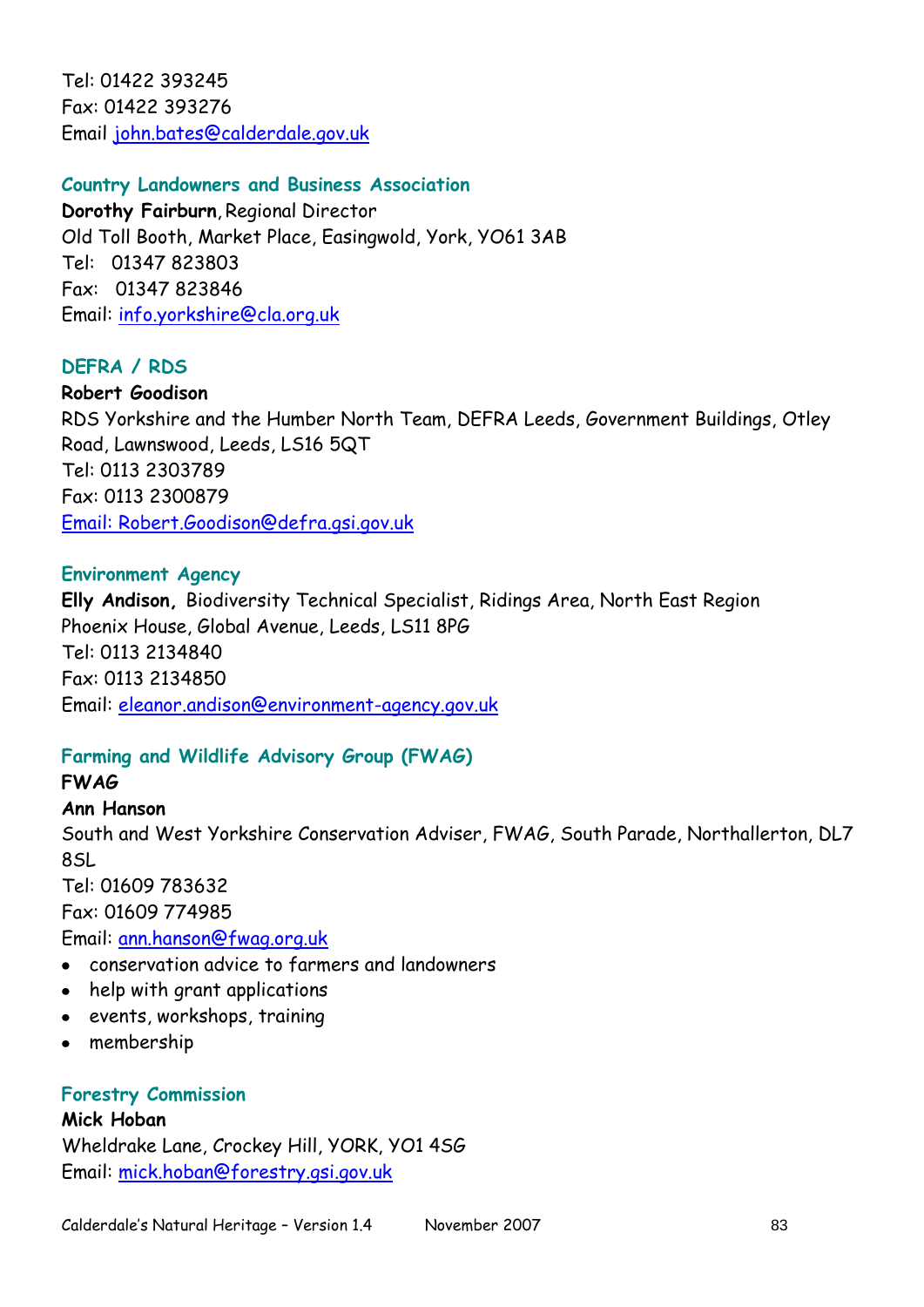Tel: 01422 393245
Fax: 01422 393276
Email john.bates@calderdale.gov.uk

### Country Landowners and Business Association

**Dorothy Fairburn**, Regional Director
Old Toll Booth, Market Place, Easingwold, York, YO61 3AB
Tel: 01347 823803
Fax: 01347 823846
Email: info.yorkshire@cla.org.uk

### DEFRA / RDS

**Robert Goodison**
RDS Yorkshire and the Humber North Team, DEFRA Leeds, Government Buildings, Otley Road, Lawnswood, Leeds, LS16 5QT
Tel: 0113 2303789
Fax: 0113 2300879
Email: Robert.Goodison@defra.gsi.gov.uk

### Environment Agency

**Elly Andison,** Biodiversity Technical Specialist, Ridings Area, North East Region
Phoenix House, Global Avenue, Leeds, LS11 8PG
Tel: 0113 2134840
Fax: 0113 2134850
Email: eleanor.andison@environment-agency.gov.uk

### Farming and Wildlife Advisory Group (FWAG)

**FWAG**
**Ann Hanson**
South and West Yorkshire Conservation Adviser, FWAG, South Parade, Northallerton, DL7 8SL
Tel: 01609 783632
Fax: 01609 774985
Email: ann.hanson@fwag.org.uk

- conservation advice to farmers and landowners
- help with grant applications
- events, workshops, training
- membership

### Forestry Commission

**Mick Hoban**
Wheldrake Lane, Crockey Hill, YORK, YO1 4SG
Email: mick.hoban@forestry.gsi.gov.uk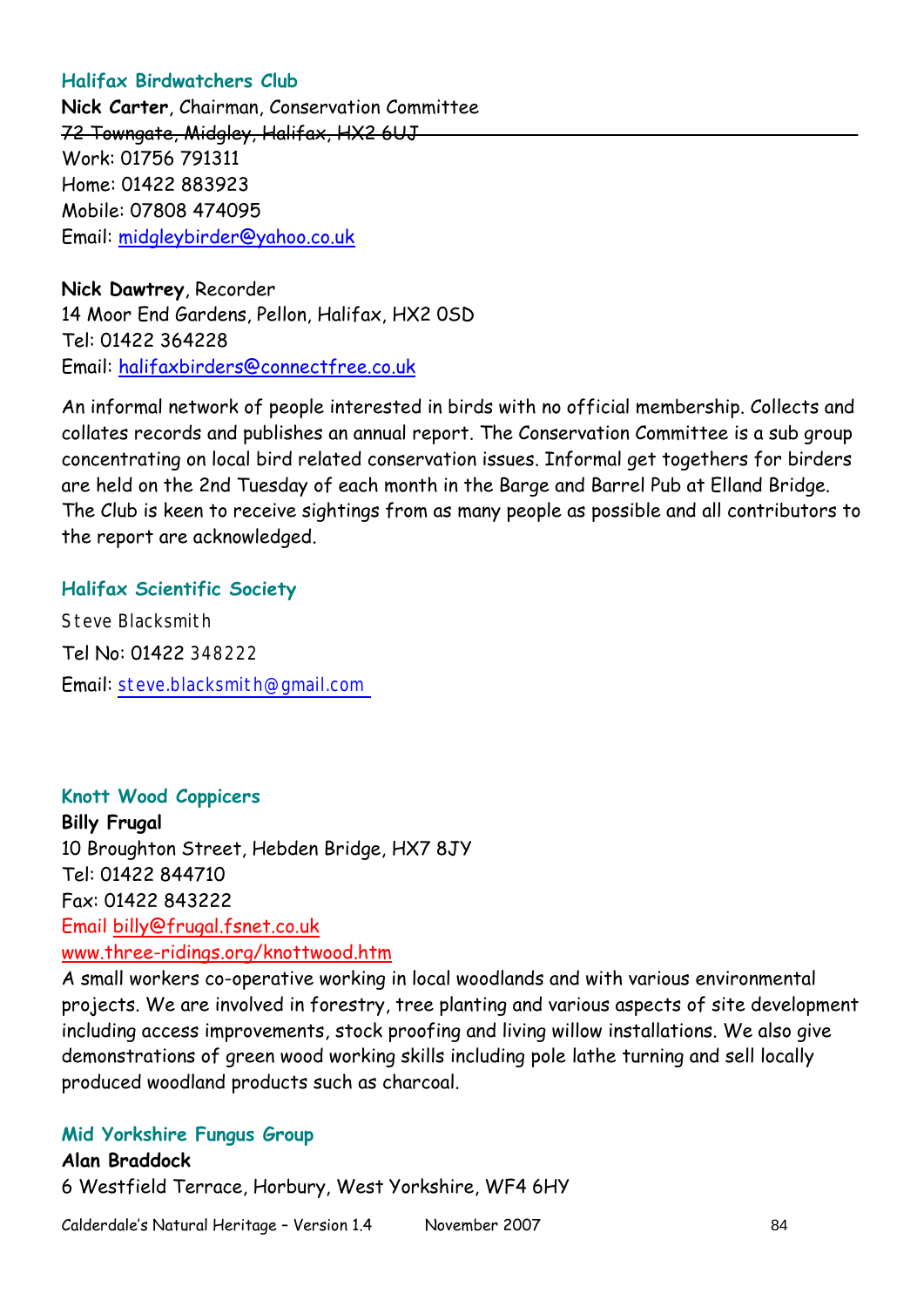### Halifax Birdwatchers Club

**Nick Carter**, Chairman, Conservation Committee
~~72 Towngate, Midgley, Halifax, HX2 6UJ~~
Work: 01756 791311
Home: 01422 883923
Mobile: 07808 474095
Email: midgleybirder@yahoo.co.uk

**Nick Dawtrey**, Recorder
14 Moor End Gardens, Pellon, Halifax, HX2 0SD
Tel: 01422 364228
Email: halifaxbirders@connectfree.co.uk

An informal network of people interested in birds with no official membership. Collects and collates records and publishes an annual report. The Conservation Committee is a sub group concentrating on local bird related conservation issues. Informal get togethers for birders are held on the 2nd Tuesday of each month in the Barge and Barrel Pub at Elland Bridge. The Club is keen to receive sightings from as many people as possible and all contributors to the report are acknowledged.

### Halifax Scientific Society

Steve Blacksmith
Tel No: 01422 348222
Email: steve.blacksmith@gmail.com

### Knott Wood Coppicers

**Billy Frugal**
10 Broughton Street, Hebden Bridge, HX7 8JY
Tel: 01422 844710
Fax: 01422 843222
Email billy@frugal.fsnet.co.uk
www.three-ridings.org/knottwood.htm

A small workers co-operative working in local woodlands and with various environmental projects. We are involved in forestry, tree planting and various aspects of site development including access improvements, stock proofing and living willow installations. We also give demonstrations of green wood working skills including pole lathe turning and sell locally produced woodland products such as charcoal.

### Mid Yorkshire Fungus Group

**Alan Braddock**
6 Westfield Terrace, Horbury, West Yorkshire, WF4 6HY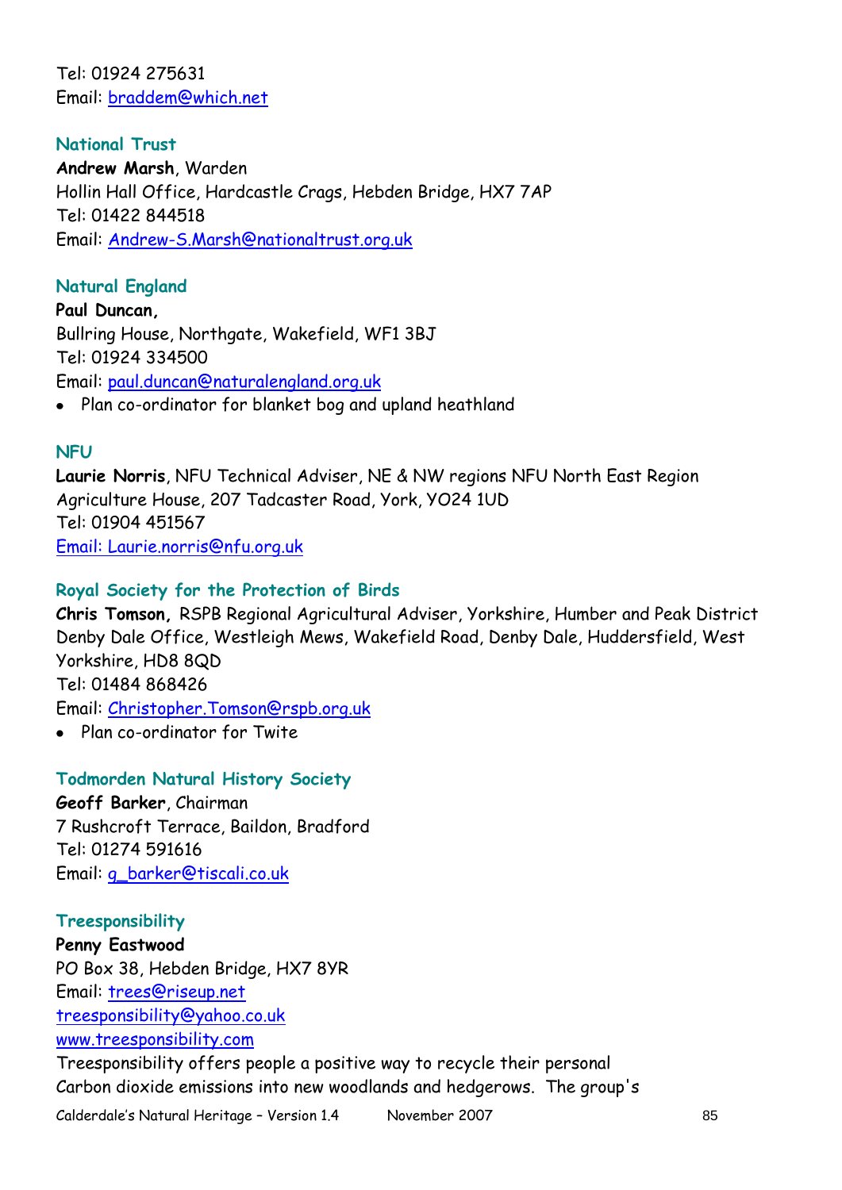Tel: 01924 275631
Email: braddem@which.net

### National Trust

**Andrew Marsh**, Warden
Hollin Hall Office, Hardcastle Crags, Hebden Bridge, HX7 7AP
Tel: 01422 844518
Email: Andrew-S.Marsh@nationaltrust.org.uk

### Natural England

**Paul Duncan,**
Bullring House, Northgate, Wakefield, WF1 3BJ
Tel: 01924 334500
Email: paul.duncan@naturalengland.org.uk

- Plan co-ordinator for blanket bog and upland heathland

### NFU

**Laurie Norris**, NFU Technical Adviser, NE & NW regions NFU North East Region
Agriculture House, 207 Tadcaster Road, York, YO24 1UD
Tel: 01904 451567
Email: Laurie.norris@nfu.org.uk

### Royal Society for the Protection of Birds

**Chris Tomson,** RSPB Regional Agricultural Adviser, Yorkshire, Humber and Peak District
Denby Dale Office, Westleigh Mews, Wakefield Road, Denby Dale, Huddersfield, West Yorkshire, HD8 8QD
Tel: 01484 868426
Email: Christopher.Tomson@rspb.org.uk

- Plan co-ordinator for Twite

### Todmorden Natural History Society

**Geoff Barker**, Chairman
7 Rushcroft Terrace, Baildon, Bradford
Tel: 01274 591616
Email: g_barker@tiscali.co.uk

### Treesponsibility

**Penny Eastwood**
PO Box 38, Hebden Bridge, HX7 8YR
Email: trees@riseup.net
treesponsibility@yahoo.co.uk
www.treesponsibility.com
Treesponsibility offers people a positive way to recycle their personal Carbon dioxide emissions into new woodlands and hedgerows. The group's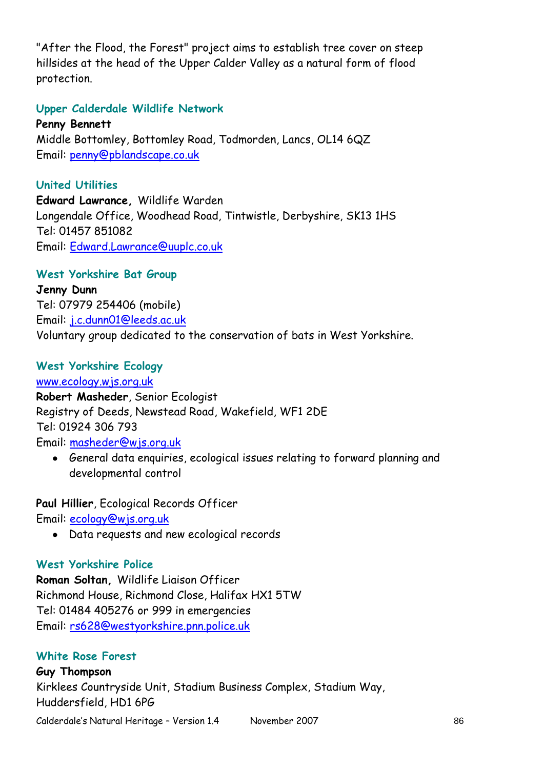"After the Flood, the Forest" project aims to establish tree cover on steep hillsides at the head of the Upper Calder Valley as a natural form of flood protection.

### Upper Calderdale Wildlife Network

**Penny Bennett**
Middle Bottomley, Bottomley Road, Todmorden, Lancs, OL14 6QZ
Email: penny@pblandscape.co.uk

### United Utilities

**Edward Lawrance,** Wildlife Warden
Longendale Office, Woodhead Road, Tintwistle, Derbyshire, SK13 1HS
Tel: 01457 851082
Email: Edward.Lawrance@uuplc.co.uk

### West Yorkshire Bat Group

**Jenny Dunn**
Tel: 07979 254406 (mobile)
Email: j.c.dunn01@leeds.ac.uk
Voluntary group dedicated to the conservation of bats in West Yorkshire.

### West Yorkshire Ecology

www.ecology.wjs.org.uk
**Robert Masheder**, Senior Ecologist
Registry of Deeds, Newstead Road, Wakefield, WF1 2DE
Tel: 01924 306 793
Email: masheder@wjs.org.uk

- General data enquiries, ecological issues relating to forward planning and developmental control

**Paul Hillier**, Ecological Records Officer
Email: ecology@wjs.org.uk

- Data requests and new ecological records

### West Yorkshire Police

**Roman Soltan,** Wildlife Liaison Officer
Richmond House, Richmond Close, Halifax HX1 5TW
Tel: 01484 405276 or 999 in emergencies
Email: rs628@westyorkshire.pnn.police.uk

### White Rose Forest

**Guy Thompson**
Kirklees Countryside Unit, Stadium Business Complex, Stadium Way, Huddersfield, HD1 6PG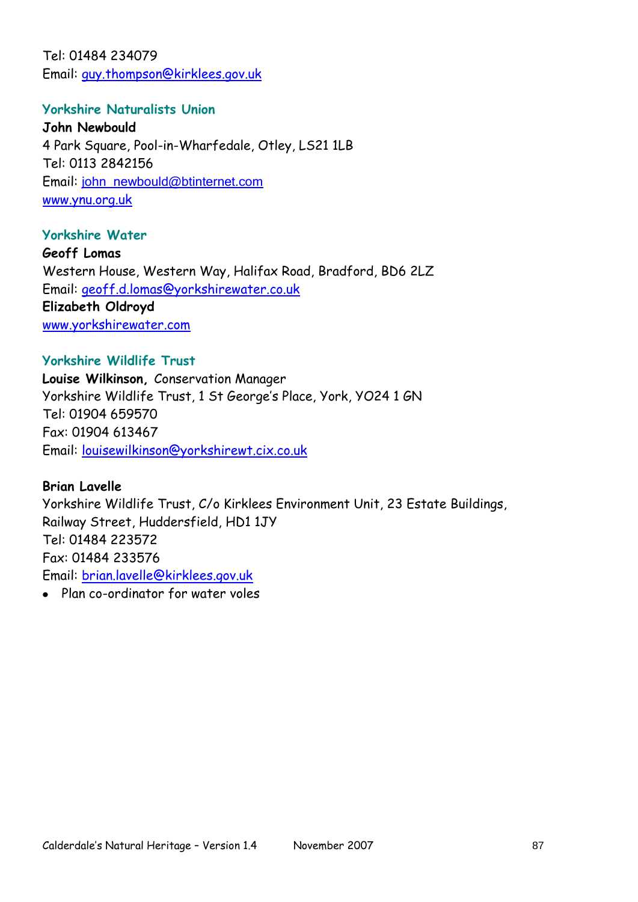Tel: 01484 234079
Email: guy.thompson@kirklees.gov.uk

### Yorkshire Naturalists Union

**John Newbould**
4 Park Square, Pool-in-Wharfedale, Otley, LS21 1LB
Tel: 0113 2842156
Email: john_newbould@btinternet.com
www.ynu.org.uk

### Yorkshire Water

**Geoff Lomas**
Western House, Western Way, Halifax Road, Bradford, BD6 2LZ
Email: geoff.d.lomas@yorkshirewater.co.uk
**Elizabeth Oldroyd**
www.yorkshirewater.com

### Yorkshire Wildlife Trust

**Louise Wilkinson,** Conservation Manager
Yorkshire Wildlife Trust, 1 St George's Place, York, YO24 1 GN
Tel: 01904 659570
Fax: 01904 613467
Email: louisewilkinson@yorkshirewt.cix.co.uk

**Brian Lavelle**
Yorkshire Wildlife Trust, C/o Kirklees Environment Unit, 23 Estate Buildings, Railway Street, Huddersfield, HD1 1JY
Tel: 01484 223572
Fax: 01484 233576
Email: brian.lavelle@kirklees.gov.uk

- Plan co-ordinator for water voles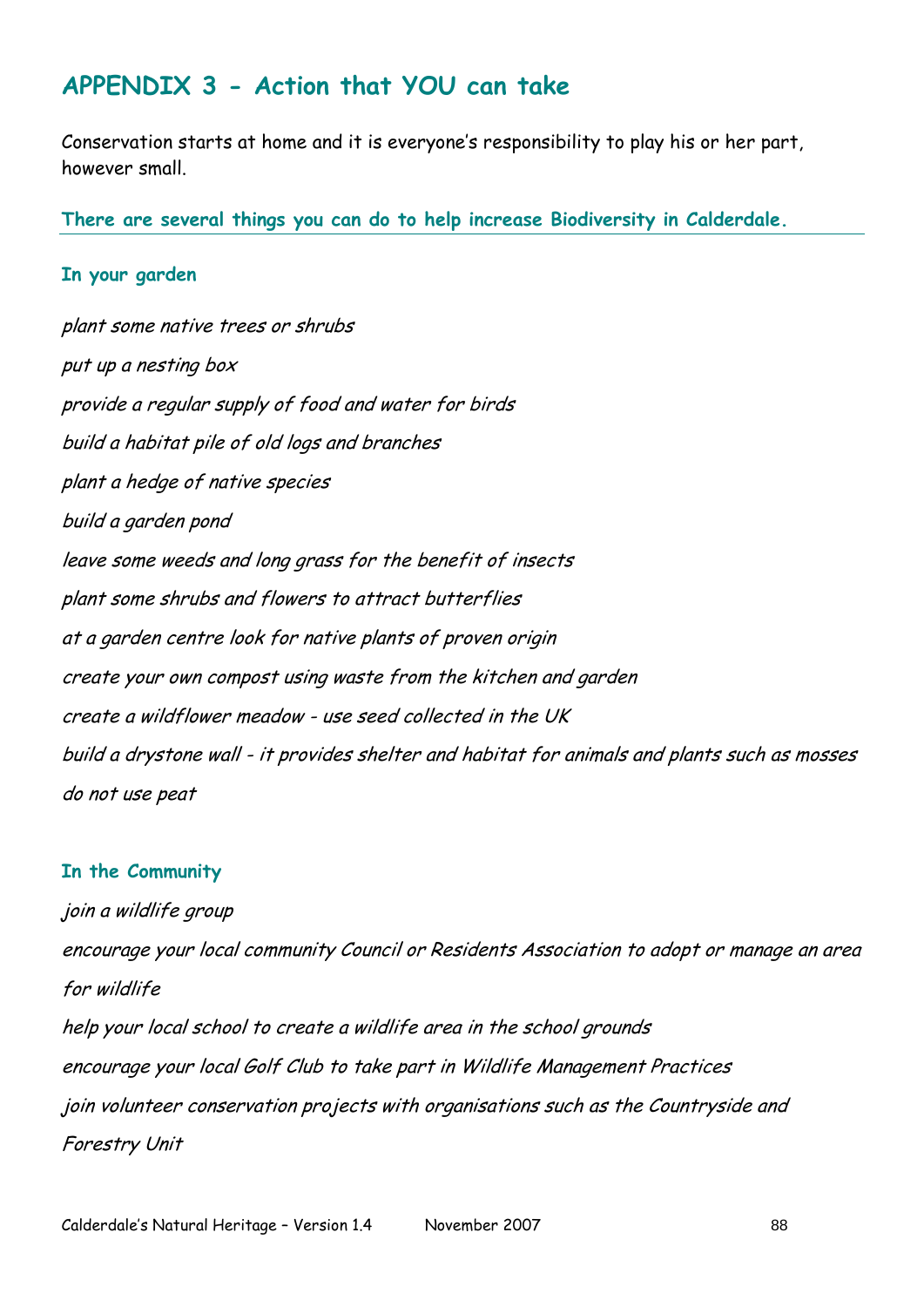# APPENDIX 3 - Action that YOU can take

Conservation starts at home and it is everyone's responsibility to play his or her part, however small.

**There are several things you can do to help increase Biodiversity in Calderdale.**

### In your garden

*plant some native trees or shrubs*

*put up a nesting box*

*provide a regular supply of food and water for birds*

*build a habitat pile of old logs and branches*

*plant a hedge of native species*

*build a garden pond*

*leave some weeds and long grass for the benefit of insects*

*plant some shrubs and flowers to attract butterflies*

*at a garden centre look for native plants of proven origin*

*create your own compost using waste from the kitchen and garden*

*create a wildflower meadow - use seed collected in the UK*

*build a drystone wall - it provides shelter and habitat for animals and plants such as mosses*

*do not use peat*

### In the Community

*join a wildlife group*

*encourage your local community Council or Residents Association to adopt or manage an area for wildlife*

*help your local school to create a wildlife area in the school grounds*

*encourage your local Golf Club to take part in Wildlife Management Practices*

*join volunteer conservation projects with organisations such as the Countryside and Forestry Unit*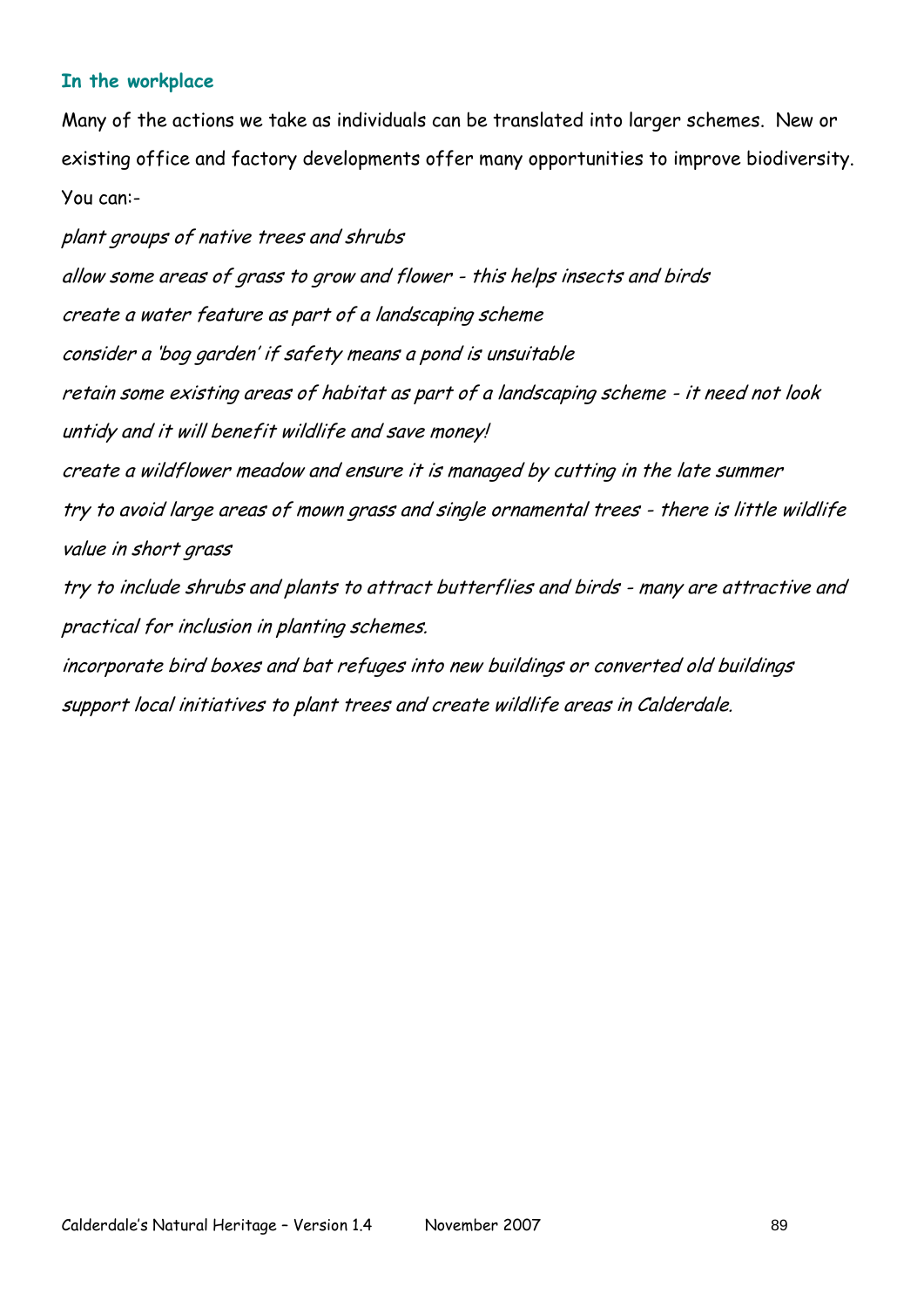### In the workplace

Many of the actions we take as individuals can be translated into larger schemes. New or existing office and factory developments offer many opportunities to improve biodiversity. You can:-

*plant groups of native trees and shrubs*

*allow some areas of grass to grow and flower - this helps insects and birds*

*create a water feature as part of a landscaping scheme*

*consider a 'bog garden' if safety means a pond is unsuitable*

*retain some existing areas of habitat as part of a landscaping scheme - it need not look untidy and it will benefit wildlife and save money!*

*create a wildflower meadow and ensure it is managed by cutting in the late summer*

*try to avoid large areas of mown grass and single ornamental trees - there is little wildlife value in short grass*

*try to include shrubs and plants to attract butterflies and birds - many are attractive and practical for inclusion in planting schemes.*

*incorporate bird boxes and bat refuges into new buildings or converted old buildings*

*support local initiatives to plant trees and create wildlife areas in Calderdale.*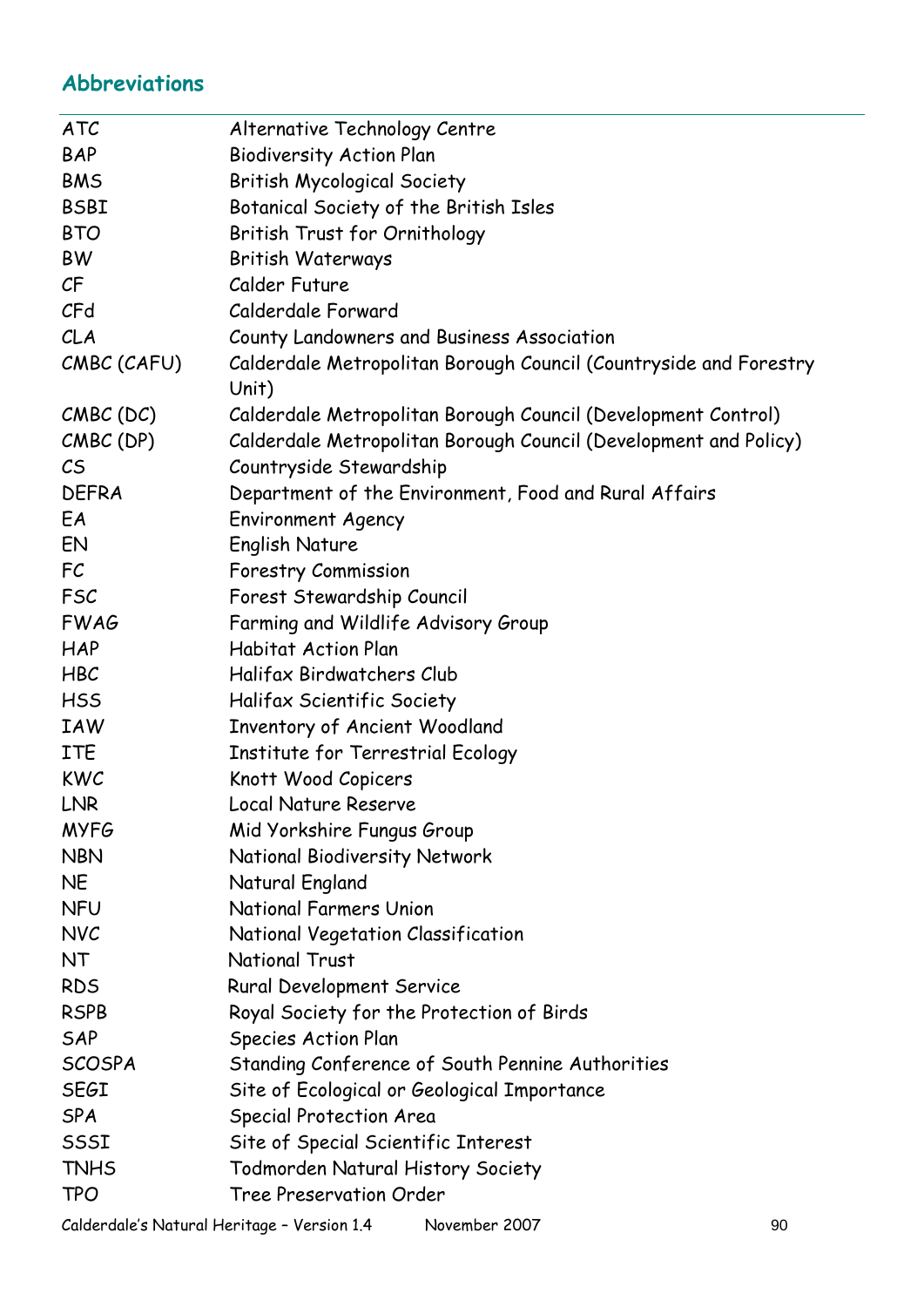## Abbreviations

| | |
|---|---|
| ATC | Alternative Technology Centre |
| BAP | Biodiversity Action Plan |
| BMS | British Mycological Society |
| BSBI | Botanical Society of the British Isles |
| BTO | British Trust for Ornithology |
| BW | British Waterways |
| CF | Calder Future |
| CFd | Calderdale Forward |
| CLA | County Landowners and Business Association |
| CMBC (CAFU) | Calderdale Metropolitan Borough Council (Countryside and Forestry Unit) |
| CMBC (DC) | Calderdale Metropolitan Borough Council (Development Control) |
| CMBC (DP) | Calderdale Metropolitan Borough Council (Development and Policy) |
| CS | Countryside Stewardship |
| DEFRA | Department of the Environment, Food and Rural Affairs |
| EA | Environment Agency |
| EN | English Nature |
| FC | Forestry Commission |
| FSC | Forest Stewardship Council |
| FWAG | Farming and Wildlife Advisory Group |
| HAP | Habitat Action Plan |
| HBC | Halifax Birdwatchers Club |
| HSS | Halifax Scientific Society |
| IAW | Inventory of Ancient Woodland |
| ITE | Institute for Terrestrial Ecology |
| KWC | Knott Wood Copicers |
| LNR | Local Nature Reserve |
| MYFG | Mid Yorkshire Fungus Group |
| NBN | National Biodiversity Network |
| NE | Natural England |
| NFU | National Farmers Union |
| NVC | National Vegetation Classification |
| NT | National Trust |
| RDS | Rural Development Service |
| RSPB | Royal Society for the Protection of Birds |
| SAP | Species Action Plan |
| SCOSPA | Standing Conference of South Pennine Authorities |
| SEGI | Site of Ecological or Geological Importance |
| SPA | Special Protection Area |
| SSSI | Site of Special Scientific Interest |
| TNHS | Todmorden Natural History Society |
| TPO | Tree Preservation Order |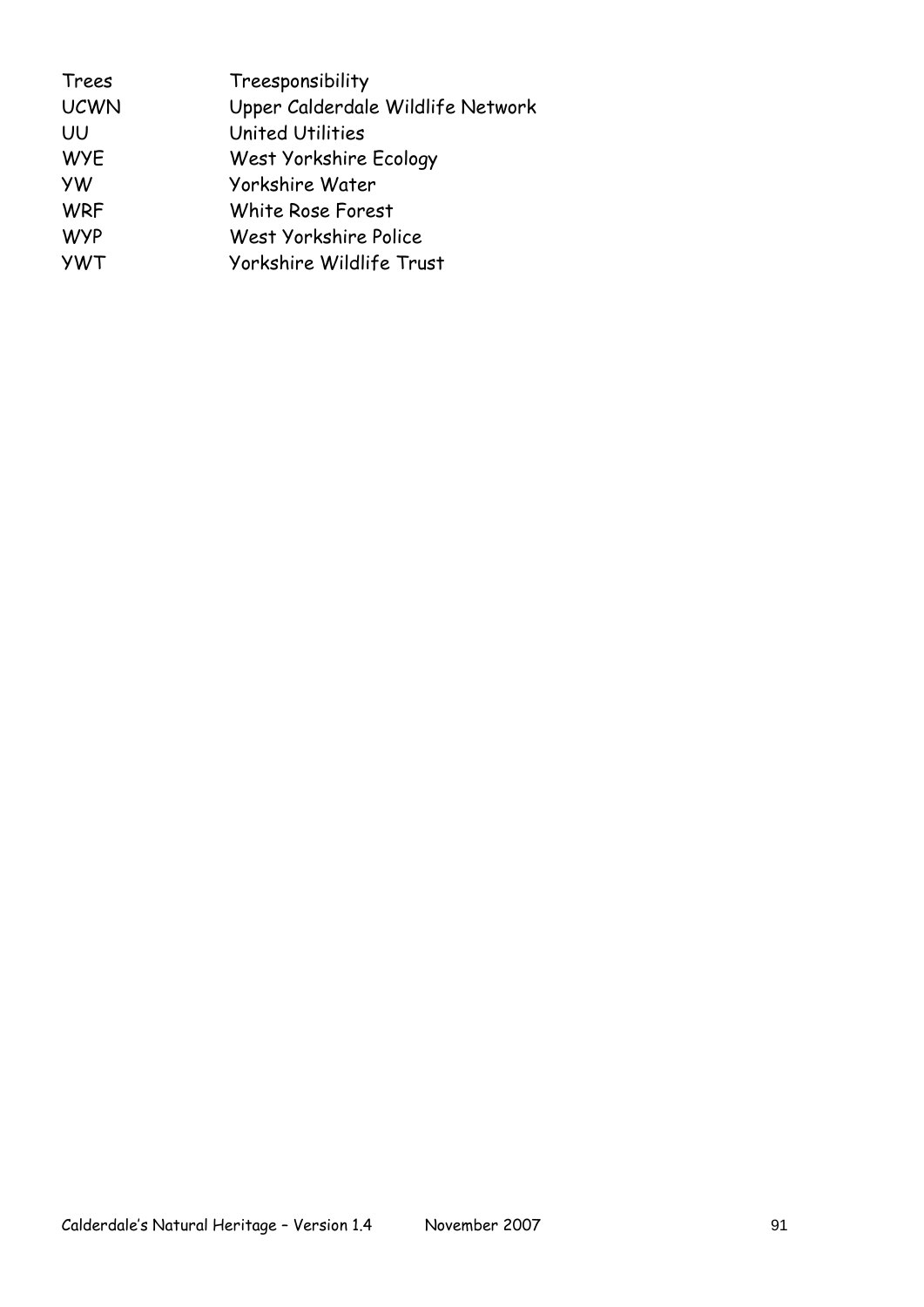| | |
|---|---|
| Trees | Treesponsibility |
| UCWN | Upper Calderdale Wildlife Network |
| UU | United Utilities |
| WYE | West Yorkshire Ecology |
| YW | Yorkshire Water |
| WRF | White Rose Forest |
| WYP | West Yorkshire Police |
| YWT | Yorkshire Wildlife Trust |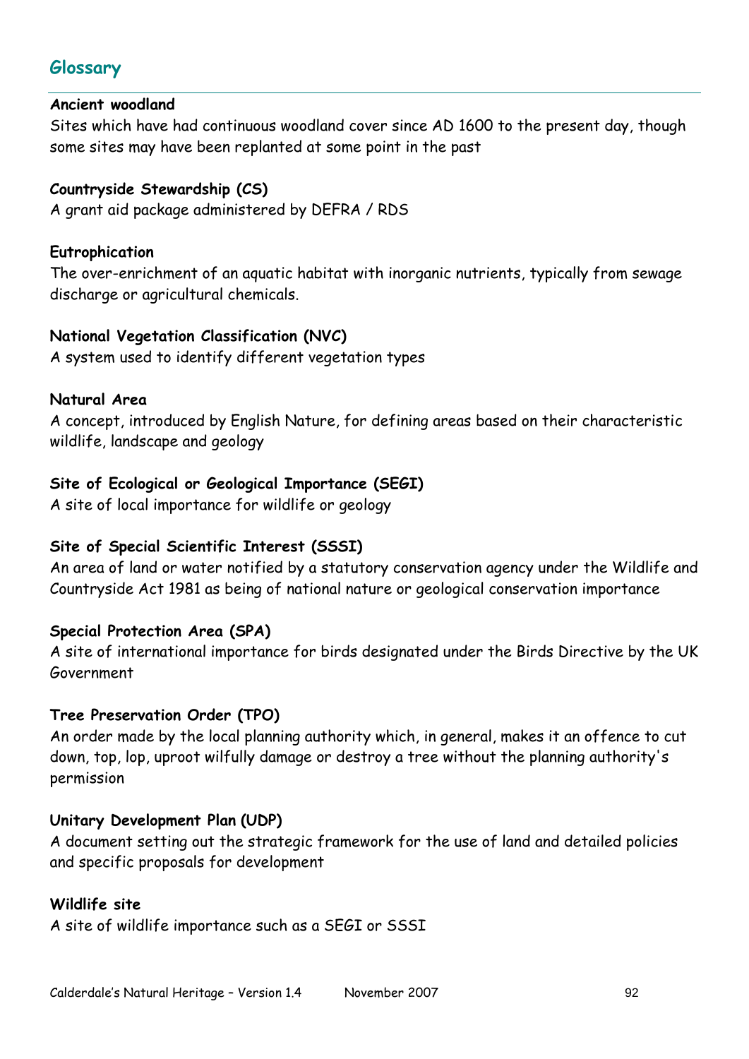## Glossary

**Ancient woodland**
Sites which have had continuous woodland cover since AD 1600 to the present day, though some sites may have been replanted at some point in the past

**Countryside Stewardship (CS)**
A grant aid package administered by DEFRA / RDS

**Eutrophication**
The over-enrichment of an aquatic habitat with inorganic nutrients, typically from sewage discharge or agricultural chemicals.

**National Vegetation Classification (NVC)**
A system used to identify different vegetation types

**Natural Area**
A concept, introduced by English Nature, for defining areas based on their characteristic wildlife, landscape and geology

**Site of Ecological or Geological Importance (SEGI)**
A site of local importance for wildlife or geology

**Site of Special Scientific Interest (SSSI)**
An area of land or water notified by a statutory conservation agency under the Wildlife and Countryside Act 1981 as being of national nature or geological conservation importance

**Special Protection Area (SPA)**
A site of international importance for birds designated under the Birds Directive by the UK Government

**Tree Preservation Order (TPO)**
An order made by the local planning authority which, in general, makes it an offence to cut down, top, lop, uproot wilfully damage or destroy a tree without the planning authority's permission

**Unitary Development Plan (UDP)**
A document setting out the strategic framework for the use of land and detailed policies and specific proposals for development

**Wildlife site**
A site of wildlife importance such as a SEGI or SSSI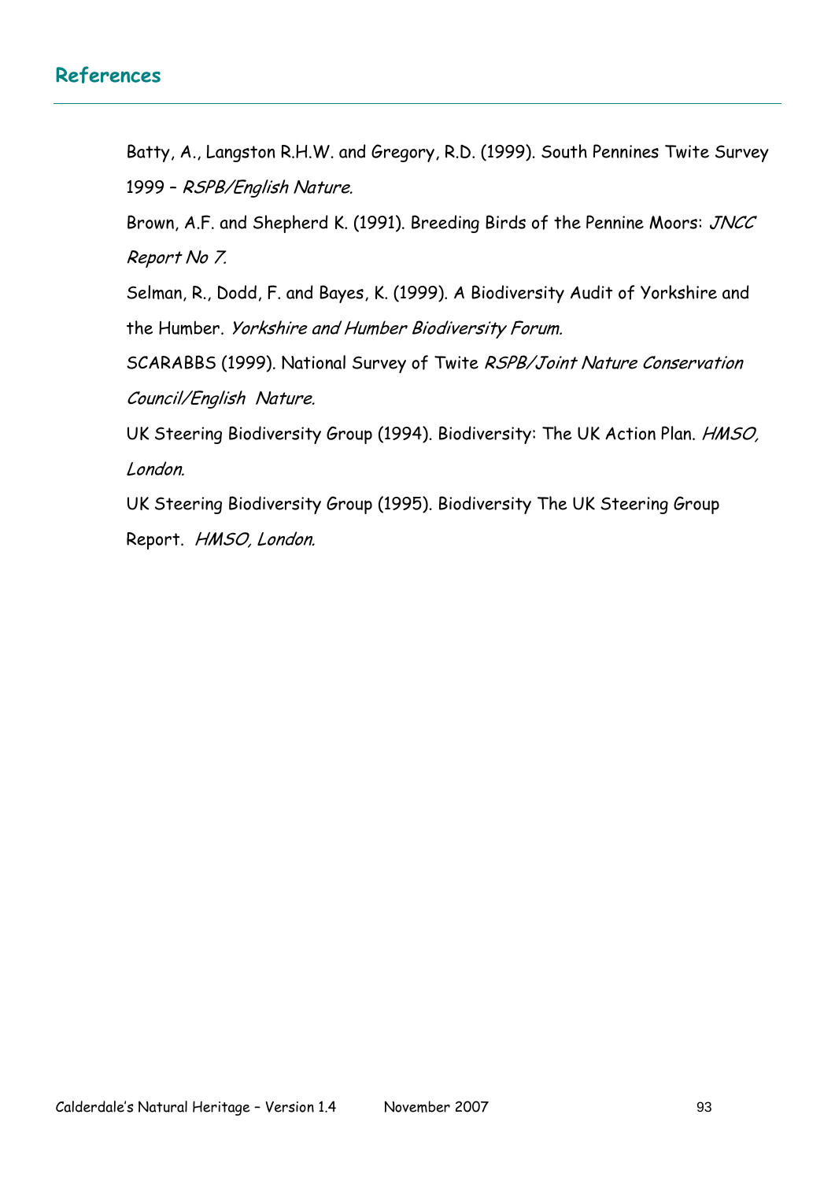## References

Batty, A., Langston R.H.W. and Gregory, R.D. (1999). South Pennines Twite Survey 1999 – *RSPB/English Nature.*

Brown, A.F. and Shepherd K. (1991). Breeding Birds of the Pennine Moors: *JNCC Report No 7.*

Selman, R., Dodd, F. and Bayes, K. (1999). A Biodiversity Audit of Yorkshire and the Humber. *Yorkshire and Humber Biodiversity Forum.*

SCARABBS (1999). National Survey of Twite *RSPB/Joint Nature Conservation Council/English Nature.*

UK Steering Biodiversity Group (1994). Biodiversity: The UK Action Plan. *HMSO, London.*

UK Steering Biodiversity Group (1995). Biodiversity The UK Steering Group Report. *HMSO, London.*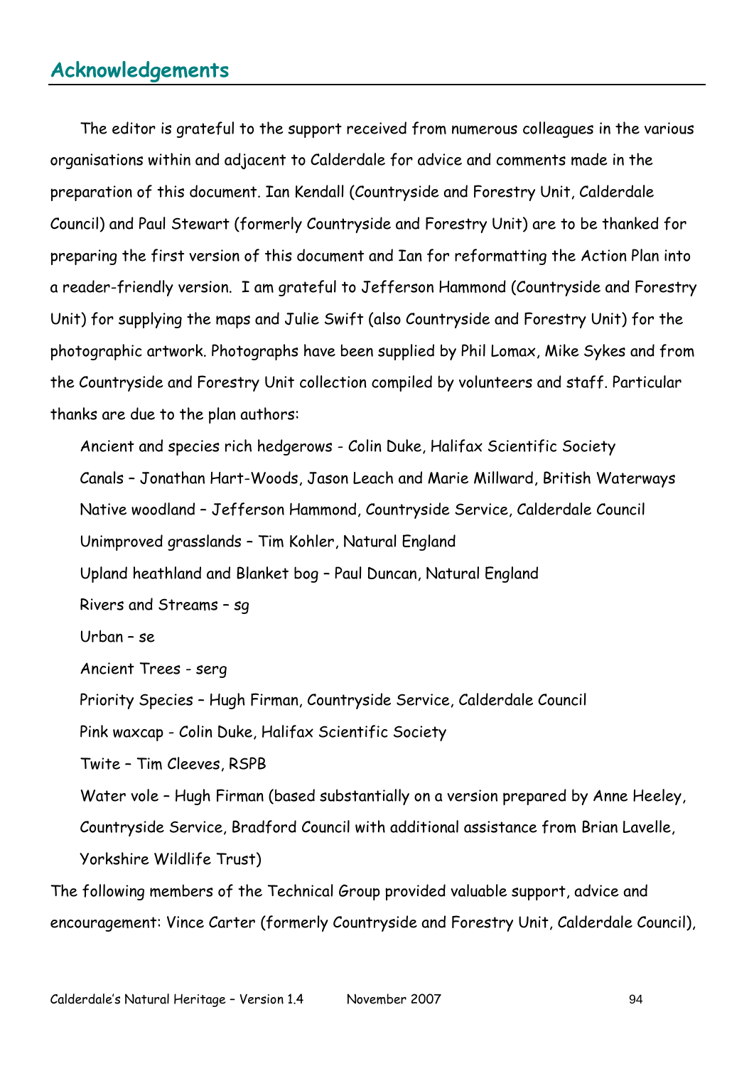## Acknowledgements

The editor is grateful to the support received from numerous colleagues in the various organisations within and adjacent to Calderdale for advice and comments made in the preparation of this document. Ian Kendall (Countryside and Forestry Unit, Calderdale Council) and Paul Stewart (formerly Countryside and Forestry Unit) are to be thanked for preparing the first version of this document and Ian for reformatting the Action Plan into a reader-friendly version. I am grateful to Jefferson Hammond (Countryside and Forestry Unit) for supplying the maps and Julie Swift (also Countryside and Forestry Unit) for the photographic artwork. Photographs have been supplied by Phil Lomax, Mike Sykes and from the Countryside and Forestry Unit collection compiled by volunteers and staff. Particular thanks are due to the plan authors:

Ancient and species rich hedgerows - Colin Duke, Halifax Scientific Society

Canals – Jonathan Hart-Woods, Jason Leach and Marie Millward, British Waterways

Native woodland – Jefferson Hammond, Countryside Service, Calderdale Council

Unimproved grasslands – Tim Kohler, Natural England

Upland heathland and Blanket bog – Paul Duncan, Natural England

Rivers and Streams – sg

Urban – se

Ancient Trees - serg

Priority Species – Hugh Firman, Countryside Service, Calderdale Council

Pink waxcap - Colin Duke, Halifax Scientific Society

Twite – Tim Cleeves, RSPB

Water vole – Hugh Firman (based substantially on a version prepared by Anne Heeley, Countryside Service, Bradford Council with additional assistance from Brian Lavelle, Yorkshire Wildlife Trust)

The following members of the Technical Group provided valuable support, advice and encouragement: Vince Carter (formerly Countryside and Forestry Unit, Calderdale Council),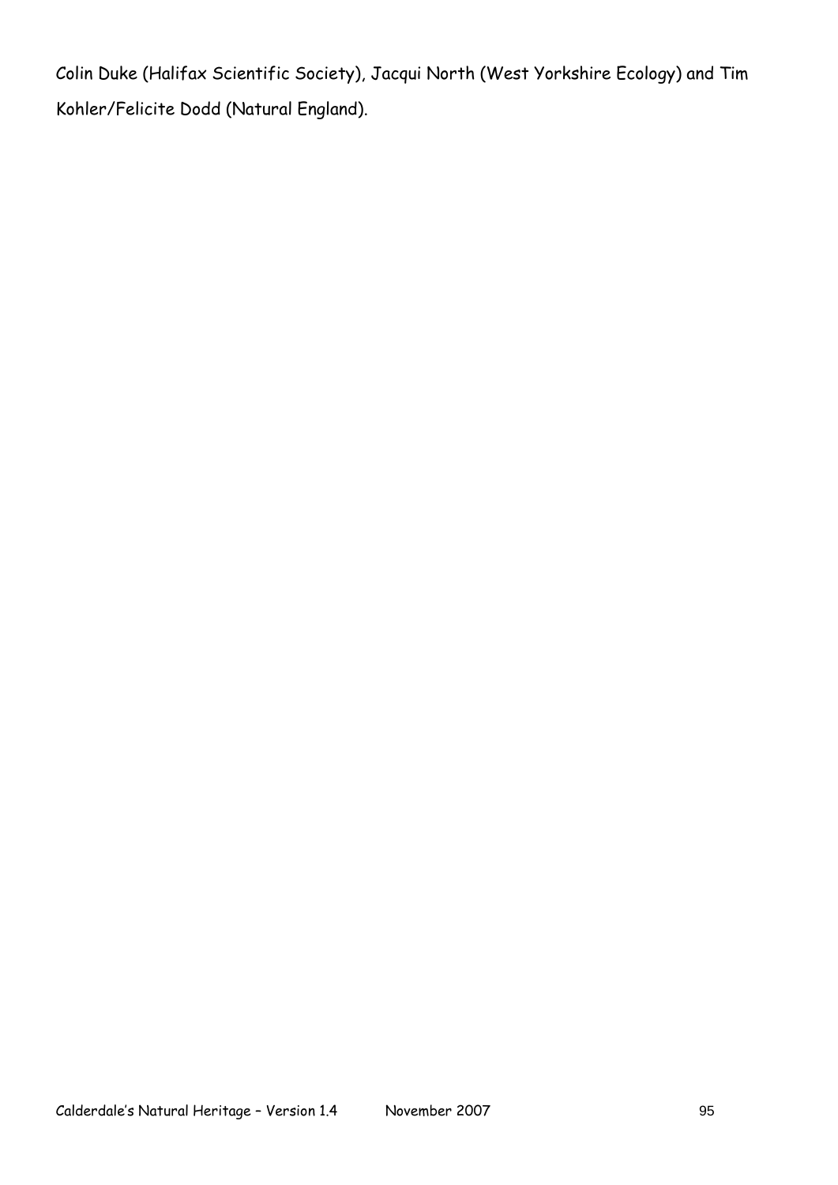Colin Duke (Halifax Scientific Society), Jacqui North (West Yorkshire Ecology) and Tim Kohler/Felicite Dodd (Natural England).